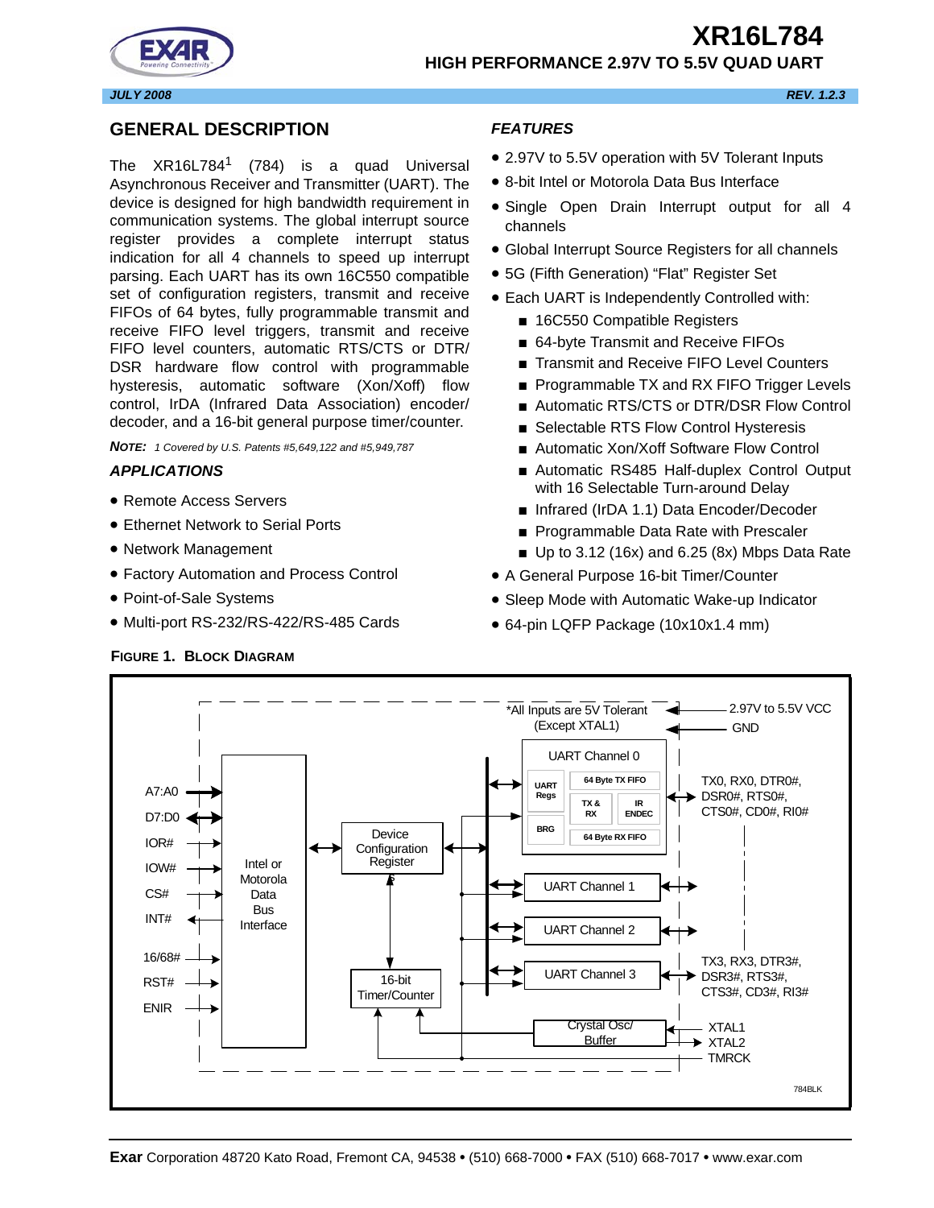# XR16L784

## HIGH PERFORMANCE 2.97V TO 5.5V QUAD UART

JULY 2008 REV. 1.2.3

## GENERAL DESCRIPTION

The XR16L784[1] (784) is a quad Universal Asynchronous Receiver and Transmitter (UART). The device is designed for high bandwidth requirement in communication systems. The global interrupt source register provides a complete interrupt status indication for all 4 channels to speed up interrupt parsing. Each UART has its own 16C550 compatible set of configuration registers, transmit and receive FIFOs of 64 bytes, fully programmable transmit and receive FIFO level triggers, transmit and receive FIFO level counters, automatic RTS/CTS or DTR/DSR hardware flow control with programmable hysteresis, automatic software (Xon/Xoff) flow control, IrDA (Infrared Data Association) encoder/decoder, and a 16-bit general purpose timer/counter.

**NOTE:** *1 Covered by U.S. Patents #5,649,122 and #5,949,787*

### APPLICATIONS

- Remote Access Servers
- Ethernet Network to Serial Ports
- Network Management
- Factory Automation and Process Control
- Point-of-Sale Systems
- Multi-port RS-232/RS-422/RS-485 Cards

### FEATURES

- 2.97V to 5.5V operation with 5V Tolerant Inputs
- 8-bit Intel or Motorola Data Bus Interface
- Single Open Drain Interrupt output for all 4 channels
- Global Interrupt Source Registers for all channels
- 5G (Fifth Generation) "Flat" Register Set
- Each UART is Independently Controlled with:
  - 16C550 Compatible Registers
  - 64-byte Transmit and Receive FIFOs
  - Transmit and Receive FIFO Level Counters
  - Programmable TX and RX FIFO Trigger Levels
  - Automatic RTS/CTS or DTR/DSR Flow Control
  - Selectable RTS Flow Control Hysteresis
  - Automatic Xon/Xoff Software Flow Control
  - Automatic RS485 Half-duplex Control Output with 16 Selectable Turn-around Delay
  - Infrared (IrDA 1.1) Data Encoder/Decoder
  - Programmable Data Rate with Prescaler
  - Up to 3.12 (16x) and 6.25 (8x) Mbps Data Rate
- A General Purpose 16-bit Timer/Counter
- Sleep Mode with Automatic Wake-up Indicator
- 64-pin LQFP Package (10x10x1.4 mm)

**FIGURE 1. BLOCK DIAGRAM**

*All Inputs are 5V Tolerant (Except XTAL1)

2.97V to 5.5V VCC, GND

A7:A0, D7:D0, IOR#, IOW#, CS#, INT#, 16/68#, RST#, ENIR

Intel or Motorola Data Bus Interface

Device Configuration Register

16-bit Timer/Counter

UART Channel 0: UART Regs, BRG, 64 Byte TX FIFO, TX & RX, IR ENDEC, 64 Byte RX FIFO

UART Channel 1

UART Channel 2

UART Channel 3

Crystal Osc/ Buffer

TX0, RX0, DTR0#, DSR0#, RTS0#, CTS0#, CD0#, RI0#

TX3, RX3, DTR3#, DSR3#, RTS3#, CTS3#, CD3#, RI3#

XTAL1, XTAL2, TMRCK

784BLK

**Exar** Corporation 48720 Kato Road, Fremont CA, 94538 • (510) 668-7000 • FAX (510) 668-7017 • www.exar.com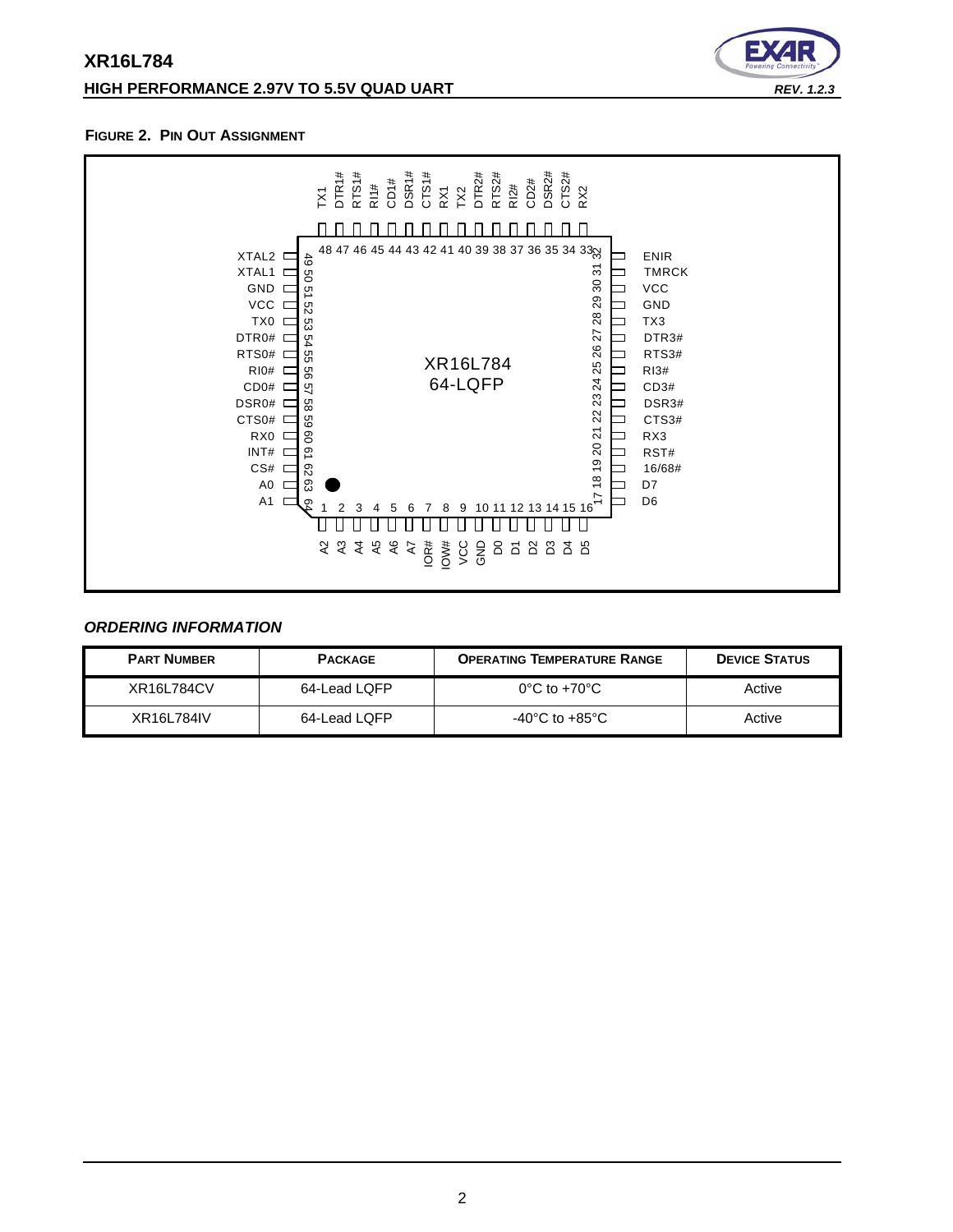**FIGURE 2. PIN OUT ASSIGNMENT**

XR16L784
64-LQFP

| Pin | Name | Pin | Name | Pin | Name | Pin | Name |
|---|---|---|---|---|---|---|---|
| 1 | A2 | 17 | D6 | 33 | RX2 | 49 | XTAL2 |
| 2 | A3 | 18 | D7 | 34 | CTS2# | 50 | XTAL1 |
| 3 | A4 | 19 | 16/68# | 35 | DSR2# | 51 | GND |
| 4 | A5 | 20 | RST# | 36 | CD2# | 52 | VCC |
| 5 | A6 | 21 | RX3 | 37 | RI2# | 53 | TX0 |
| 6 | A7 | 22 | CTS3# | 38 | RTS2# | 54 | DTR0# |
| 7 | IOR# | 23 | DSR3# | 39 | DTR2# | 55 | RTS0# |
| 8 | IOW# | 24 | CD3# | 40 | TX2 | 56 | RI0# |
| 9 | VCC | 25 | RI3# | 41 | RX1 | 57 | CD0# |
| 10 | GND | 26 | RTS3# | 42 | CTS1# | 58 | DSR0# |
| 11 | D0 | 27 | DTR3# | 43 | DSR1# | 59 | CTS0# |
| 12 | D1 | 28 | TX3 | 44 | CD1# | 60 | RX0 |
| 13 | D2 | 29 | GND | 45 | RI1# | 61 | INT# |
| 14 | D3 | 30 | VCC | 46 | RTS1# | 62 | CS# |
| 15 | D4 | 31 | TMRCK | 47 | DTR1# | 63 | A0 |
| 16 | D5 | 32 | ENIR | 48 | TX1 | 64 | A1 |

## *ORDERING INFORMATION*

| PART NUMBER | PACKAGE | OPERATING TEMPERATURE RANGE | DEVICE STATUS |
|---|---|---|---|
| XR16L784CV | 64-Lead LQFP | 0°C to +70°C | Active |
| XR16L784IV | 64-Lead LQFP | -40°C to +85°C | Active |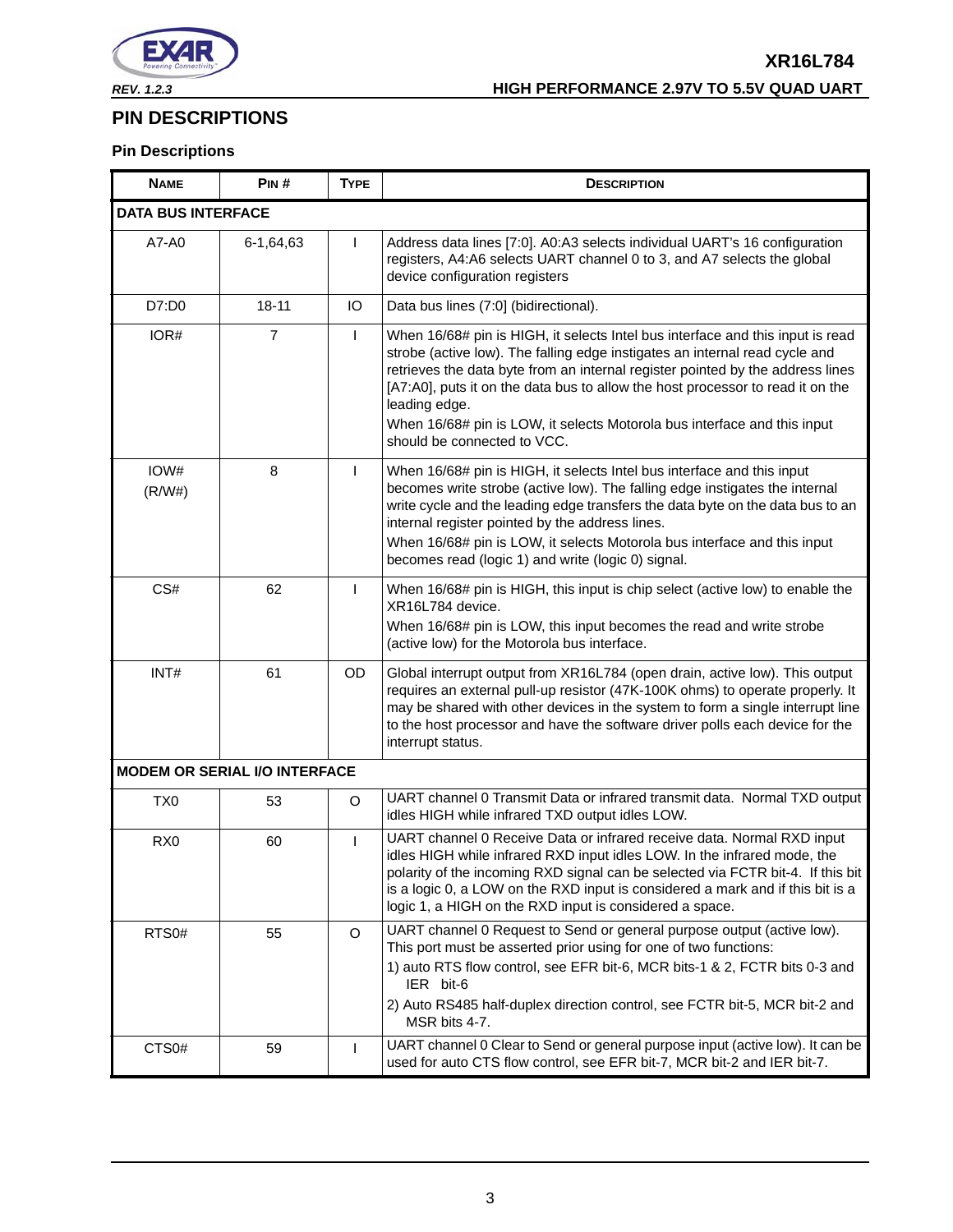## PIN DESCRIPTIONS

### Pin Descriptions

| NAME | PIN # | TYPE | DESCRIPTION |
|---|---|---|---|
| **DATA BUS INTERFACE** | | | |
| A7-A0 | 6-1,64,63 | I | Address data lines [7:0]. A0:A3 selects individual UART's 16 configuration registers, A4:A6 selects UART channel 0 to 3, and A7 selects the global device configuration registers |
| D7:D0 | 18-11 | IO | Data bus lines (7:0] (bidirectional). |
| IOR# | 7 | I | When 16/68# pin is HIGH, it selects Intel bus interface and this input is read strobe (active low). The falling edge instigates an internal read cycle and retrieves the data byte from an internal register pointed by the address lines [A7:A0], puts it on the data bus to allow the host processor to read it on the leading edge.<br>When 16/68# pin is LOW, it selects Motorola bus interface and this input should be connected to VCC. |
| IOW# (R/W#) | 8 | I | When 16/68# pin is HIGH, it selects Intel bus interface and this input becomes write strobe (active low). The falling edge instigates the internal write cycle and the leading edge transfers the data byte on the data bus to an internal register pointed by the address lines.<br>When 16/68# pin is LOW, it selects Motorola bus interface and this input becomes read (logic 1) and write (logic 0) signal. |
| CS# | 62 | I | When 16/68# pin is HIGH, this input is chip select (active low) to enable the XR16L784 device.<br>When 16/68# pin is LOW, this input becomes the read and write strobe (active low) for the Motorola bus interface. |
| INT# | 61 | OD | Global interrupt output from XR16L784 (open drain, active low). This output requires an external pull-up resistor (47K-100K ohms) to operate properly. It may be shared with other devices in the system to form a single interrupt line to the host processor and have the software driver polls each device for the interrupt status. |
| **MODEM OR SERIAL I/O INTERFACE** | | | |
| TX0 | 53 | O | UART channel 0 Transmit Data or infrared transmit data. Normal TXD output idles HIGH while infrared TXD output idles LOW. |
| RX0 | 60 | I | UART channel 0 Receive Data or infrared receive data. Normal RXD input idles HIGH while infrared RXD input idles LOW. In the infrared mode, the polarity of the incoming RXD signal can be selected via FCTR bit-4. If this bit is a logic 0, a LOW on the RXD input is considered a mark and if this bit is a logic 1, a HIGH on the RXD input is considered a space. |
| RTS0# | 55 | O | UART channel 0 Request to Send or general purpose output (active low). This port must be asserted prior using for one of two functions:<br>1) auto RTS flow control, see EFR bit-6, MCR bits-1 & 2, FCTR bits 0-3 and IER bit-6<br>2) Auto RS485 half-duplex direction control, see FCTR bit-5, MCR bit-2 and MSR bits 4-7. |
| CTS0# | 59 | I | UART channel 0 Clear to Send or general purpose input (active low). It can be used for auto CTS flow control, see EFR bit-7, MCR bit-2 and IER bit-7. |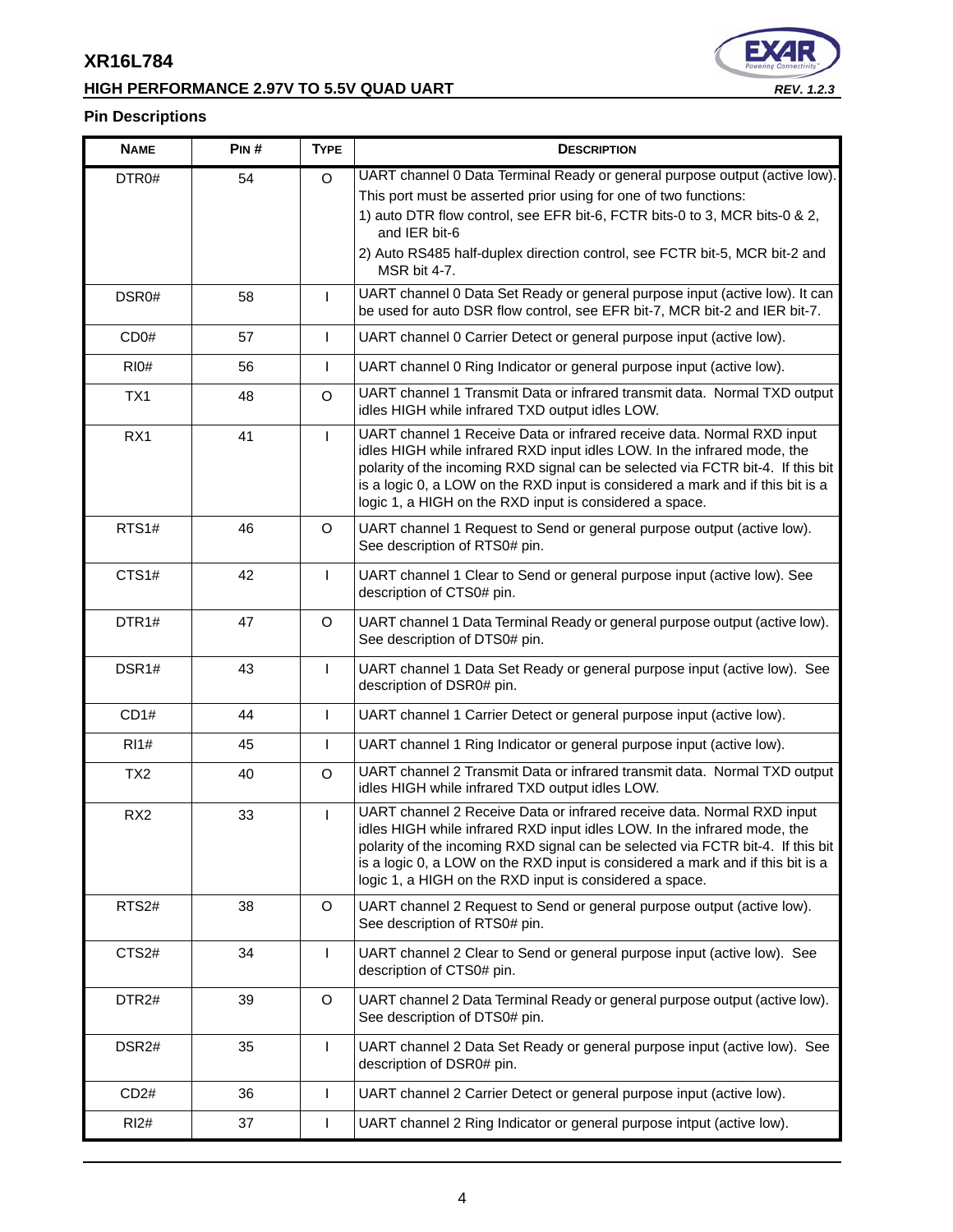## Pin Descriptions

| NAME | PIN # | TYPE | DESCRIPTION |
|---|---|---|---|
| DTR0# | 54 | O | UART channel 0 Data Terminal Ready or general purpose output (active low). This port must be asserted prior using for one of two functions:<br>1) auto DTR flow control, see EFR bit-6, FCTR bits-0 to 3, MCR bits-0 & 2, and IER bit-6<br>2) Auto RS485 half-duplex direction control, see FCTR bit-5, MCR bit-2 and MSR bit 4-7. |
| DSR0# | 58 | I | UART channel 0 Data Set Ready or general purpose input (active low). It can be used for auto DSR flow control, see EFR bit-7, MCR bit-2 and IER bit-7. |
| CD0# | 57 | I | UART channel 0 Carrier Detect or general purpose input (active low). |
| RI0# | 56 | I | UART channel 0 Ring Indicator or general purpose input (active low). |
| TX1 | 48 | O | UART channel 1 Transmit Data or infrared transmit data. Normal TXD output idles HIGH while infrared TXD output idles LOW. |
| RX1 | 41 | I | UART channel 1 Receive Data or infrared receive data. Normal RXD input idles HIGH while infrared RXD input idles LOW. In the infrared mode, the polarity of the incoming RXD signal can be selected via FCTR bit-4. If this bit is a logic 0, a LOW on the RXD input is considered a mark and if this bit is a logic 1, a HIGH on the RXD input is considered a space. |
| RTS1# | 46 | O | UART channel 1 Request to Send or general purpose output (active low). See description of RTS0# pin. |
| CTS1# | 42 | I | UART channel 1 Clear to Send or general purpose input (active low). See description of CTS0# pin. |
| DTR1# | 47 | O | UART channel 1 Data Terminal Ready or general purpose output (active low). See description of DTS0# pin. |
| DSR1# | 43 | I | UART channel 1 Data Set Ready or general purpose input (active low). See description of DSR0# pin. |
| CD1# | 44 | I | UART channel 1 Carrier Detect or general purpose input (active low). |
| RI1# | 45 | I | UART channel 1 Ring Indicator or general purpose input (active low). |
| TX2 | 40 | O | UART channel 2 Transmit Data or infrared transmit data. Normal TXD output idles HIGH while infrared TXD output idles LOW. |
| RX2 | 33 | I | UART channel 2 Receive Data or infrared receive data. Normal RXD input idles HIGH while infrared RXD input idles LOW. In the infrared mode, the polarity of the incoming RXD signal can be selected via FCTR bit-4. If this bit is a logic 0, a LOW on the RXD input is considered a mark and if this bit is a logic 1, a HIGH on the RXD input is considered a space. |
| RTS2# | 38 | O | UART channel 2 Request to Send or general purpose output (active low). See description of RTS0# pin. |
| CTS2# | 34 | I | UART channel 2 Clear to Send or general purpose input (active low). See description of CTS0# pin. |
| DTR2# | 39 | O | UART channel 2 Data Terminal Ready or general purpose output (active low). See description of DTS0# pin. |
| DSR2# | 35 | I | UART channel 2 Data Set Ready or general purpose input (active low). See description of DSR0# pin. |
| CD2# | 36 | I | UART channel 2 Carrier Detect or general purpose input (active low). |
| RI2# | 37 | I | UART channel 2 Ring Indicator or general purpose intput (active low). |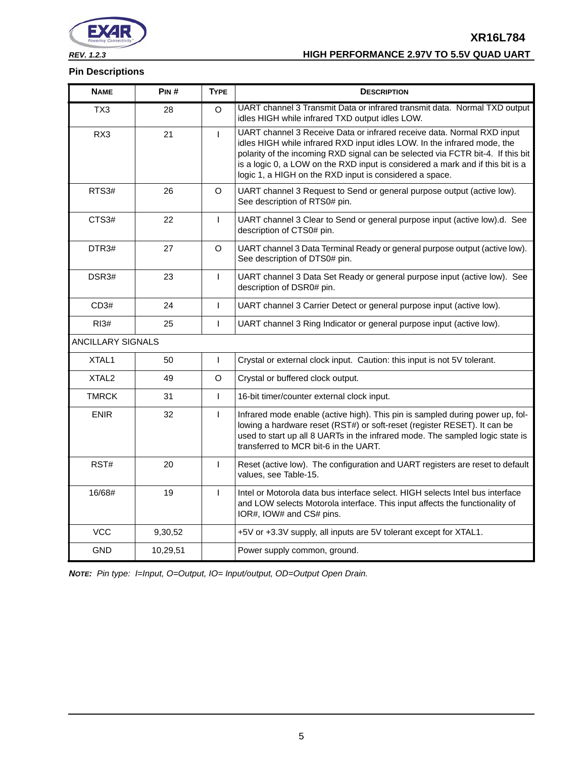## Pin Descriptions

| NAME | PIN # | TYPE | DESCRIPTION |
|---|---|---|---|
| TX3 | 28 | O | UART channel 3 Transmit Data or infrared transmit data. Normal TXD output idles HIGH while infrared TXD output idles LOW. |
| RX3 | 21 | I | UART channel 3 Receive Data or infrared receive data. Normal RXD input idles HIGH while infrared RXD input idles LOW. In the infrared mode, the polarity of the incoming RXD signal can be selected via FCTR bit-4. If this bit is a logic 0, a LOW on the RXD input is considered a mark and if this bit is a logic 1, a HIGH on the RXD input is considered a space. |
| RTS3# | 26 | O | UART channel 3 Request to Send or general purpose output (active low). See description of RTS0# pin. |
| CTS3# | 22 | I | UART channel 3 Clear to Send or general purpose input (active low).d. See description of CTS0# pin. |
| DTR3# | 27 | O | UART channel 3 Data Terminal Ready or general purpose output (active low). See description of DTS0# pin. |
| DSR3# | 23 | I | UART channel 3 Data Set Ready or general purpose input (active low). See description of DSR0# pin. |
| CD3# | 24 | I | UART channel 3 Carrier Detect or general purpose input (active low). |
| RI3# | 25 | I | UART channel 3 Ring Indicator or general purpose input (active low). |
| ANCILLARY SIGNALS | | | |
| XTAL1 | 50 | I | Crystal or external clock input. Caution: this input is not 5V tolerant. |
| XTAL2 | 49 | O | Crystal or buffered clock output. |
| TMRCK | 31 | I | 16-bit timer/counter external clock input. |
| ENIR | 32 | I | Infrared mode enable (active high). This pin is sampled during power up, following a hardware reset (RST#) or soft-reset (register RESET). It can be used to start up all 8 UARTs in the infrared mode. The sampled logic state is transferred to MCR bit-6 in the UART. |
| RST# | 20 | I | Reset (active low). The configuration and UART registers are reset to default values, see Table-15. |
| 16/68# | 19 | I | Intel or Motorola data bus interface select. HIGH selects Intel bus interface and LOW selects Motorola interface. This input affects the functionality of IOR#, IOW# and CS# pins. |
| VCC | 9,30,52 | | +5V or +3.3V supply, all inputs are 5V tolerant except for XTAL1. |
| GND | 10,29,51 | | Power supply common, ground. |

***NOTE:*** *Pin type: I=Input, O=Output, IO= Input/output, OD=Output Open Drain.*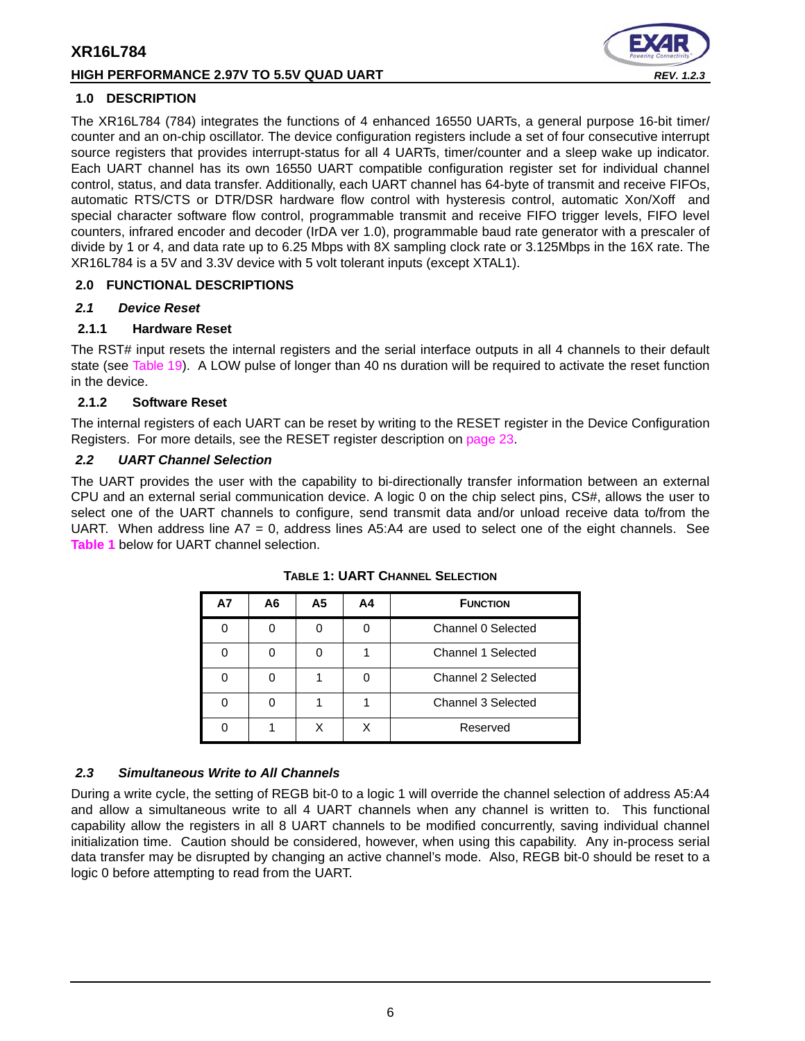## 1.0 DESCRIPTION

The XR16L784 (784) integrates the functions of 4 enhanced 16550 UARTs, a general purpose 16-bit timer/counter and an on-chip oscillator. The device configuration registers include a set of four consecutive interrupt source registers that provides interrupt-status for all 4 UARTs, timer/counter and a sleep wake up indicator. Each UART channel has its own 16550 UART compatible configuration register set for individual channel control, status, and data transfer. Additionally, each UART channel has 64-byte of transmit and receive FIFOs, automatic RTS/CTS or DTR/DSR hardware flow control with hysteresis control, automatic Xon/Xoff and special character software flow control, programmable transmit and receive FIFO trigger levels, FIFO level counters, infrared encoder and decoder (IrDA ver 1.0), programmable baud rate generator with a prescaler of divide by 1 or 4, and data rate up to 6.25 Mbps with 8X sampling clock rate or 3.125Mbps in the 16X rate. The XR16L784 is a 5V and 3.3V device with 5 volt tolerant inputs (except XTAL1).

## 2.0 FUNCTIONAL DESCRIPTIONS

### *2.1 Device Reset*

#### 2.1.1 Hardware Reset

The RST# input resets the internal registers and the serial interface outputs in all 4 channels to their default state (see Table 19). A LOW pulse of longer than 40 ns duration will be required to activate the reset function in the device.

#### 2.1.2 Software Reset

The internal registers of each UART can be reset by writing to the RESET register in the Device Configuration Registers. For more details, see the RESET register description on page 23.

### *2.2 UART Channel Selection*

The UART provides the user with the capability to bi-directionally transfer information between an external CPU and an external serial communication device. A logic 0 on the chip select pins, CS#, allows the user to select one of the UART channels to configure, send transmit data and/or unload receive data to/from the UART. When address line A7 = 0, address lines A5:A4 are used to select one of the eight channels. See **Table 1** below for UART channel selection.

**TABLE 1: UART CHANNEL SELECTION**

| A7 | A6 | A5 | A4 | FUNCTION |
|---|---|---|---|---|
| 0 | 0 | 0 | 0 | Channel 0 Selected |
| 0 | 0 | 0 | 1 | Channel 1 Selected |
| 0 | 0 | 1 | 0 | Channel 2 Selected |
| 0 | 0 | 1 | 1 | Channel 3 Selected |
| 0 | 1 | X | X | Reserved |

### *2.3 Simultaneous Write to All Channels*

During a write cycle, the setting of REGB bit-0 to a logic 1 will override the channel selection of address A5:A4 and allow a simultaneous write to all 4 UART channels when any channel is written to. This functional capability allow the registers in all 8 UART channels to be modified concurrently, saving individual channel initialization time. Caution should be considered, however, when using this capability. Any in-process serial data transfer may be disrupted by changing an active channel's mode. Also, REGB bit-0 should be reset to a logic 0 before attempting to read from the UART.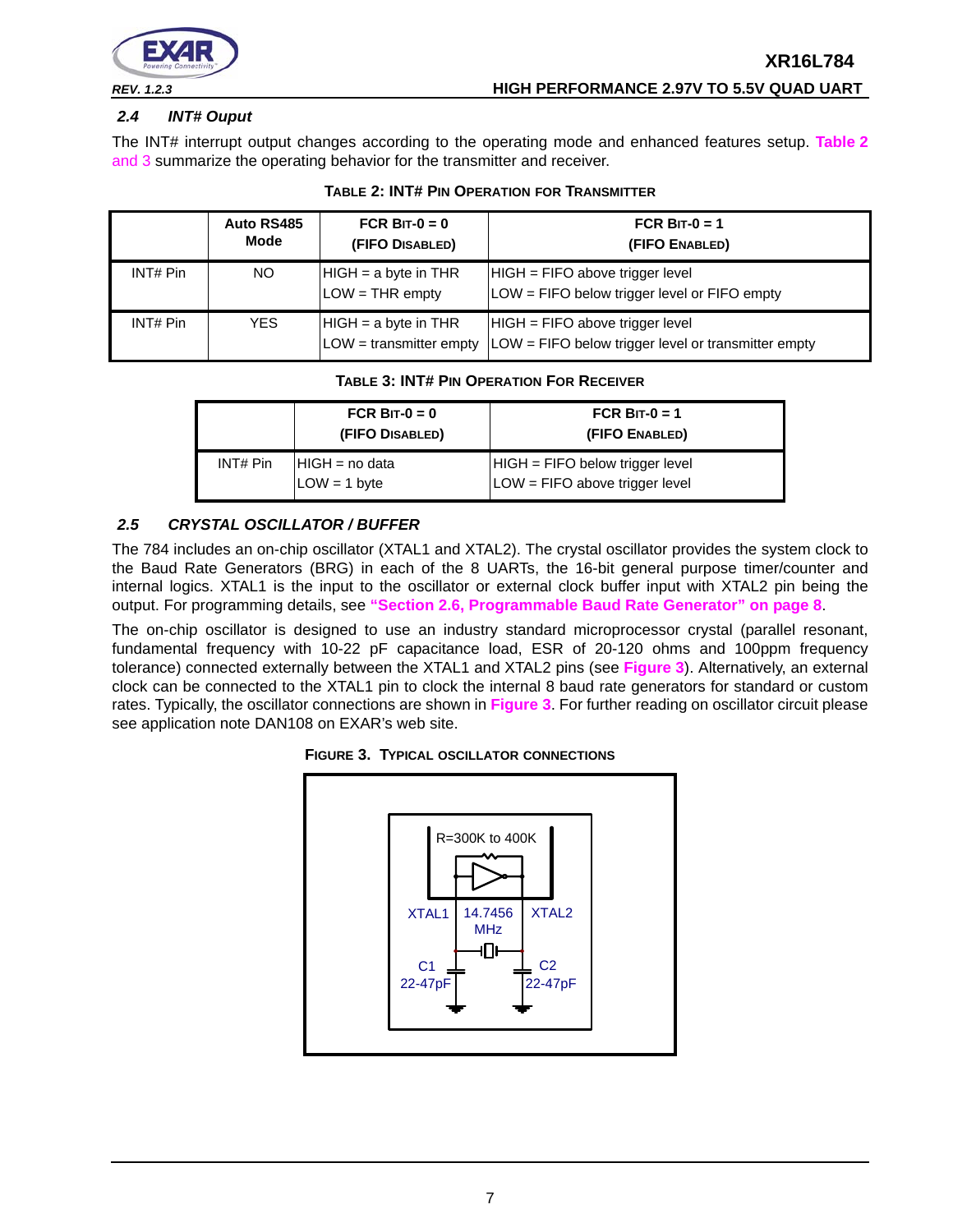### 2.4 INT# Ouput

The INT# interrupt output changes according to the operating mode and enhanced features setup. Table 2 and 3 summarize the operating behavior for the transmitter and receiver.

**TABLE 2: INT# PIN OPERATION FOR TRANSMITTER**

| | Auto RS485 Mode | FCR BIT-0 = 0 (FIFO DISABLED) | FCR BIT-0 = 1 (FIFO ENABLED) |
|---|---|---|---|
| INT# Pin | NO | HIGH = a byte in THR<br>LOW = THR empty | HIGH = FIFO above trigger level<br>LOW = FIFO below trigger level or FIFO empty |
| INT# Pin | YES | HIGH = a byte in THR<br>LOW = transmitter empty | HIGH = FIFO above trigger level<br>LOW = FIFO below trigger level or transmitter empty |

**TABLE 3: INT# PIN OPERATION FOR RECEIVER**

| | FCR BIT-0 = 0 (FIFO DISABLED) | FCR BIT-0 = 1 (FIFO ENABLED) |
|---|---|---|
| INT# Pin | HIGH = no data<br>LOW = 1 byte | HIGH = FIFO below trigger level<br>LOW = FIFO above trigger level |

### 2.5 CRYSTAL OSCILLATOR / BUFFER

The 784 includes an on-chip oscillator (XTAL1 and XTAL2). The crystal oscillator provides the system clock to the Baud Rate Generators (BRG) in each of the 8 UARTs, the 16-bit general purpose timer/counter and internal logics. XTAL1 is the input to the oscillator or external clock buffer input with XTAL2 pin being the output. For programming details, see **"Section 2.6, Programmable Baud Rate Generator" on page 8**.

The on-chip oscillator is designed to use an industry standard microprocessor crystal (parallel resonant, fundamental frequency with 10-22 pF capacitance load, ESR of 20-120 ohms and 100ppm frequency tolerance) connected externally between the XTAL1 and XTAL2 pins (see **Figure 3**). Alternatively, an external clock can be connected to the XTAL1 pin to clock the internal 8 baud rate generators for standard or custom rates. Typically, the oscillator connections are shown in **Figure 3**. For further reading on oscillator circuit please see application note DAN108 on EXAR's web site.

**FIGURE 3. TYPICAL OSCILLATOR CONNECTIONS**

R=300K to 400K

XTAL1 14.7456 MHz XTAL2

C1 22-47pF C2 22-47pF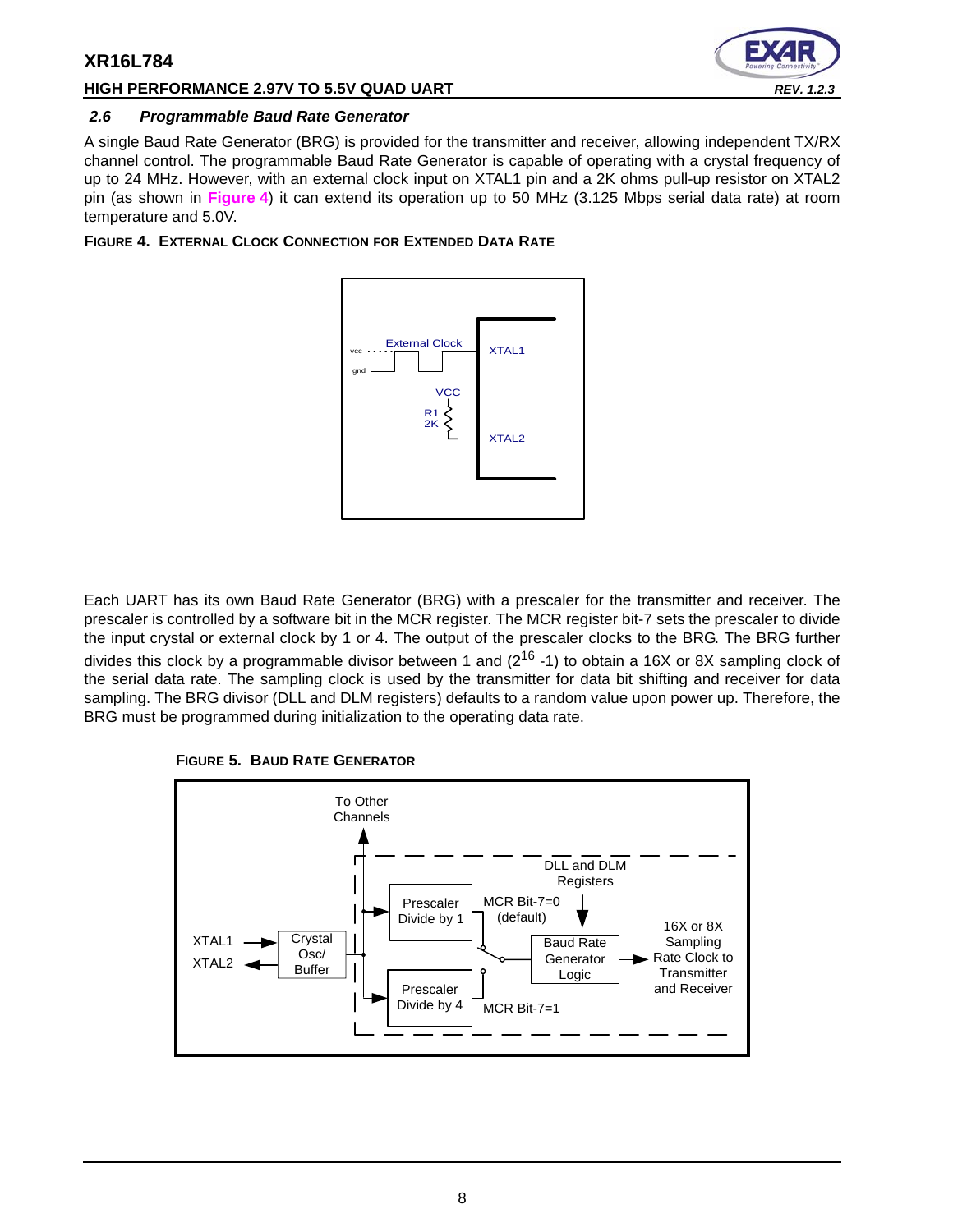## 2.6 Programmable Baud Rate Generator

A single Baud Rate Generator (BRG) is provided for the transmitter and receiver, allowing independent TX/RX channel control. The programmable Baud Rate Generator is capable of operating with a crystal frequency of up to 24 MHz. However, with an external clock input on XTAL1 pin and a 2K ohms pull-up resistor on XTAL2 pin (as shown in **Figure 4**) it can extend its operation up to 50 MHz (3.125 Mbps serial data rate) at room temperature and 5.0V.

**FIGURE 4. EXTERNAL CLOCK CONNECTION FOR EXTENDED DATA RATE**

Each UART has its own Baud Rate Generator (BRG) with a prescaler for the transmitter and receiver. The prescaler is controlled by a software bit in the MCR register. The MCR register bit-7 sets the prescaler to divide the input crystal or external clock by 1 or 4. The output of the prescaler clocks to the BRG. The BRG further divides this clock by a programmable divisor between 1 and ($2^{16}$ -1) to obtain a 16X or 8X sampling clock of the serial data rate. The sampling clock is used by the transmitter for data bit shifting and receiver for data sampling. The BRG divisor (DLL and DLM registers) defaults to a random value upon power up. Therefore, the BRG must be programmed during initialization to the operating data rate.

**FIGURE 5. BAUD RATE GENERATOR**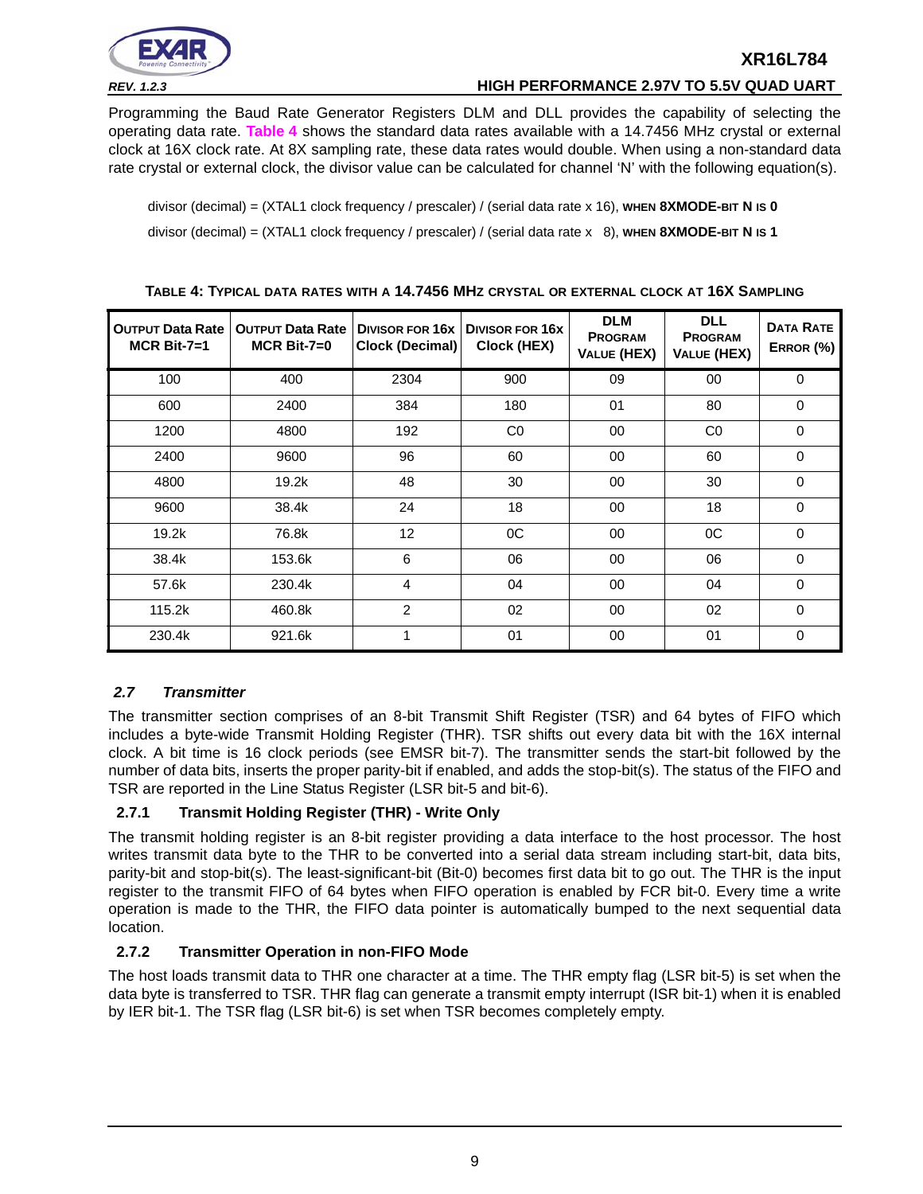Programming the Baud Rate Generator Registers DLM and DLL provides the capability of selecting the operating data rate. Table 4 shows the standard data rates available with a 14.7456 MHz crystal or external clock at 16X clock rate. At 8X sampling rate, these data rates would double. When using a non-standard data rate crystal or external clock, the divisor value can be calculated for channel 'N' with the following equation(s).

divisor (decimal) = (XTAL1 clock frequency / prescaler) / (serial data rate x 16), **WHEN 8XMODE-BIT N IS 0**

divisor (decimal) = (XTAL1 clock frequency / prescaler) / (serial data rate x 8), **WHEN 8XMODE-BIT N IS 1**

**TABLE 4: TYPICAL DATA RATES WITH A 14.7456 MHZ CRYSTAL OR EXTERNAL CLOCK AT 16X SAMPLING**

| OUTPUT Data Rate MCR Bit-7=1 | OUTPUT Data Rate MCR Bit-7=0 | DIVISOR FOR 16x Clock (Decimal) | DIVISOR FOR 16x Clock (HEX) | DLM PROGRAM VALUE (HEX) | DLL PROGRAM VALUE (HEX) | DATA RATE ERROR (%) |
|---|---|---|---|---|---|---|
| 100 | 400 | 2304 | 900 | 09 | 00 | 0 |
| 600 | 2400 | 384 | 180 | 01 | 80 | 0 |
| 1200 | 4800 | 192 | C0 | 00 | C0 | 0 |
| 2400 | 9600 | 96 | 60 | 00 | 60 | 0 |
| 4800 | 19.2k | 48 | 30 | 00 | 30 | 0 |
| 9600 | 38.4k | 24 | 18 | 00 | 18 | 0 |
| 19.2k | 76.8k | 12 | 0C | 00 | 0C | 0 |
| 38.4k | 153.6k | 6 | 06 | 00 | 06 | 0 |
| 57.6k | 230.4k | 4 | 04 | 00 | 04 | 0 |
| 115.2k | 460.8k | 2 | 02 | 00 | 02 | 0 |
| 230.4k | 921.6k | 1 | 01 | 00 | 01 | 0 |

### *2.7 Transmitter*

The transmitter section comprises of an 8-bit Transmit Shift Register (TSR) and 64 bytes of FIFO which includes a byte-wide Transmit Holding Register (THR). TSR shifts out every data bit with the 16X internal clock. A bit time is 16 clock periods (see EMSR bit-7). The transmitter sends the start-bit followed by the number of data bits, inserts the proper parity-bit if enabled, and adds the stop-bit(s). The status of the FIFO and TSR are reported in the Line Status Register (LSR bit-5 and bit-6).

#### 2.7.1 Transmit Holding Register (THR) - Write Only

The transmit holding register is an 8-bit register providing a data interface to the host processor. The host writes transmit data byte to the THR to be converted into a serial data stream including start-bit, data bits, parity-bit and stop-bit(s). The least-significant-bit (Bit-0) becomes first data bit to go out. The THR is the input register to the transmit FIFO of 64 bytes when FIFO operation is enabled by FCR bit-0. Every time a write operation is made to the THR, the FIFO data pointer is automatically bumped to the next sequential data location.

#### 2.7.2 Transmitter Operation in non-FIFO Mode

The host loads transmit data to THR one character at a time. The THR empty flag (LSR bit-5) is set when the data byte is transferred to TSR. THR flag can generate a transmit empty interrupt (ISR bit-1) when it is enabled by IER bit-1. The TSR flag (LSR bit-6) is set when TSR becomes completely empty.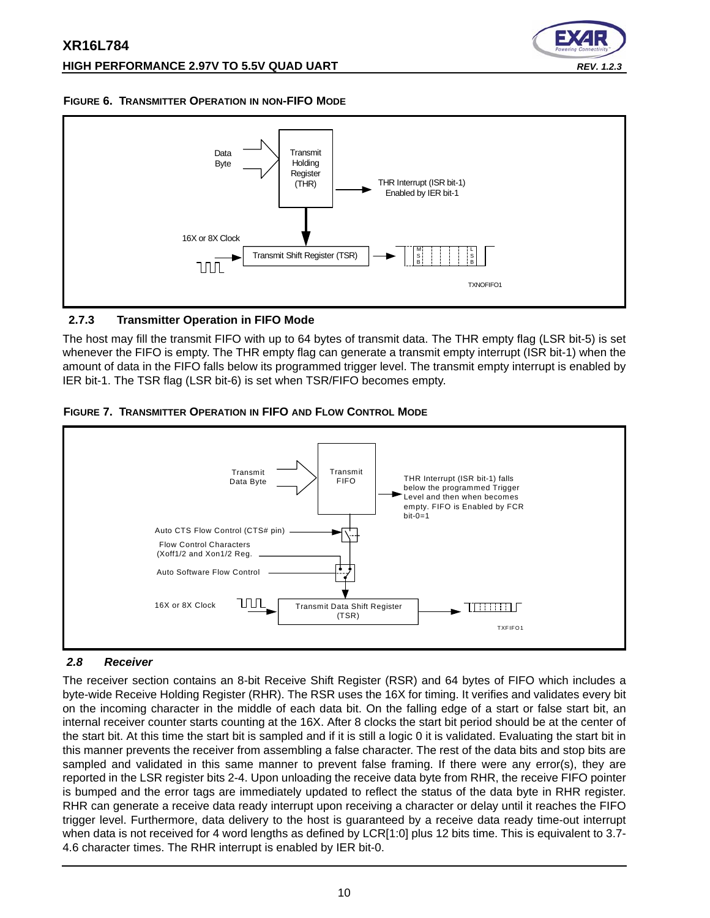**FIGURE 6. TRANSMITTER OPERATION IN NON-FIFO MODE**

### 2.7.3 Transmitter Operation in FIFO Mode

The host may fill the transmit FIFO with up to 64 bytes of transmit data. The THR empty flag (LSR bit-5) is set whenever the FIFO is empty. The THR empty flag can generate a transmit empty interrupt (ISR bit-1) when the amount of data in the FIFO falls below its programmed trigger level. The transmit empty interrupt is enabled by IER bit-1. The TSR flag (LSR bit-6) is set when TSR/FIFO becomes empty.

**FIGURE 7. TRANSMITTER OPERATION IN FIFO AND FLOW CONTROL MODE**

## *2.8 Receiver*

The receiver section contains an 8-bit Receive Shift Register (RSR) and 64 bytes of FIFO which includes a byte-wide Receive Holding Register (RHR). The RSR uses the 16X for timing. It verifies and validates every bit on the incoming character in the middle of each data bit. On the falling edge of a start or false start bit, an internal receiver counter starts counting at the 16X. After 8 clocks the start bit period should be at the center of the start bit. At this time the start bit is sampled and if it is still a logic 0 it is validated. Evaluating the start bit in this manner prevents the receiver from assembling a false character. The rest of the data bits and stop bits are sampled and validated in this same manner to prevent false framing. If there were any error(s), they are reported in the LSR register bits 2-4. Upon unloading the receive data byte from RHR, the receive FIFO pointer is bumped and the error tags are immediately updated to reflect the status of the data byte in RHR register. RHR can generate a receive data ready interrupt upon receiving a character or delay until it reaches the FIFO trigger level. Furthermore, data delivery to the host is guaranteed by a receive data ready time-out interrupt when data is not received for 4 word lengths as defined by LCR[1:0] plus 12 bits time. This is equivalent to 3.7-4.6 character times. The RHR interrupt is enabled by IER bit-0.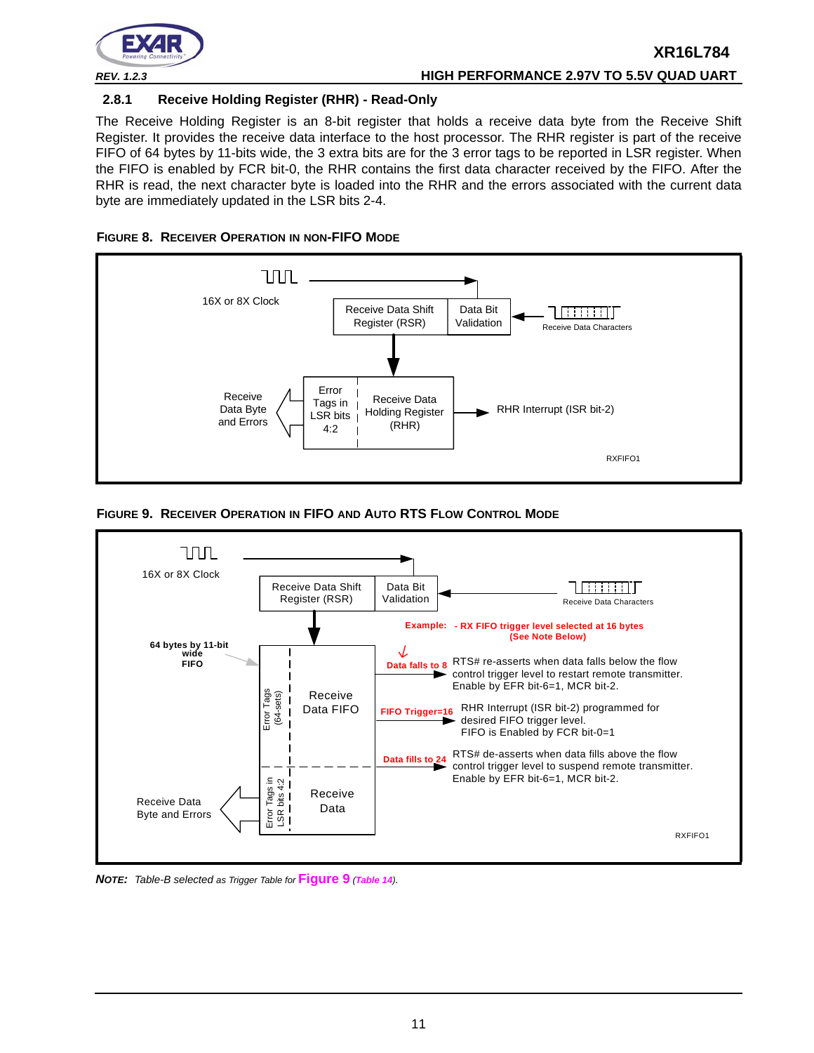### 2.8.1 Receive Holding Register (RHR) - Read-Only

The Receive Holding Register is an 8-bit register that holds a receive data byte from the Receive Shift Register. It provides the receive data interface to the host processor. The RHR register is part of the receive FIFO of 64 bytes by 11-bits wide, the 3 extra bits are for the 3 error tags to be reported in LSR register. When the FIFO is enabled by FCR bit-0, the RHR contains the first data character received by the FIFO. After the RHR is read, the next character byte is loaded into the RHR and the errors associated with the current data byte are immediately updated in the LSR bits 2-4.

**FIGURE 8. RECEIVER OPERATION IN NON-FIFO MODE**

16X or 8X Clock

Receive Data Shift Register (RSR) | Data Bit Validation

Receive Data Characters

Receive Data Byte and Errors

Error Tags in LSR bits 4:2 | Receive Data Holding Register (RHR)

RHR Interrupt (ISR bit-2)

RXFIFO1

**FIGURE 9. RECEIVER OPERATION IN FIFO AND AUTO RTS FLOW CONTROL MODE**

16X or 8X Clock

Receive Data Shift Register (RSR) | Data Bit Validation

Receive Data Characters

Example: - RX FIFO trigger level selected at 16 bytes (See Note Below)

64 bytes by 11-bit wide FIFO

Error Tags (64-sets) | Receive Data FIFO

Data falls to 8 — RTS# re-asserts when data falls below the flow control trigger level to restart remote transmitter. Enable by EFR bit-6=1, MCR bit-2.

FIFO Trigger=16 — RHR Interrupt (ISR bit-2) programmed for desired FIFO trigger level. FIFO is Enabled by FCR bit-0=1

Data fills to 24 — RTS# de-asserts when data fills above the flow control trigger level to suspend remote transmitter. Enable by EFR bit-6=1, MCR bit-2.

Receive Data Byte and Errors

Error Tags in LSR bits 4:2 | Receive Data

RXFIFO1

***NOTE:** Table-B selected as Trigger Table for Figure 9 (Table 14).*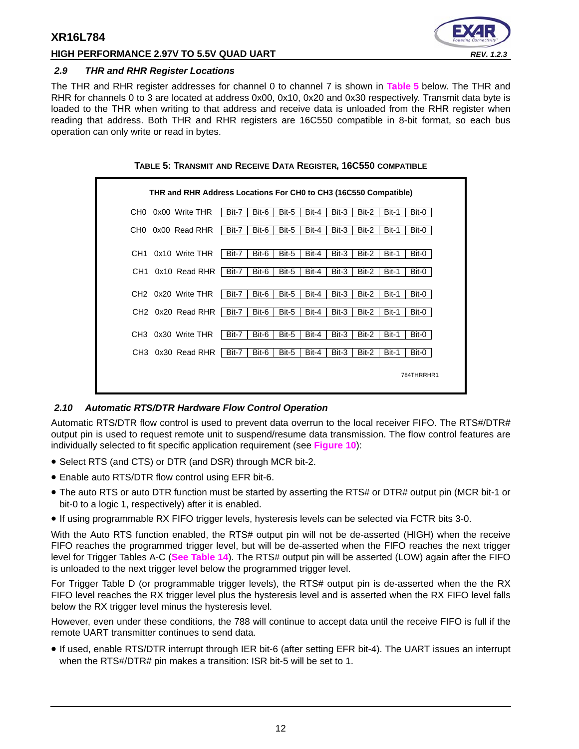### 2.9 THR and RHR Register Locations

The THR and RHR register addresses for channel 0 to channel 7 is shown in **Table 5** below. The THR and RHR for channels 0 to 3 are located at address 0x00, 0x10, 0x20 and 0x30 respectively. Transmit data byte is loaded to the THR when writing to that address and receive data is unloaded from the RHR register when reading that address. Both THR and RHR registers are 16C550 compatible in 8-bit format, so each bus operation can only write or read in bytes.

**TABLE 5: TRANSMIT AND RECEIVE DATA REGISTER, 16C550 COMPATIBLE**

**THR and RHR Address Locations For CH0 to CH3 (16C550 Compatible)**

| Channel | Address | Operation | | | | | | | | |
|---|---|---|---|---|---|---|---|---|---|---|
| CH0 | 0x00 | Write THR | Bit-7 | Bit-6 | Bit-5 | Bit-4 | Bit-3 | Bit-2 | Bit-1 | Bit-0 |
| CH0 | 0x00 | Read RHR | Bit-7 | Bit-6 | Bit-5 | Bit-4 | Bit-3 | Bit-2 | Bit-1 | Bit-0 |
| CH1 | 0x10 | Write THR | Bit-7 | Bit-6 | Bit-5 | Bit-4 | Bit-3 | Bit-2 | Bit-1 | Bit-0 |
| CH1 | 0x10 | Read RHR | Bit-7 | Bit-6 | Bit-5 | Bit-4 | Bit-3 | Bit-2 | Bit-1 | Bit-0 |
| CH2 | 0x20 | Write THR | Bit-7 | Bit-6 | Bit-5 | Bit-4 | Bit-3 | Bit-2 | Bit-1 | Bit-0 |
| CH2 | 0x20 | Read RHR | Bit-7 | Bit-6 | Bit-5 | Bit-4 | Bit-3 | Bit-2 | Bit-1 | Bit-0 |
| CH3 | 0x30 | Write THR | Bit-7 | Bit-6 | Bit-5 | Bit-4 | Bit-3 | Bit-2 | Bit-1 | Bit-0 |
| CH3 | 0x30 | Read RHR | Bit-7 | Bit-6 | Bit-5 | Bit-4 | Bit-3 | Bit-2 | Bit-1 | Bit-0 |

784THRRHR1

### 2.10 Automatic RTS/DTR Hardware Flow Control Operation

Automatic RTS/DTR flow control is used to prevent data overrun to the local receiver FIFO. The RTS#/DTR# output pin is used to request remote unit to suspend/resume data transmission. The flow control features are individually selected to fit specific application requirement (see **Figure 10**):

- Select RTS (and CTS) or DTR (and DSR) through MCR bit-2.
- Enable auto RTS/DTR flow control using EFR bit-6.
- The auto RTS or auto DTR function must be started by asserting the RTS# or DTR# output pin (MCR bit-1 or bit-0 to a logic 1, respectively) after it is enabled.
- If using programmable RX FIFO trigger levels, hysteresis levels can be selected via FCTR bits 3-0.

With the Auto RTS function enabled, the RTS# output pin will not be de-asserted (HIGH) when the receive FIFO reaches the programmed trigger level, but will be de-asserted when the FIFO reaches the next trigger level for Trigger Tables A-C (**See Table 14**). The RTS# output pin will be asserted (LOW) again after the FIFO is unloaded to the next trigger level below the programmed trigger level.

For Trigger Table D (or programmable trigger levels), the RTS# output pin is de-asserted when the the RX FIFO level reaches the RX trigger level plus the hysteresis level and is asserted when the RX FIFO level falls below the RX trigger level minus the hysteresis level.

However, even under these conditions, the 788 will continue to accept data until the receive FIFO is full if the remote UART transmitter continues to send data.

- If used, enable RTS/DTR interrupt through IER bit-6 (after setting EFR bit-4). The UART issues an interrupt when the RTS#/DTR# pin makes a transition: ISR bit-5 will be set to 1.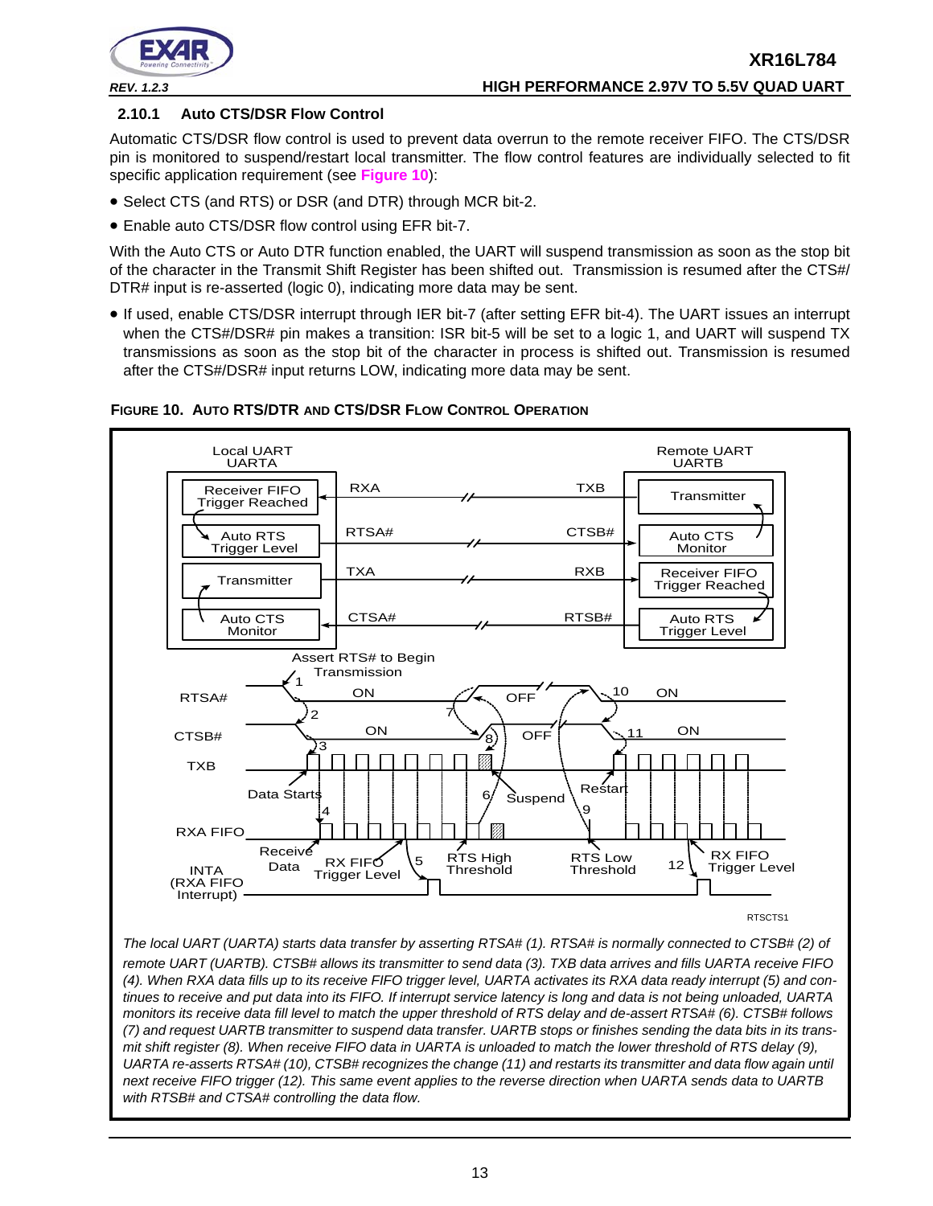### 2.10.1 Auto CTS/DSR Flow Control

Automatic CTS/DSR flow control is used to prevent data overrun to the remote receiver FIFO. The CTS/DSR pin is monitored to suspend/restart local transmitter. The flow control features are individually selected to fit specific application requirement (see **Figure 10**):

- Select CTS (and RTS) or DSR (and DTR) through MCR bit-2.
- Enable auto CTS/DSR flow control using EFR bit-7.

With the Auto CTS or Auto DTR function enabled, the UART will suspend transmission as soon as the stop bit of the character in the Transmit Shift Register has been shifted out. Transmission is resumed after the CTS#/DTR# input is re-asserted (logic 0), indicating more data may be sent.

- If used, enable CTS/DSR interrupt through IER bit-7 (after setting EFR bit-4). The UART issues an interrupt when the CTS#/DSR# pin makes a transition: ISR bit-5 will be set to a logic 1, and UART will suspend TX transmissions as soon as the stop bit of the character in process is shifted out. Transmission is resumed after the CTS#/DSR# input returns LOW, indicating more data may be sent.

**FIGURE 10. AUTO RTS/DTR AND CTS/DSR FLOW CONTROL OPERATION**

*The local UART (UARTA) starts data transfer by asserting RTSA# (1). RTSA# is normally connected to CTSB# (2) of remote UART (UARTB). CTSB# allows its transmitter to send data (3). TXB data arrives and fills UARTA receive FIFO (4). When RXA data fills up to its receive FIFO trigger level, UARTA activates its RXA data ready interrupt (5) and continues to receive and put data into its FIFO. If interrupt service latency is long and data is not being unloaded, UARTA monitors its receive data fill level to match the upper threshold of RTS delay and de-assert RTSA# (6). CTSB# follows (7) and request UARTB transmitter to suspend data transfer. UARTB stops or finishes sending the data bits in its transmit shift register (8). When receive FIFO data in UARTA is unloaded to match the lower threshold of RTS delay (9), UARTA re-asserts RTSA# (10), CTSB# recognizes the change (11) and restarts its transmitter and data flow again until next receive FIFO trigger (12). This same event applies to the reverse direction when UARTA sends data to UARTB with RTSB# and CTSA# controlling the data flow.*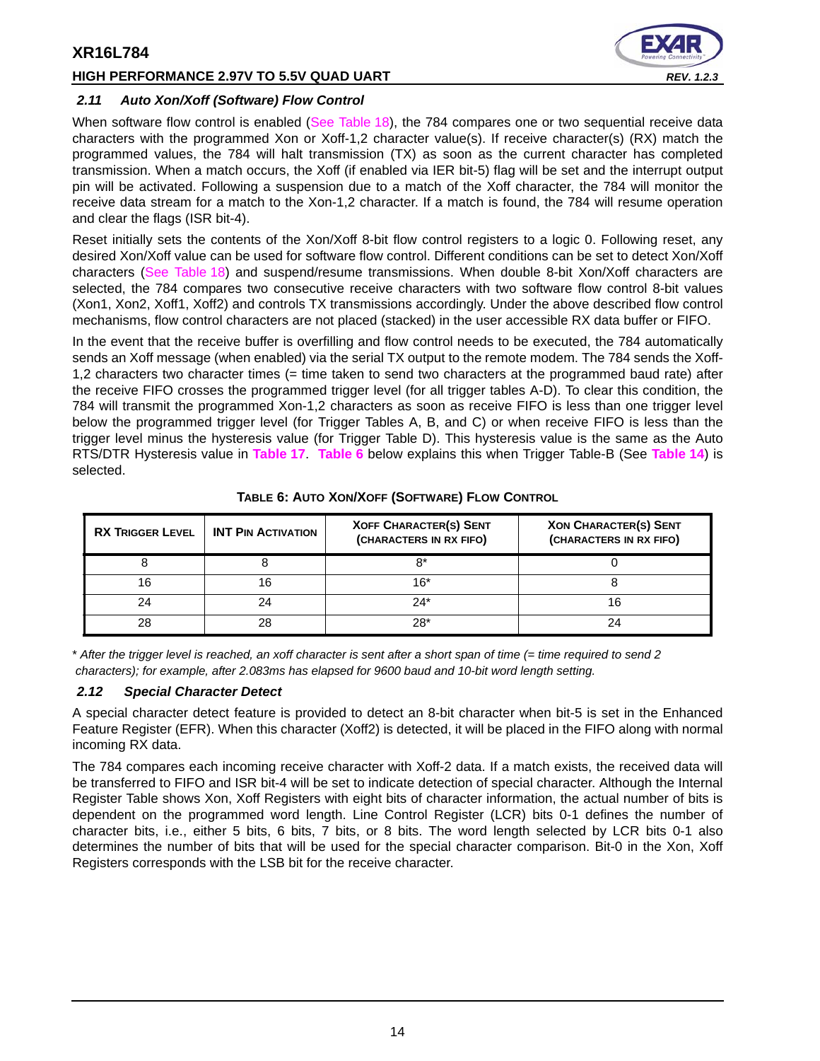### 2.11 Auto Xon/Xoff (Software) Flow Control

When software flow control is enabled (See Table 18), the 784 compares one or two sequential receive data characters with the programmed Xon or Xoff-1,2 character value(s). If receive character(s) (RX) match the programmed values, the 784 will halt transmission (TX) as soon as the current character has completed transmission. When a match occurs, the Xoff (if enabled via IER bit-5) flag will be set and the interrupt output pin will be activated. Following a suspension due to a match of the Xoff character, the 784 will monitor the receive data stream for a match to the Xon-1,2 character. If a match is found, the 784 will resume operation and clear the flags (ISR bit-4).

Reset initially sets the contents of the Xon/Xoff 8-bit flow control registers to a logic 0. Following reset, any desired Xon/Xoff value can be used for software flow control. Different conditions can be set to detect Xon/Xoff characters (See Table 18) and suspend/resume transmissions. When double 8-bit Xon/Xoff characters are selected, the 784 compares two consecutive receive characters with two software flow control 8-bit values (Xon1, Xon2, Xoff1, Xoff2) and controls TX transmissions accordingly. Under the above described flow control mechanisms, flow control characters are not placed (stacked) in the user accessible RX data buffer or FIFO.

In the event that the receive buffer is overfilling and flow control needs to be executed, the 784 automatically sends an Xoff message (when enabled) via the serial TX output to the remote modem. The 784 sends the Xoff-1,2 characters two character times (= time taken to send two characters at the programmed baud rate) after the receive FIFO crosses the programmed trigger level (for all trigger tables A-D). To clear this condition, the 784 will transmit the programmed Xon-1,2 characters as soon as receive FIFO is less than one trigger level below the programmed trigger level (for Trigger Tables A, B, and C) or when receive FIFO is less than the trigger level minus the hysteresis value (for Trigger Table D). This hysteresis value is the same as the Auto RTS/DTR Hysteresis value in **Table 17**. **Table 6** below explains this when Trigger Table-B (See **Table 14**) is selected.

**TABLE 6: AUTO XON/XOFF (SOFTWARE) FLOW CONTROL**

| RX TRIGGER LEVEL | INT PIN ACTIVATION | XOFF CHARACTER(S) SENT (CHARACTERS IN RX FIFO) | XON CHARACTER(S) SENT (CHARACTERS IN RX FIFO) |
|---|---|---|---|
| 8 | 8 | 8* | 0 |
| 16 | 16 | 16* | 8 |
| 24 | 24 | 24* | 16 |
| 28 | 28 | 28* | 24 |

\* *After the trigger level is reached, an xoff character is sent after a short span of time (= time required to send 2 characters); for example, after 2.083ms has elapsed for 9600 baud and 10-bit word length setting.*

### 2.12 Special Character Detect

A special character detect feature is provided to detect an 8-bit character when bit-5 is set in the Enhanced Feature Register (EFR). When this character (Xoff2) is detected, it will be placed in the FIFO along with normal incoming RX data.

The 784 compares each incoming receive character with Xoff-2 data. If a match exists, the received data will be transferred to FIFO and ISR bit-4 will be set to indicate detection of special character. Although the Internal Register Table shows Xon, Xoff Registers with eight bits of character information, the actual number of bits is dependent on the programmed word length. Line Control Register (LCR) bits 0-1 defines the number of character bits, i.e., either 5 bits, 6 bits, 7 bits, or 8 bits. The word length selected by LCR bits 0-1 also determines the number of bits that will be used for the special character comparison. Bit-0 in the Xon, Xoff Registers corresponds with the LSB bit for the receive character.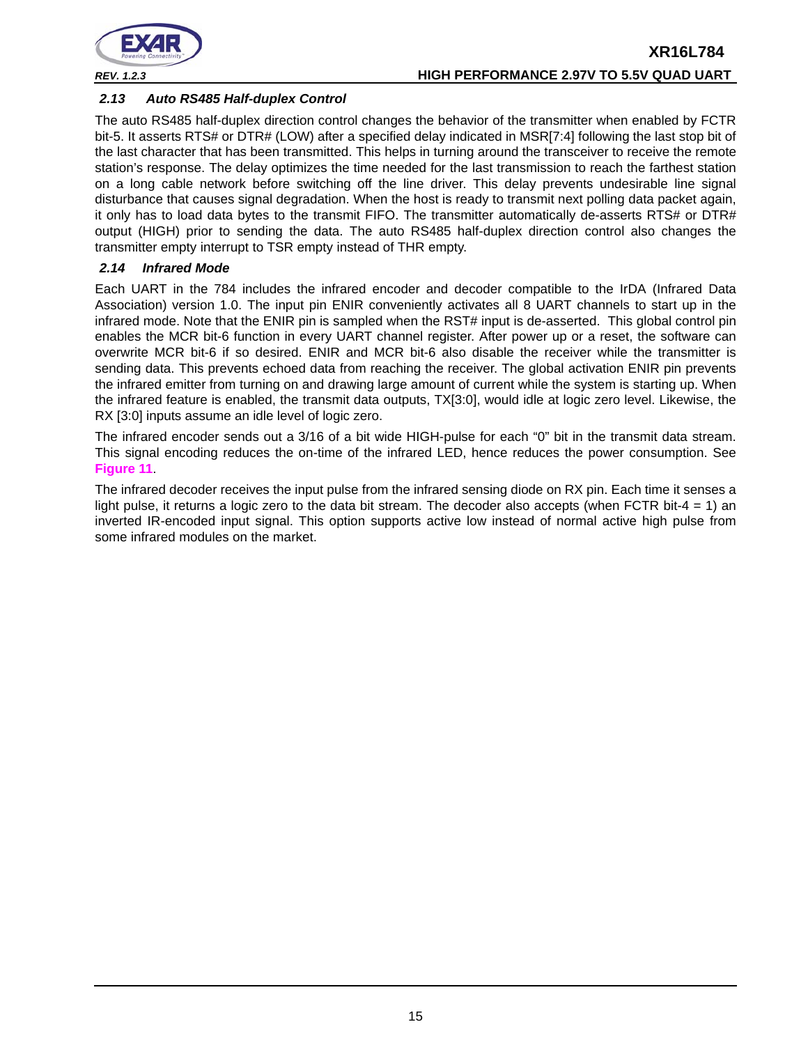### 2.13 Auto RS485 Half-duplex Control

The auto RS485 half-duplex direction control changes the behavior of the transmitter when enabled by FCTR bit-5. It asserts RTS# or DTR# (LOW) after a specified delay indicated in MSR[7:4] following the last stop bit of the last character that has been transmitted. This helps in turning around the transceiver to receive the remote station's response. The delay optimizes the time needed for the last transmission to reach the farthest station on a long cable network before switching off the line driver. This delay prevents undesirable line signal disturbance that causes signal degradation. When the host is ready to transmit next polling data packet again, it only has to load data bytes to the transmit FIFO. The transmitter automatically de-asserts RTS# or DTR# output (HIGH) prior to sending the data. The auto RS485 half-duplex direction control also changes the transmitter empty interrupt to TSR empty instead of THR empty.

### 2.14 Infrared Mode

Each UART in the 784 includes the infrared encoder and decoder compatible to the IrDA (Infrared Data Association) version 1.0. The input pin ENIR conveniently activates all 8 UART channels to start up in the infrared mode. Note that the ENIR pin is sampled when the RST# input is de-asserted. This global control pin enables the MCR bit-6 function in every UART channel register. After power up or a reset, the software can overwrite MCR bit-6 if so desired. ENIR and MCR bit-6 also disable the receiver while the transmitter is sending data. This prevents echoed data from reaching the receiver. The global activation ENIR pin prevents the infrared emitter from turning on and drawing large amount of current while the system is starting up. When the infrared feature is enabled, the transmit data outputs, TX[3:0], would idle at logic zero level. Likewise, the RX [3:0] inputs assume an idle level of logic zero.

The infrared encoder sends out a 3/16 of a bit wide HIGH-pulse for each "0" bit in the transmit data stream. This signal encoding reduces the on-time of the infrared LED, hence reduces the power consumption. See **Figure 11**.

The infrared decoder receives the input pulse from the infrared sensing diode on RX pin. Each time it senses a light pulse, it returns a logic zero to the data bit stream. The decoder also accepts (when FCTR bit-4 = 1) an inverted IR-encoded input signal. This option supports active low instead of normal active high pulse from some infrared modules on the market.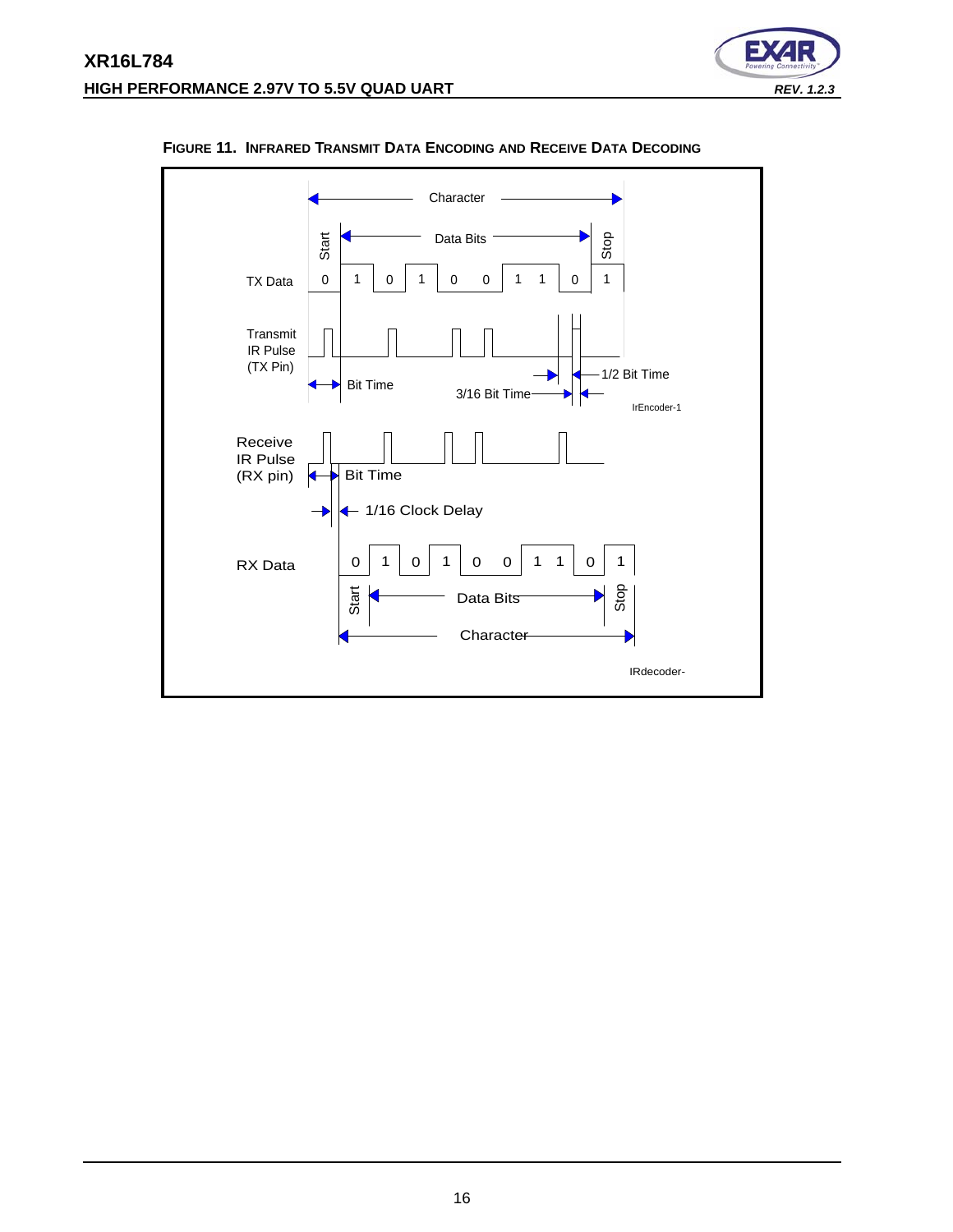**FIGURE 11. INFRARED TRANSMIT DATA ENCODING AND RECEIVE DATA DECODING**

Character

Start | Data Bits | Stop

TX Data: 0 1 0 1 0 0 1 1 0 1

Transmit IR Pulse (TX Pin)

Bit Time

3/16 Bit Time

1/2 Bit Time

IrEncoder-1

Receive IR Pulse (RX pin)

Bit Time

1/16 Clock Delay

RX Data: 0 1 0 1 0 0 1 1 0 1

Start | Data Bits | Stop

Character

IRdecoder-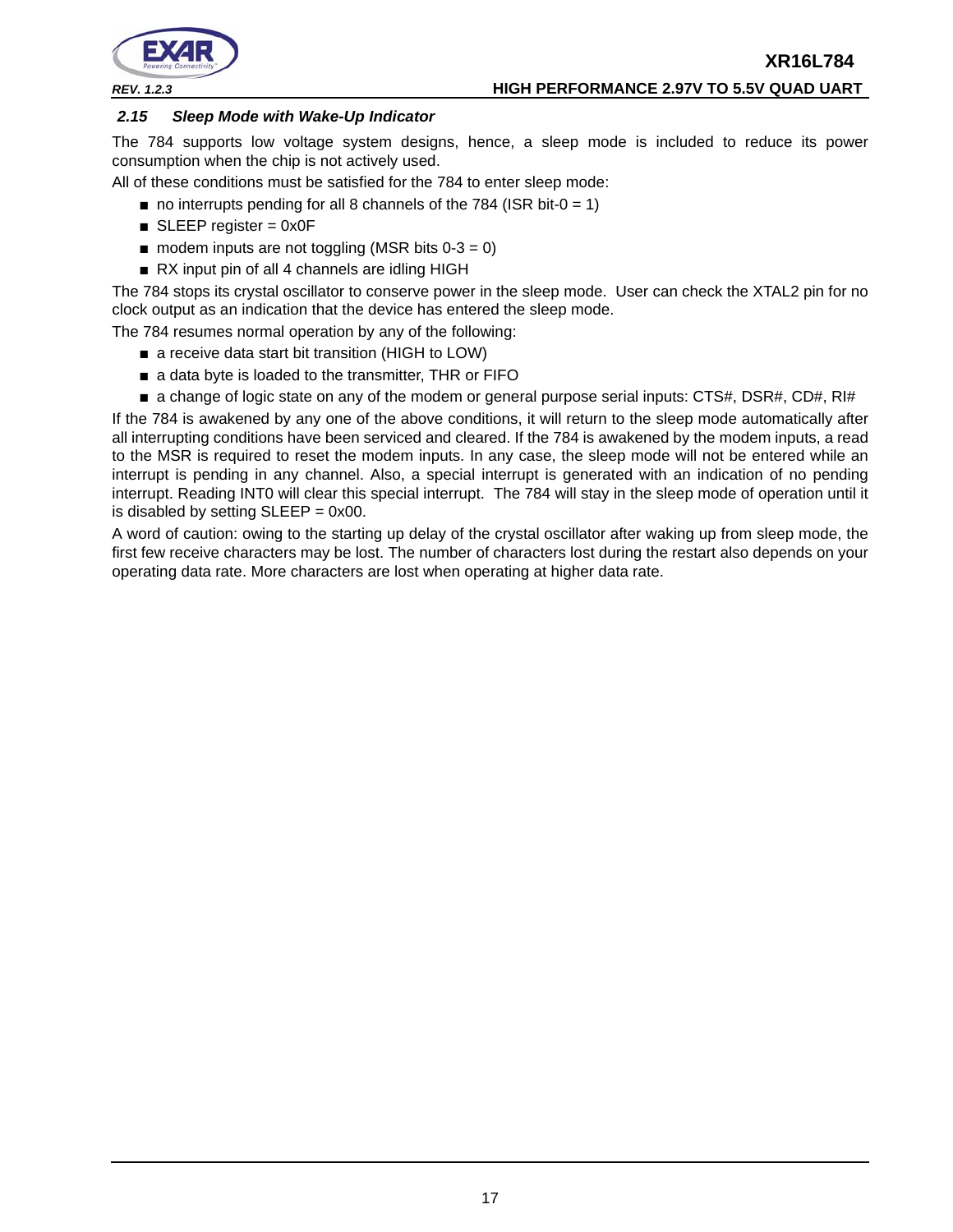### 2.15 Sleep Mode with Wake-Up Indicator

The 784 supports low voltage system designs, hence, a sleep mode is included to reduce its power consumption when the chip is not actively used.

All of these conditions must be satisfied for the 784 to enter sleep mode:

- no interrupts pending for all 8 channels of the 784 (ISR bit-0 = 1)
- SLEEP register = 0x0F
- modem inputs are not toggling (MSR bits 0-3 = 0)
- RX input pin of all 4 channels are idling HIGH

The 784 stops its crystal oscillator to conserve power in the sleep mode. User can check the XTAL2 pin for no clock output as an indication that the device has entered the sleep mode.

The 784 resumes normal operation by any of the following:

- a receive data start bit transition (HIGH to LOW)
- a data byte is loaded to the transmitter, THR or FIFO
- a change of logic state on any of the modem or general purpose serial inputs: CTS#, DSR#, CD#, RI#

If the 784 is awakened by any one of the above conditions, it will return to the sleep mode automatically after all interrupting conditions have been serviced and cleared. If the 784 is awakened by the modem inputs, a read to the MSR is required to reset the modem inputs. In any case, the sleep mode will not be entered while an interrupt is pending in any channel. Also, a special interrupt is generated with an indication of no pending interrupt. Reading INT0 will clear this special interrupt. The 784 will stay in the sleep mode of operation until it is disabled by setting SLEEP = 0x00.

A word of caution: owing to the starting up delay of the crystal oscillator after waking up from sleep mode, the first few receive characters may be lost. The number of characters lost during the restart also depends on your operating data rate. More characters are lost when operating at higher data rate.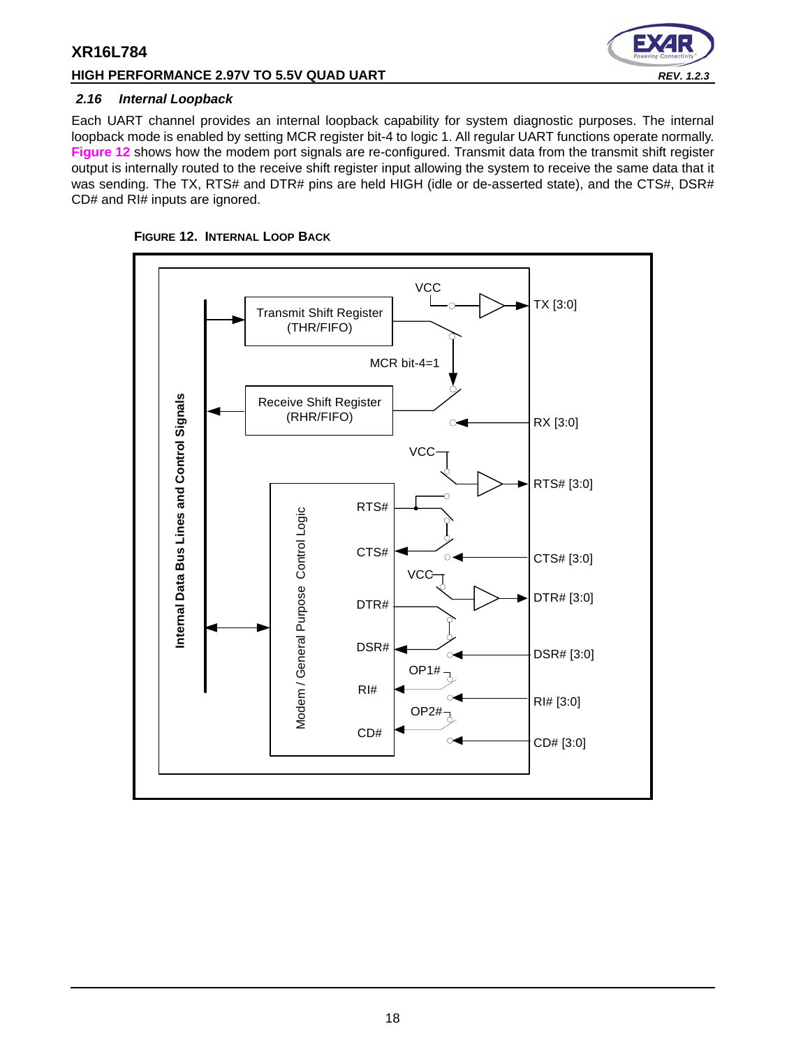### 2.16 Internal Loopback

Each UART channel provides an internal loopback capability for system diagnostic purposes. The internal loopback mode is enabled by setting MCR register bit-4 to logic 1. All regular UART functions operate normally. **Figure 12** shows how the modem port signals are re-configured. Transmit data from the transmit shift register output is internally routed to the receive shift register input allowing the system to receive the same data that it was sending. The TX, RTS# and DTR# pins are held HIGH (idle or de-asserted state), and the CTS#, DSR# CD# and RI# inputs are ignored.

**FIGURE 12. INTERNAL LOOP BACK**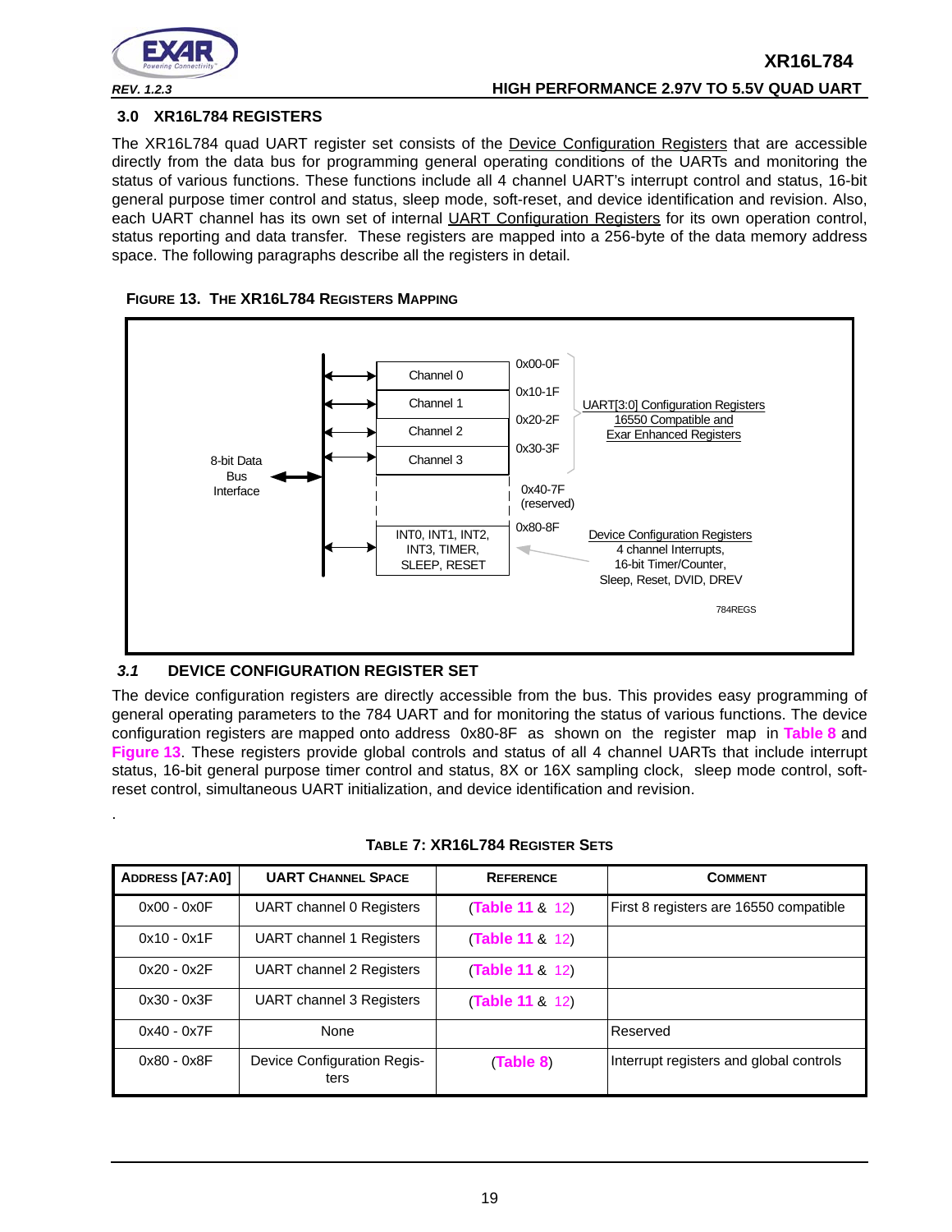## 3.0 XR16L784 REGISTERS

The XR16L784 quad UART register set consists of the Device Configuration Registers that are accessible directly from the data bus for programming general operating conditions of the UARTs and monitoring the status of various functions. These functions include all 4 channel UART's interrupt control and status, 16-bit general purpose timer control and status, sleep mode, soft-reset, and device identification and revision. Also, each UART channel has its own set of internal UART Configuration Registers for its own operation control, status reporting and data transfer. These registers are mapped into a 256-byte of the data memory address space. The following paragraphs describe all the registers in detail.

**FIGURE 13. THE XR16L784 REGISTERS MAPPING**

8-bit Data Bus Interface

| Block | Address |
|---|---|
| Channel 0 | 0x00-0F |
| Channel 1 | 0x10-1F |
| Channel 2 | 0x20-2F |
| Channel 3 | 0x30-3F |
| | 0x40-7F (reserved) |
| INT0, INT1, INT2, INT3, TIMER, SLEEP, RESET | 0x80-8F |

UART[3:0] Configuration Registers 16550 Compatible and Exar Enhanced Registers

Device Configuration Registers 4 channel Interrupts, 16-bit Timer/Counter, Sleep, Reset, DVID, DREV

784REGS

### 3.1 DEVICE CONFIGURATION REGISTER SET

The device configuration registers are directly accessible from the bus. This provides easy programming of general operating parameters to the 784 UART and for monitoring the status of various functions. The device configuration registers are mapped onto address 0x80-8F as shown on the register map in **Table 8** and **Figure 13**. These registers provide global controls and status of all 4 channel UARTs that include interrupt status, 16-bit general purpose timer control and status, 8X or 16X sampling clock, sleep mode control, soft-reset control, simultaneous UART initialization, and device identification and revision.

**TABLE 7: XR16L784 REGISTER SETS**

| ADDRESS [A7:A0] | UART CHANNEL SPACE | REFERENCE | COMMENT |
|---|---|---|---|
| 0x00 - 0x0F | UART channel 0 Registers | (Table 11 & 12) | First 8 registers are 16550 compatible |
| 0x10 - 0x1F | UART channel 1 Registers | (Table 11 & 12) | |
| 0x20 - 0x2F | UART channel 2 Registers | (Table 11 & 12) | |
| 0x30 - 0x3F | UART channel 3 Registers | (Table 11 & 12) | |
| 0x40 - 0x7F | None | | Reserved |
| 0x80 - 0x8F | Device Configuration Registers | (Table 8) | Interrupt registers and global controls |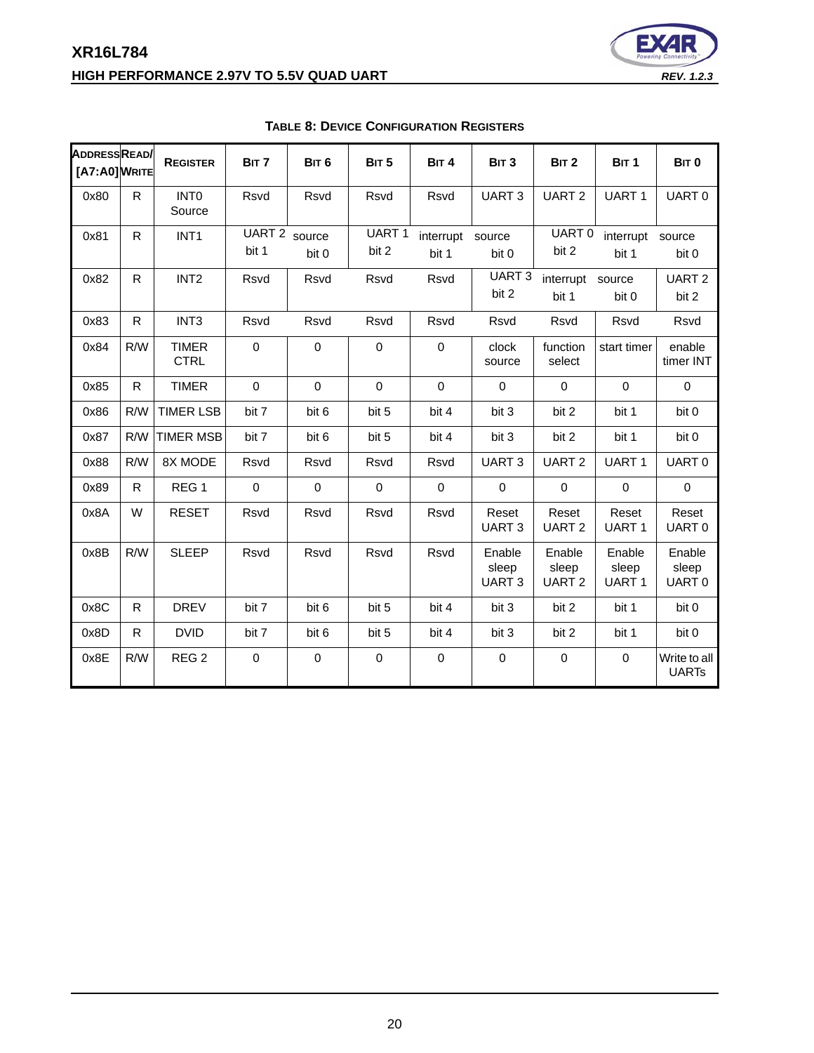**Table 8: Device Configuration Registers**

| Address [A7:A0] | Read/ Write | Register | Bit 7 | Bit 6 | Bit 5 | Bit 4 | Bit 3 | Bit 2 | Bit 1 | Bit 0 |
|---|---|---|---|---|---|---|---|---|---|---|
| 0x80 | R | INT0 Source | Rsvd | Rsvd | Rsvd | Rsvd | UART 3 | UART 2 | UART 1 | UART 0 |
| 0x81 | R | INT1 | UART 2 bit 1 | source bit 0 | UART 1 bit 2 | interrupt bit 1 | source bit 0 | UART 0 bit 2 | interrupt bit 1 | source bit 0 |
| 0x82 | R | INT2 | Rsvd | Rsvd | Rsvd | Rsvd | UART 3 bit 2 | interrupt bit 1 | source bit 0 | UART 2 bit 2 |
| 0x83 | R | INT3 | Rsvd | Rsvd | Rsvd | Rsvd | Rsvd | Rsvd | Rsvd | Rsvd |
| 0x84 | R/W | TIMER CTRL | 0 | 0 | 0 | 0 | clock source | function select | start timer | enable timer INT |
| 0x85 | R | TIMER | 0 | 0 | 0 | 0 | 0 | 0 | 0 | 0 |
| 0x86 | R/W | TIMER LSB | bit 7 | bit 6 | bit 5 | bit 4 | bit 3 | bit 2 | bit 1 | bit 0 |
| 0x87 | R/W | TIMER MSB | bit 7 | bit 6 | bit 5 | bit 4 | bit 3 | bit 2 | bit 1 | bit 0 |
| 0x88 | R/W | 8X MODE | Rsvd | Rsvd | Rsvd | Rsvd | UART 3 | UART 2 | UART 1 | UART 0 |
| 0x89 | R | REG 1 | 0 | 0 | 0 | 0 | 0 | 0 | 0 | 0 |
| 0x8A | W | RESET | Rsvd | Rsvd | Rsvd | Rsvd | Reset UART 3 | Reset UART 2 | Reset UART 1 | Reset UART 0 |
| 0x8B | R/W | SLEEP | Rsvd | Rsvd | Rsvd | Rsvd | Enable sleep UART 3 | Enable sleep UART 2 | Enable sleep UART 1 | Enable sleep UART 0 |
| 0x8C | R | DREV | bit 7 | bit 6 | bit 5 | bit 4 | bit 3 | bit 2 | bit 1 | bit 0 |
| 0x8D | R | DVID | bit 7 | bit 6 | bit 5 | bit 4 | bit 3 | bit 2 | bit 1 | bit 0 |
| 0x8E | R/W | REG 2 | 0 | 0 | 0 | 0 | 0 | 0 | 0 | Write to all UARTs |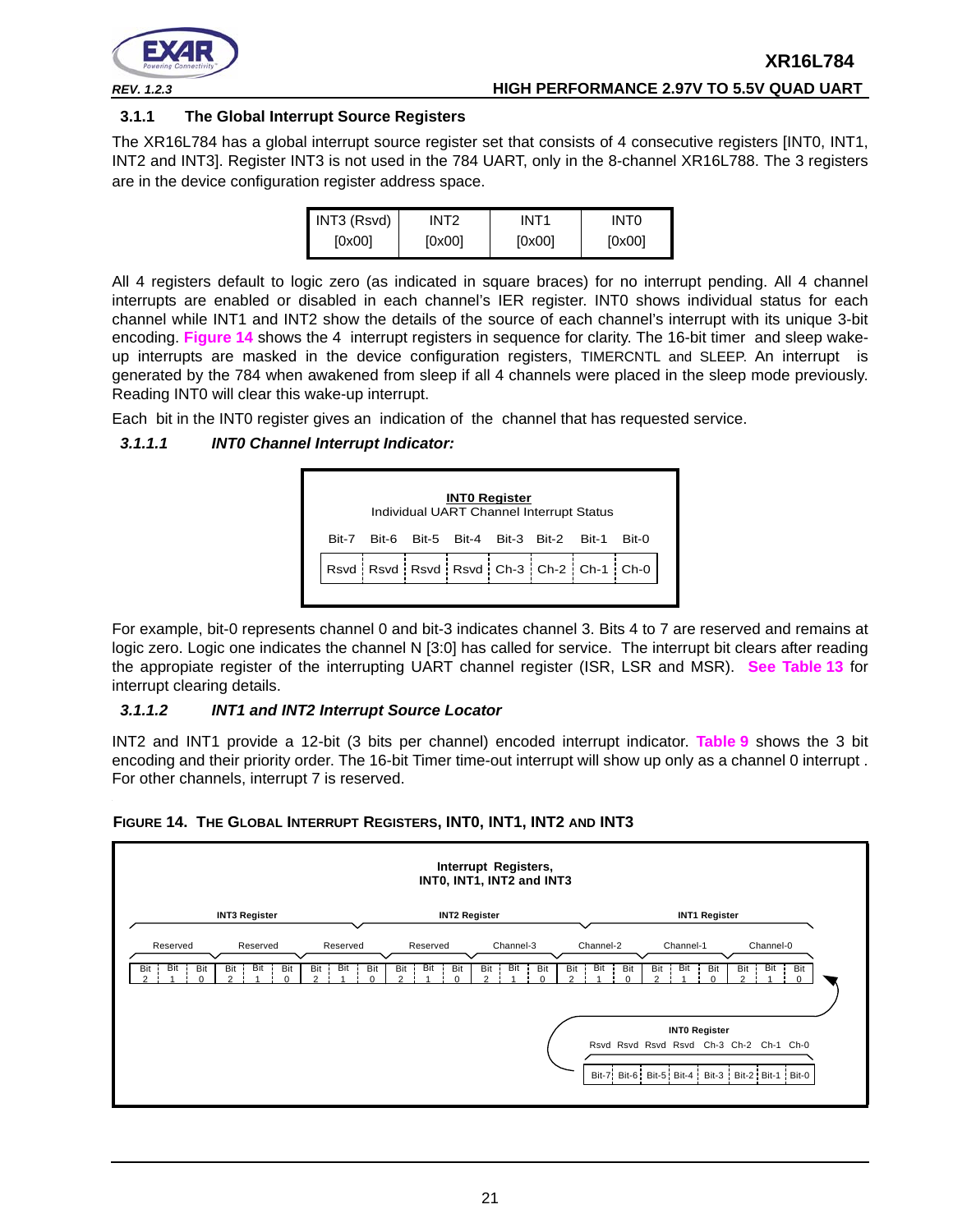### 3.1.1 The Global Interrupt Source Registers

The XR16L784 has a global interrupt source register set that consists of 4 consecutive registers [INT0, INT1, INT2 and INT3]. Register INT3 is not used in the 784 UART, only in the 8-channel XR16L788. The 3 registers are in the device configuration register address space.

| INT3 (Rsvd) | INT2 | INT1 | INT0 |
|---|---|---|---|
| [0x00] | [0x00] | [0x00] | [0x00] |

All 4 registers default to logic zero (as indicated in square braces) for no interrupt pending. All 4 channel interrupts are enabled or disabled in each channel's IER register. INT0 shows individual status for each channel while INT1 and INT2 show the details of the source of each channel's interrupt with its unique 3-bit encoding. **Figure 14** shows the 4 interrupt registers in sequence for clarity. The 16-bit timer and sleep wake-up interrupts are masked in the device configuration registers, TIMERCNTL and SLEEP. An interrupt is generated by the 784 when awakened from sleep if all 4 channels were placed in the sleep mode previously. Reading INT0 will clear this wake-up interrupt.

Each bit in the INT0 register gives an indication of the channel that has requested service.

#### *3.1.1.1 INT0 Channel Interrupt Indicator:*

**INT0 Register**
Individual UART Channel Interrupt Status

| Bit-7 | Bit-6 | Bit-5 | Bit-4 | Bit-3 | Bit-2 | Bit-1 | Bit-0 |
|---|---|---|---|---|---|---|---|
| Rsvd | Rsvd | Rsvd | Rsvd | Ch-3 | Ch-2 | Ch-1 | Ch-0 |

For example, bit-0 represents channel 0 and bit-3 indicates channel 3. Bits 4 to 7 are reserved and remains at logic zero. Logic one indicates the channel N [3:0] has called for service. The interrupt bit clears after reading the appropiate register of the interrupting UART channel register (ISR, LSR and MSR). **See Table 13** for interrupt clearing details.

#### *3.1.1.2 INT1 and INT2 Interrupt Source Locator*

INT2 and INT1 provide a 12-bit (3 bits per channel) encoded interrupt indicator. **Table 9** shows the 3 bit encoding and their priority order. The 16-bit Timer time-out interrupt will show up only as a channel 0 interrupt . For other channels, interrupt 7 is reserved.

**FIGURE 14. THE GLOBAL INTERRUPT REGISTERS, INT0, INT1, INT2 AND INT3**

**Interrupt Registers, INT0, INT1, INT2 and INT3**

| INT3 Register | | | | | | INT2 Register | | | | | | INT1 Register | | | | | |
|---|---|---|---|---|---|---|---|---|---|---|---|---|---|---|---|---|---|
| Reserved | | | Reserved | | | Reserved | | | Reserved | | | Channel-3 | | | Channel-2 | | |
| Bit 2 | Bit 1 | Bit 0 | Bit 2 | Bit 1 | Bit 0 | Bit 2 | Bit 1 | Bit 0 | Bit 2 | Bit 1 | Bit 0 | Bit 2 | Bit 1 | Bit 0 | Bit 2 | Bit 1 | Bit 0 |

| INT1 Register (cont.) | | | | | |
|---|---|---|---|---|---|
| Channel-1 | | | Channel-0 | | |
| Bit 2 | Bit 1 | Bit 0 | Bit 2 | Bit 1 | Bit 0 |

**INT0 Register**

| Rsvd | Rsvd | Rsvd | Rsvd | Ch-3 | Ch-2 | Ch-1 | Ch-0 |
|---|---|---|---|---|---|---|---|
| Bit-7 | Bit-6 | Bit-5 | Bit-4 | Bit-3 | Bit-2 | Bit-1 | Bit-0 |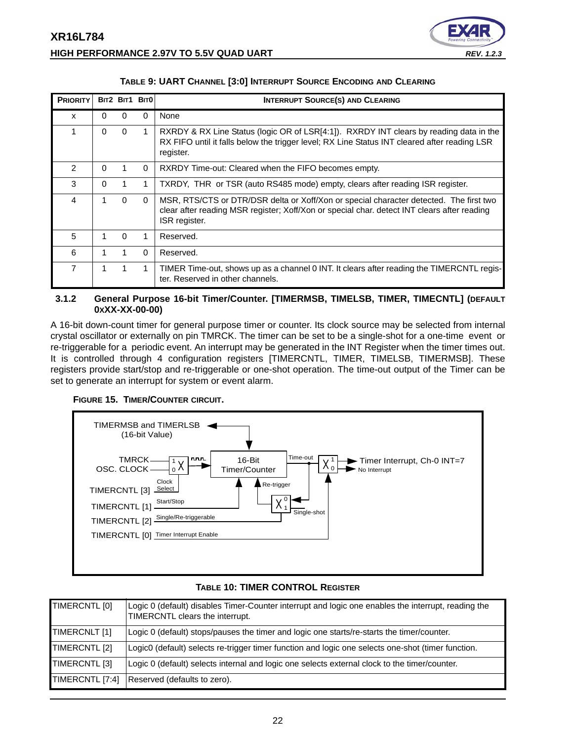**TABLE 9: UART CHANNEL [3:0] INTERRUPT SOURCE ENCODING AND CLEARING**

| PRIORITY | BIT2 | BIT1 | BIT0 | INTERRUPT SOURCE(S) AND CLEARING |
|---|---|---|---|---|
| x | 0 | 0 | 0 | None |
| 1 | 0 | 0 | 1 | RXRDY & RX Line Status (logic OR of LSR[4:1]). RXRDY INT clears by reading data in the RX FIFO until it falls below the trigger level; RX Line Status INT cleared after reading LSR register. |
| 2 | 0 | 1 | 0 | RXRDY Time-out: Cleared when the FIFO becomes empty. |
| 3 | 0 | 1 | 1 | TXRDY, THR or TSR (auto RS485 mode) empty, clears after reading ISR register. |
| 4 | 1 | 0 | 0 | MSR, RTS/CTS or DTR/DSR delta or Xoff/Xon or special character detected. The first two clear after reading MSR register; Xoff/Xon or special char. detect INT clears after reading ISR register. |
| 5 | 1 | 0 | 1 | Reserved. |
| 6 | 1 | 1 | 0 | Reserved. |
| 7 | 1 | 1 | 1 | TIMER Time-out, shows up as a channel 0 INT. It clears after reading the TIMERCNTL register. Reserved in other channels. |

### 3.1.2 General Purpose 16-bit Timer/Counter. [TIMERMSB, TIMELSB, TIMER, TIMECNTL] (DEFAULT 0xXX-XX-00-00)

A 16-bit down-count timer for general purpose timer or counter. Its clock source may be selected from internal crystal oscillator or externally on pin TMRCK. The timer can be set to be a single-shot for a one-time event or re-triggerable for a periodic event. An interrupt may be generated in the INT Register when the timer times out. It is controlled through 4 configuration registers [TIMERCNTL, TIMER, TIMELSB, TIMERMSB]. These registers provide start/stop and re-triggerable or one-shot operation. The time-out output of the Timer can be set to generate an interrupt for system or event alarm.

**FIGURE 15. TIMER/COUNTER CIRCUIT.**

TIMERMSB and TIMERLSB (16-bit Value)

TMRCK / OSC. CLOCK → 16-Bit Timer/Counter → Time-out → Timer Interrupt, Ch-0 INT=7 / No Interrupt

TIMERCNTL [3] Clock Select; TIMERCNTL [1] Start/Stop; TIMERCNTL [2] Single/Re-triggerable (Re-trigger / Single-shot); TIMERCNTL [0] Timer Interrupt Enable

**TABLE 10: TIMER CONTROL REGISTER**

| | |
|---|---|
| TIMERCNTL [0] | Logic 0 (default) disables Timer-Counter interrupt and logic one enables the interrupt, reading the TIMERCNTL clears the interrupt. |
| TIMERCNLT [1] | Logic 0 (default) stops/pauses the timer and logic one starts/re-starts the timer/counter. |
| TIMERCNTL [2] | Logic0 (default) selects re-trigger timer function and logic one selects one-shot (timer function. |
| TIMERCNTL [3] | Logic 0 (default) selects internal and logic one selects external clock to the timer/counter. |
| TIMERCNTL [7:4] | Reserved (defaults to zero). |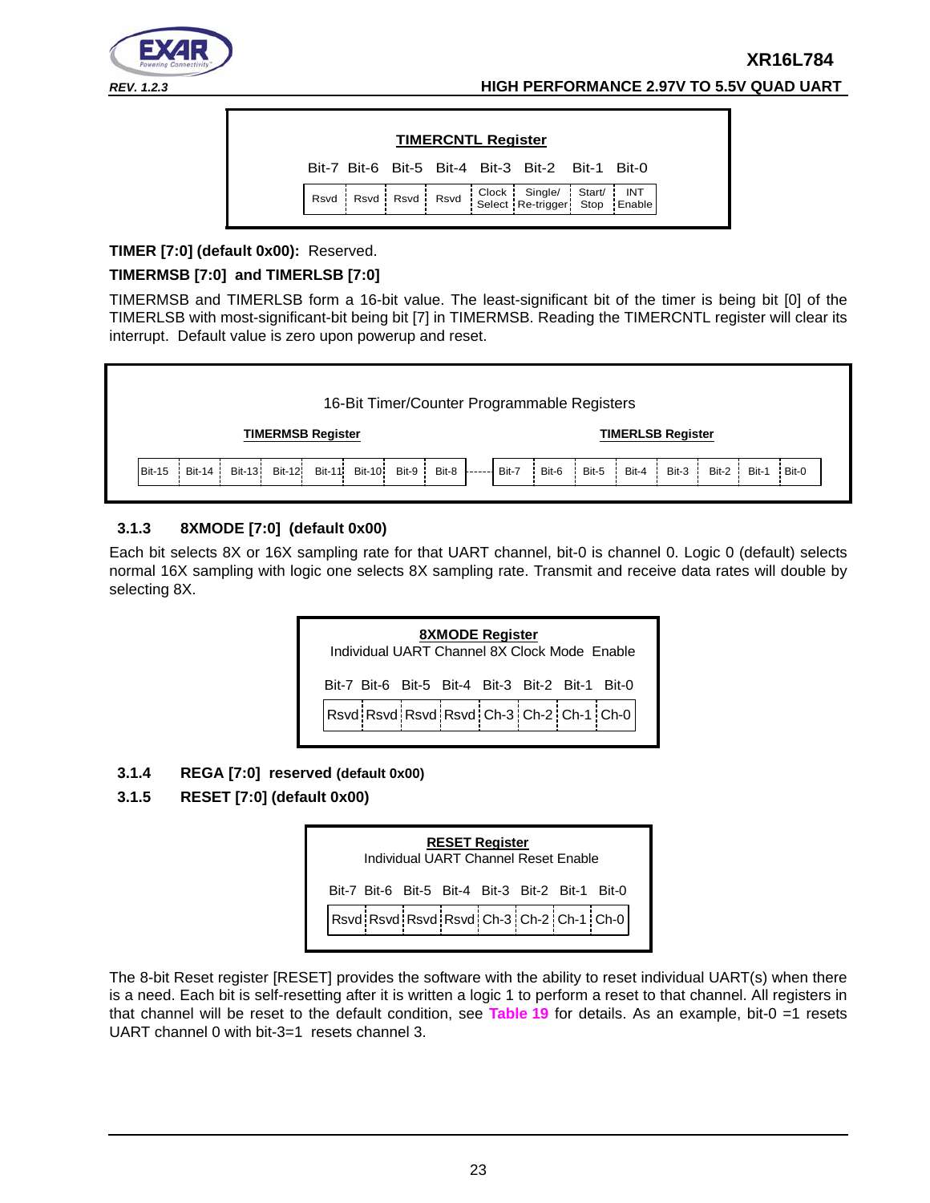**TIMERCNTL Register**

| Bit-7 | Bit-6 | Bit-5 | Bit-4 | Bit-3 | Bit-2 | Bit-1 | Bit-0 |
|---|---|---|---|---|---|---|---|
| Rsvd | Rsvd | Rsvd | Rsvd | Clock Select | Single/ Re-trigger | Start/ Stop | INT Enable |

**TIMER [7:0] (default 0x00):** Reserved.

**TIMERMSB [7:0] and TIMERLSB [7:0]**

TIMERMSB and TIMERLSB form a 16-bit value. The least-significant bit of the timer is being bit [0] of the TIMERLSB with most-significant-bit being bit [7] in TIMERMSB. Reading the TIMERCNTL register will clear its interrupt. Default value is zero upon powerup and reset.

16-Bit Timer/Counter Programmable Registers

| TIMERMSB Register | | | | | | | | TIMERLSB Register | | | | | | | |
|---|---|---|---|---|---|---|---|---|---|---|---|---|---|---|---|
| Bit-15 | Bit-14 | Bit-13 | Bit-12 | Bit-11 | Bit-10 | Bit-9 | Bit-8 | Bit-7 | Bit-6 | Bit-5 | Bit-4 | Bit-3 | Bit-2 | Bit-1 | Bit-0 |

### 3.1.3 8XMODE [7:0] (default 0x00)

Each bit selects 8X or 16X sampling rate for that UART channel, bit-0 is channel 0. Logic 0 (default) selects normal 16X sampling with logic one selects 8X sampling rate. Transmit and receive data rates will double by selecting 8X.

**8XMODE Register**
Individual UART Channel 8X Clock Mode Enable

| Bit-7 | Bit-6 | Bit-5 | Bit-4 | Bit-3 | Bit-2 | Bit-1 | Bit-0 |
|---|---|---|---|---|---|---|---|
| Rsvd | Rsvd | Rsvd | Rsvd | Ch-3 | Ch-2 | Ch-1 | Ch-0 |

### 3.1.4 REGA [7:0] reserved (default 0x00)

### 3.1.5 RESET [7:0] (default 0x00)

**RESET Register**
Individual UART Channel Reset Enable

| Bit-7 | Bit-6 | Bit-5 | Bit-4 | Bit-3 | Bit-2 | Bit-1 | Bit-0 |
|---|---|---|---|---|---|---|---|
| Rsvd | Rsvd | Rsvd | Rsvd | Ch-3 | Ch-2 | Ch-1 | Ch-0 |

The 8-bit Reset register [RESET] provides the software with the ability to reset individual UART(s) when there is a need. Each bit is self-resetting after it is written a logic 1 to perform a reset to that channel. All registers in that channel will be reset to the default condition, see **Table 19** for details. As an example, bit-0 =1 resets UART channel 0 with bit-3=1 resets channel 3.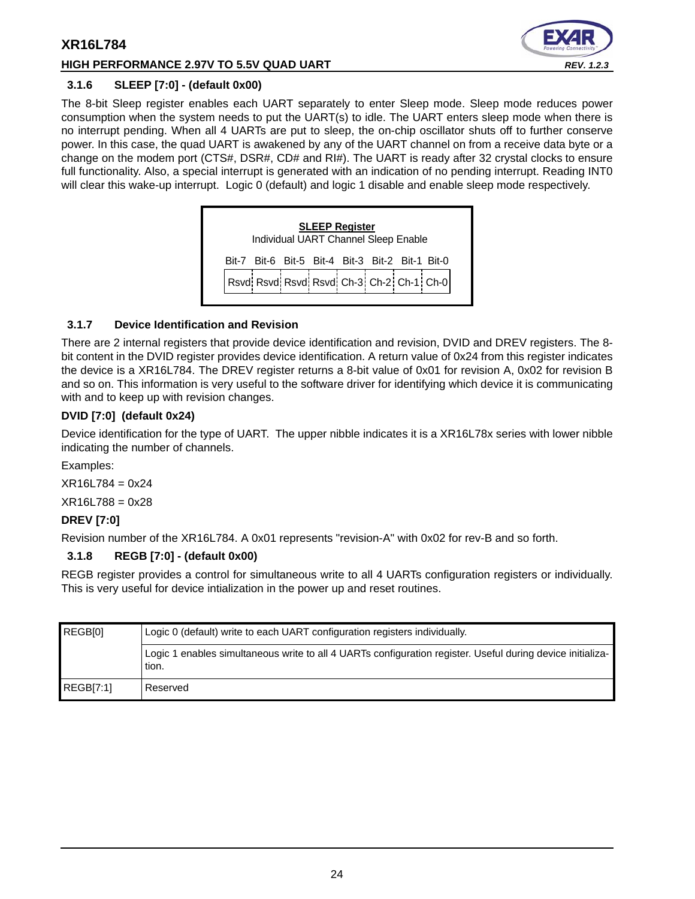### 3.1.6 SLEEP [7:0] - (default 0x00)

The 8-bit Sleep register enables each UART separately to enter Sleep mode. Sleep mode reduces power consumption when the system needs to put the UART(s) to idle. The UART enters sleep mode when there is no interrupt pending. When all 4 UARTs are put to sleep, the on-chip oscillator shuts off to further conserve power. In this case, the quad UART is awakened by any of the UART channel on from a receive data byte or a change on the modem port (CTS#, DSR#, CD# and RI#). The UART is ready after 32 crystal clocks to ensure full functionality. Also, a special interrupt is generated with an indication of no pending interrupt. Reading INT0 will clear this wake-up interrupt. Logic 0 (default) and logic 1 disable and enable sleep mode respectively.

**SLEEP Register**
Individual UART Channel Sleep Enable

| Bit-7 | Bit-6 | Bit-5 | Bit-4 | Bit-3 | Bit-2 | Bit-1 | Bit-0 |
|---|---|---|---|---|---|---|---|
| Rsvd | Rsvd | Rsvd | Rsvd | Ch-3 | Ch-2 | Ch-1 | Ch-0 |

### 3.1.7 Device Identification and Revision

There are 2 internal registers that provide device identification and revision, DVID and DREV registers. The 8-bit content in the DVID register provides device identification. A return value of 0x24 from this register indicates the device is a XR16L784. The DREV register returns a 8-bit value of 0x01 for revision A, 0x02 for revision B and so on. This information is very useful to the software driver for identifying which device it is communicating with and to keep up with revision changes.

**DVID [7:0] (default 0x24)**

Device identification for the type of UART. The upper nibble indicates it is a XR16L78x series with lower nibble indicating the number of channels.

Examples:

XR16L784 = 0x24

XR16L788 = 0x28

**DREV [7:0]**

Revision number of the XR16L784. A 0x01 represents "revision-A" with 0x02 for rev-B and so forth.

### 3.1.8 REGB [7:0] - (default 0x00)

REGB register provides a control for simultaneous write to all 4 UARTs configuration registers or individually. This is very useful for device intialization in the power up and reset routines.

| | |
|---|---|
| REGB[0] | Logic 0 (default) write to each UART configuration registers individually. |
| | Logic 1 enables simultaneous write to all 4 UARTs configuration register. Useful during device initialization. |
| REGB[7:1] | Reserved |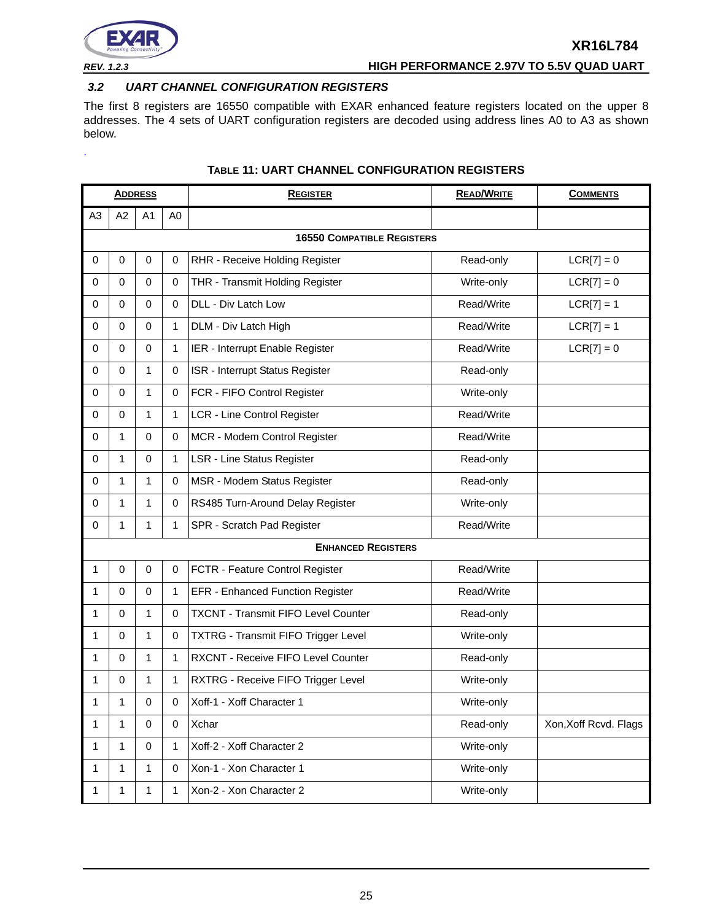### 3.2 UART CHANNEL CONFIGURATION REGISTERS

The first 8 registers are 16550 compatible with EXAR enhanced feature registers located on the upper 8 addresses. The 4 sets of UART configuration registers are decoded using address lines A0 to A3 as shown below.

.

**TABLE 11: UART CHANNEL CONFIGURATION REGISTERS**

| ADDRESS | | | | REGISTER | READ/WRITE | COMMENTS |
|---|---|---|---|---|---|---|
| A3 | A2 | A1 | A0 | | | |
| **16550 COMPATIBLE REGISTERS** | | | | | | |
| 0 | 0 | 0 | 0 | RHR - Receive Holding Register | Read-only | LCR[7] = 0 |
| 0 | 0 | 0 | 0 | THR - Transmit Holding Register | Write-only | LCR[7] = 0 |
| 0 | 0 | 0 | 0 | DLL - Div Latch Low | Read/Write | LCR[7] = 1 |
| 0 | 0 | 0 | 1 | DLM - Div Latch High | Read/Write | LCR[7] = 1 |
| 0 | 0 | 0 | 1 | IER - Interrupt Enable Register | Read/Write | LCR[7] = 0 |
| 0 | 0 | 1 | 0 | ISR - Interrupt Status Register | Read-only | |
| 0 | 0 | 1 | 0 | FCR - FIFO Control Register | Write-only | |
| 0 | 0 | 1 | 1 | LCR - Line Control Register | Read/Write | |
| 0 | 1 | 0 | 0 | MCR - Modem Control Register | Read/Write | |
| 0 | 1 | 0 | 1 | LSR - Line Status Register | Read-only | |
| 0 | 1 | 1 | 0 | MSR - Modem Status Register | Read-only | |
| 0 | 1 | 1 | 0 | RS485 Turn-Around Delay Register | Write-only | |
| 0 | 1 | 1 | 1 | SPR - Scratch Pad Register | Read/Write | |
| **ENHANCED REGISTERS** | | | | | | |
| 1 | 0 | 0 | 0 | FCTR - Feature Control Register | Read/Write | |
| 1 | 0 | 0 | 1 | EFR - Enhanced Function Register | Read/Write | |
| 1 | 0 | 1 | 0 | TXCNT - Transmit FIFO Level Counter | Read-only | |
| 1 | 0 | 1 | 0 | TXTRG - Transmit FIFO Trigger Level | Write-only | |
| 1 | 0 | 1 | 1 | RXCNT - Receive FIFO Level Counter | Read-only | |
| 1 | 0 | 1 | 1 | RXTRG - Receive FIFO Trigger Level | Write-only | |
| 1 | 1 | 0 | 0 | Xoff-1 - Xoff Character 1 | Write-only | |
| 1 | 1 | 0 | 0 | Xchar | Read-only | Xon,Xoff Rcvd. Flags |
| 1 | 1 | 0 | 1 | Xoff-2 - Xoff Character 2 | Write-only | |
| 1 | 1 | 1 | 0 | Xon-1 - Xon Character 1 | Write-only | |
| 1 | 1 | 1 | 1 | Xon-2 - Xon Character 2 | Write-only | |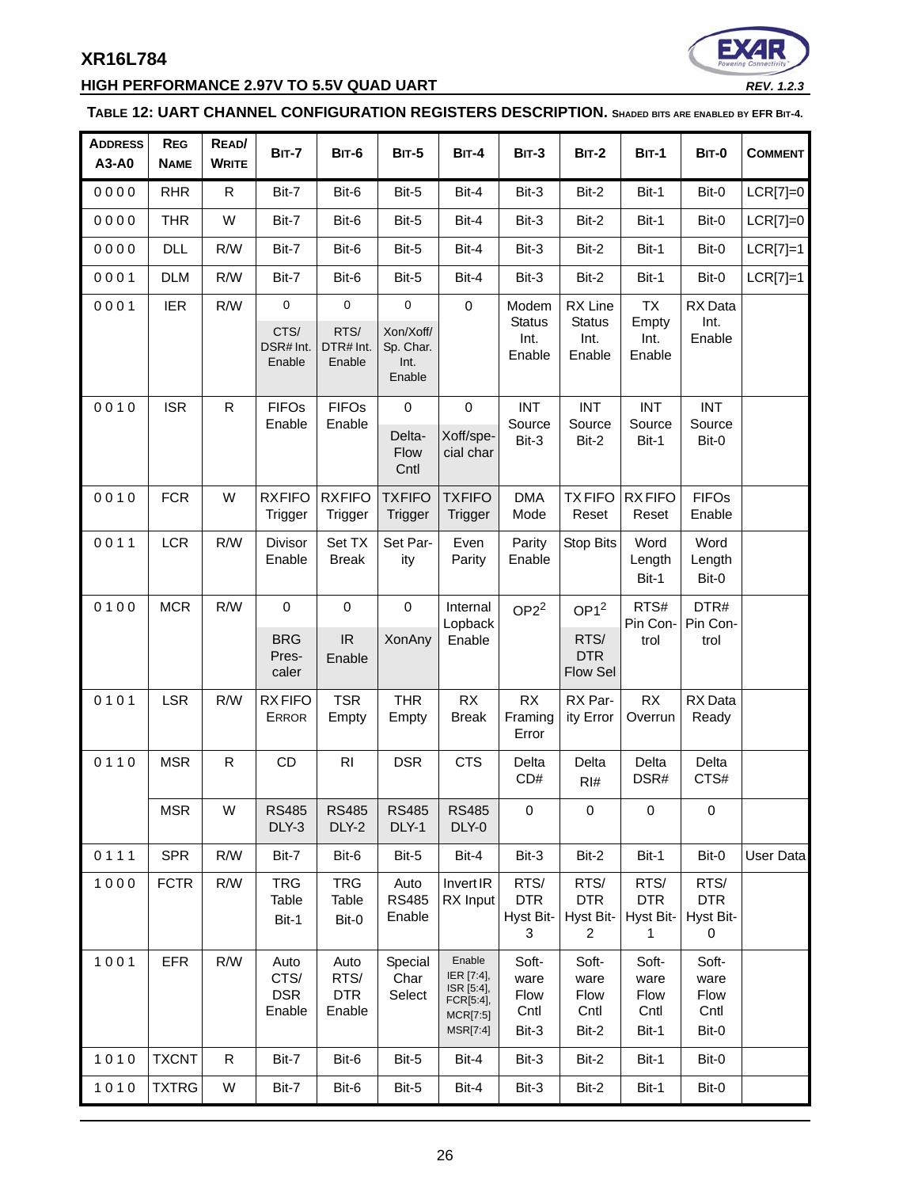**TABLE 12: UART CHANNEL CONFIGURATION REGISTERS DESCRIPTION.** SHADED BITS ARE ENABLED BY EFR BIT-4.

| ADDRESS A3-A0 | REG NAME | READ/ WRITE | BIT-7 | BIT-6 | BIT-5 | BIT-4 | BIT-3 | BIT-2 | BIT-1 | BIT-0 | COMMENT |
|---|---|---|---|---|---|---|---|---|---|---|---|
| 0 0 0 0 | RHR | R | Bit-7 | Bit-6 | Bit-5 | Bit-4 | Bit-3 | Bit-2 | Bit-1 | Bit-0 | LCR[7]=0 |
| 0 0 0 0 | THR | W | Bit-7 | Bit-6 | Bit-5 | Bit-4 | Bit-3 | Bit-2 | Bit-1 | Bit-0 | LCR[7]=0 |
| 0 0 0 0 | DLL | R/W | Bit-7 | Bit-6 | Bit-5 | Bit-4 | Bit-3 | Bit-2 | Bit-1 | Bit-0 | LCR[7]=1 |
| 0 0 0 1 | DLM | R/W | Bit-7 | Bit-6 | Bit-5 | Bit-4 | Bit-3 | Bit-2 | Bit-1 | Bit-0 | LCR[7]=1 |
| 0 0 0 1 | IER | R/W | 0 / CTS/ DSR# Int. Enable | 0 / RTS/ DTR# Int. Enable | 0 / Xon/Xoff/ Sp. Char. Int. Enable | 0 | Modem Status Int. Enable | RX Line Status Int. Enable | TX Empty Int. Enable | RX Data Int. Enable | |
| 0 0 1 0 | ISR | R | FIFOs Enable | FIFOs Enable | 0 / Delta-Flow Cntl | 0 / Xoff/special char | INT Source Bit-3 | INT Source Bit-2 | INT Source Bit-1 | INT Source Bit-0 | |
| 0 0 1 0 | FCR | W | RXFIFO Trigger | RXFIFO Trigger | TXFIFO Trigger | TXFIFO Trigger | DMA Mode | TX FIFO Reset | RX FIFO Reset | FIFOs Enable | |
| 0 0 1 1 | LCR | R/W | Divisor Enable | Set TX Break | Set Parity | Even Parity | Parity Enable | Stop Bits | Word Length Bit-1 | Word Length Bit-0 | |
| 0 1 0 0 | MCR | R/W | 0 / BRG Prescaler | 0 / IR Enable | 0 / XonAny | Internal Lopback Enable | OP2[2] | OP1[2] / RTS/ DTR Flow Sel | RTS# Pin Control | DTR# Pin Control | |
| 0 1 0 1 | LSR | R/W | RX FIFO ERROR | TSR Empty | THR Empty | RX Break | RX Framing Error | RX Parity Error | RX Overrun | RX Data Ready | |
| 0 1 1 0 | MSR | R | CD | RI | DSR | CTS | Delta CD# | Delta RI# | Delta DSR# | Delta CTS# | |
| | MSR | W | RS485 DLY-3 | RS485 DLY-2 | RS485 DLY-1 | RS485 DLY-0 | 0 | 0 | 0 | 0 | |
| 0 1 1 1 | SPR | R/W | Bit-7 | Bit-6 | Bit-5 | Bit-4 | Bit-3 | Bit-2 | Bit-1 | Bit-0 | User Data |
| 1 0 0 0 | FCTR | R/W | TRG Table Bit-1 | TRG Table Bit-0 | Auto RS485 Enable | Invert IR RX Input | RTS/ DTR Hyst Bit-3 | RTS/ DTR Hyst Bit-2 | RTS/ DTR Hyst Bit-1 | RTS/ DTR Hyst Bit-0 | |
| 1 0 0 1 | EFR | R/W | Auto CTS/ DSR Enable | Auto RTS/ DTR Enable | Special Char Select | Enable IER [7:4], ISR [5:4], FCR[5:4], MCR[7:5] MSR[7:4] | Software Flow Cntl Bit-3 | Software Flow Cntl Bit-2 | Software Flow Cntl Bit-1 | Software Flow Cntl Bit-0 | |
| 1 0 1 0 | TXCNT | R | Bit-7 | Bit-6 | Bit-5 | Bit-4 | Bit-3 | Bit-2 | Bit-1 | Bit-0 | |
| 1 0 1 0 | TXTRG | W | Bit-7 | Bit-6 | Bit-5 | Bit-4 | Bit-3 | Bit-2 | Bit-1 | Bit-0 | |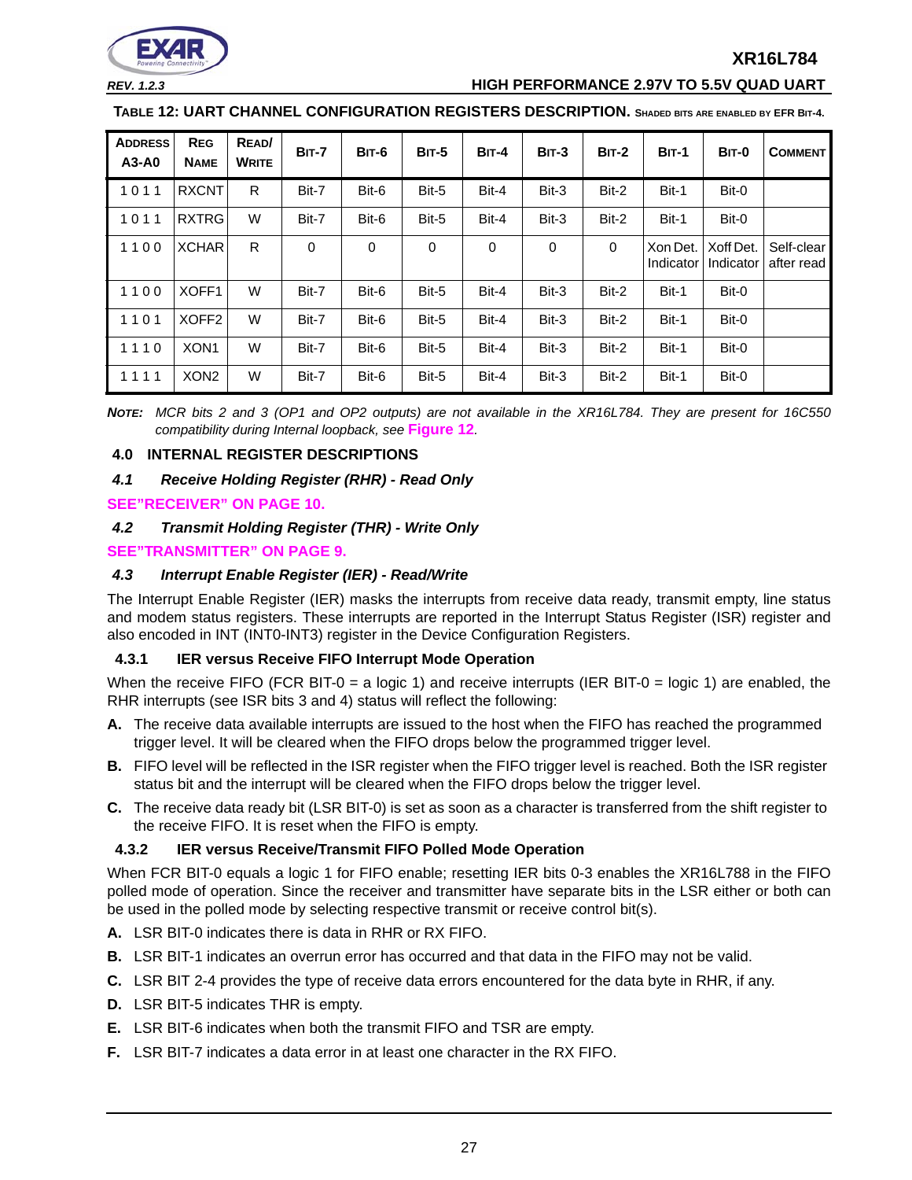**TABLE 12: UART CHANNEL CONFIGURATION REGISTERS DESCRIPTION.** SHADED BITS ARE ENABLED BY EFR BIT-4.

| ADDRESS A3-A0 | REG NAME | READ/ WRITE | BIT-7 | BIT-6 | BIT-5 | BIT-4 | BIT-3 | BIT-2 | BIT-1 | BIT-0 | COMMENT |
|---|---|---|---|---|---|---|---|---|---|---|---|
| 1 0 1 1 | RXCNT | R | Bit-7 | Bit-6 | Bit-5 | Bit-4 | Bit-3 | Bit-2 | Bit-1 | Bit-0 | |
| 1 0 1 1 | RXTRG | W | Bit-7 | Bit-6 | Bit-5 | Bit-4 | Bit-3 | Bit-2 | Bit-1 | Bit-0 | |
| 1 1 0 0 | XCHAR | R | 0 | 0 | 0 | 0 | 0 | 0 | Xon Det. Indicator | Xoff Det. Indicator | Self-clear after read |
| 1 1 0 0 | XOFF1 | W | Bit-7 | Bit-6 | Bit-5 | Bit-4 | Bit-3 | Bit-2 | Bit-1 | Bit-0 | |
| 1 1 0 1 | XOFF2 | W | Bit-7 | Bit-6 | Bit-5 | Bit-4 | Bit-3 | Bit-2 | Bit-1 | Bit-0 | |
| 1 1 1 0 | XON1 | W | Bit-7 | Bit-6 | Bit-5 | Bit-4 | Bit-3 | Bit-2 | Bit-1 | Bit-0 | |
| 1 1 1 1 | XON2 | W | Bit-7 | Bit-6 | Bit-5 | Bit-4 | Bit-3 | Bit-2 | Bit-1 | Bit-0 | |

**NOTE:** *MCR bits 2 and 3 (OP1 and OP2 outputs) are not available in the XR16L784. They are present for 16C550 compatibility during Internal loopback, see* **Figure 12**.

## 4.0 INTERNAL REGISTER DESCRIPTIONS

### *4.1 Receive Holding Register (RHR) - Read Only*

**SEE"RECEIVER" ON PAGE 10.**

### *4.2 Transmit Holding Register (THR) - Write Only*

**SEE"TRANSMITTER" ON PAGE 9.**

### *4.3 Interrupt Enable Register (IER) - Read/Write*

The Interrupt Enable Register (IER) masks the interrupts from receive data ready, transmit empty, line status and modem status registers. These interrupts are reported in the Interrupt Status Register (ISR) register and also encoded in INT (INT0-INT3) register in the Device Configuration Registers.

#### 4.3.1 IER versus Receive FIFO Interrupt Mode Operation

When the receive FIFO (FCR BIT-0 = a logic 1) and receive interrupts (IER BIT-0 = logic 1) are enabled, the RHR interrupts (see ISR bits 3 and 4) status will reflect the following:

**A.** The receive data available interrupts are issued to the host when the FIFO has reached the programmed trigger level. It will be cleared when the FIFO drops below the programmed trigger level.

**B.** FIFO level will be reflected in the ISR register when the FIFO trigger level is reached. Both the ISR register status bit and the interrupt will be cleared when the FIFO drops below the trigger level.

**C.** The receive data ready bit (LSR BIT-0) is set as soon as a character is transferred from the shift register to the receive FIFO. It is reset when the FIFO is empty.

#### 4.3.2 IER versus Receive/Transmit FIFO Polled Mode Operation

When FCR BIT-0 equals a logic 1 for FIFO enable; resetting IER bits 0-3 enables the XR16L788 in the FIFO polled mode of operation. Since the receiver and transmitter have separate bits in the LSR either or both can be used in the polled mode by selecting respective transmit or receive control bit(s).

**A.** LSR BIT-0 indicates there is data in RHR or RX FIFO.

**B.** LSR BIT-1 indicates an overrun error has occurred and that data in the FIFO may not be valid.

**C.** LSR BIT 2-4 provides the type of receive data errors encountered for the data byte in RHR, if any.

**D.** LSR BIT-5 indicates THR is empty.

**E.** LSR BIT-6 indicates when both the transmit FIFO and TSR are empty.

**F.** LSR BIT-7 indicates a data error in at least one character in the RX FIFO.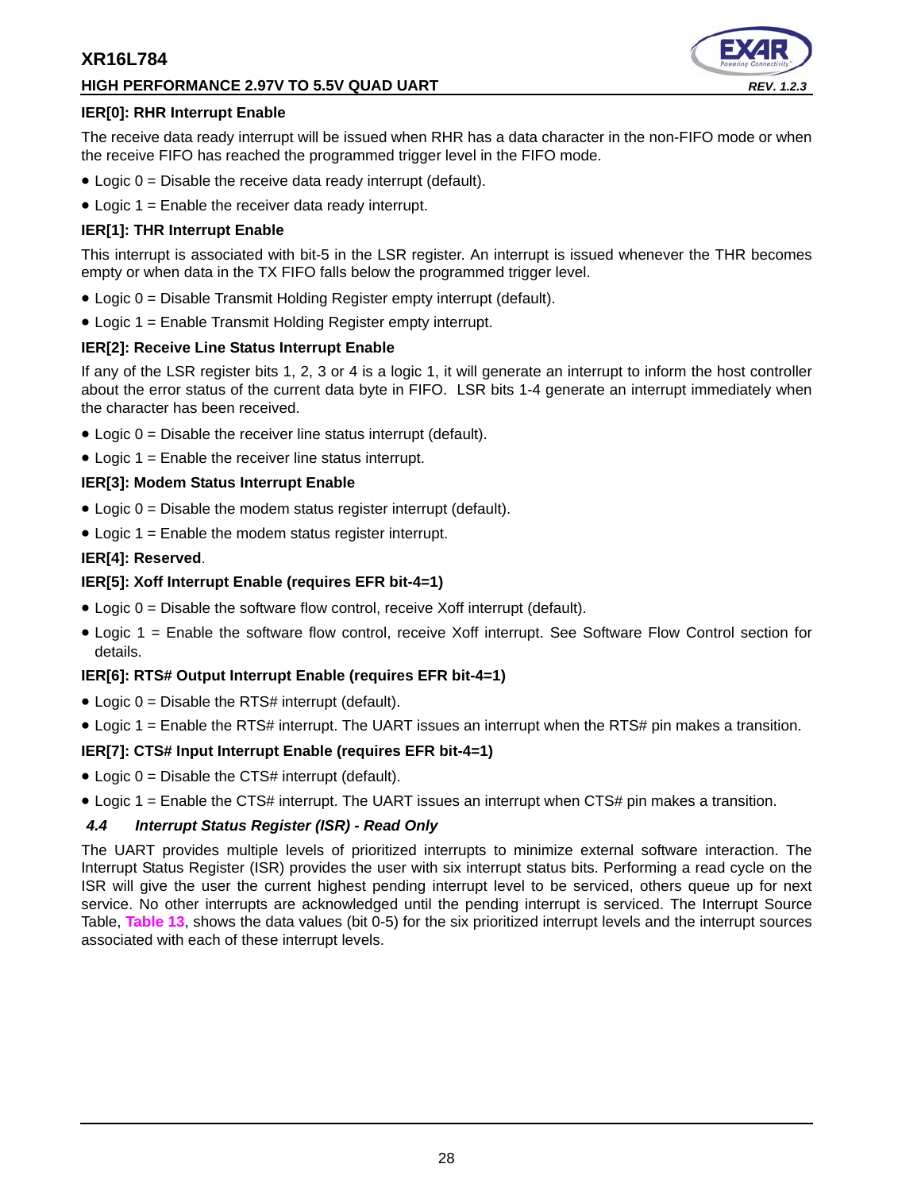**IER[0]: RHR Interrupt Enable**

The receive data ready interrupt will be issued when RHR has a data character in the non-FIFO mode or when the receive FIFO has reached the programmed trigger level in the FIFO mode.

- Logic 0 = Disable the receive data ready interrupt (default).
- Logic 1 = Enable the receiver data ready interrupt.

**IER[1]: THR Interrupt Enable**

This interrupt is associated with bit-5 in the LSR register. An interrupt is issued whenever the THR becomes empty or when data in the TX FIFO falls below the programmed trigger level.

- Logic 0 = Disable Transmit Holding Register empty interrupt (default).
- Logic 1 = Enable Transmit Holding Register empty interrupt.

**IER[2]: Receive Line Status Interrupt Enable**

If any of the LSR register bits 1, 2, 3 or 4 is a logic 1, it will generate an interrupt to inform the host controller about the error status of the current data byte in FIFO. LSR bits 1-4 generate an interrupt immediately when the character has been received.

- Logic 0 = Disable the receiver line status interrupt (default).
- Logic 1 = Enable the receiver line status interrupt.

**IER[3]: Modem Status Interrupt Enable**

- Logic 0 = Disable the modem status register interrupt (default).
- Logic 1 = Enable the modem status register interrupt.

**IER[4]: Reserved**.

**IER[5]: Xoff Interrupt Enable (requires EFR bit-4=1)**

- Logic 0 = Disable the software flow control, receive Xoff interrupt (default).
- Logic 1 = Enable the software flow control, receive Xoff interrupt. See Software Flow Control section for details.

**IER[6]: RTS# Output Interrupt Enable (requires EFR bit-4=1)**

- Logic 0 = Disable the RTS# interrupt (default).
- Logic 1 = Enable the RTS# interrupt. The UART issues an interrupt when the RTS# pin makes a transition.

**IER[7]: CTS# Input Interrupt Enable (requires EFR bit-4=1)**

- Logic 0 = Disable the CTS# interrupt (default).
- Logic 1 = Enable the CTS# interrupt. The UART issues an interrupt when CTS# pin makes a transition.

### *4.4 Interrupt Status Register (ISR) - Read Only*

The UART provides multiple levels of prioritized interrupts to minimize external software interaction. The Interrupt Status Register (ISR) provides the user with six interrupt status bits. Performing a read cycle on the ISR will give the user the current highest pending interrupt level to be serviced, others queue up for next service. No other interrupts are acknowledged until the pending interrupt is serviced. The Interrupt Source Table, **Table 13**, shows the data values (bit 0-5) for the six prioritized interrupt levels and the interrupt sources associated with each of these interrupt levels.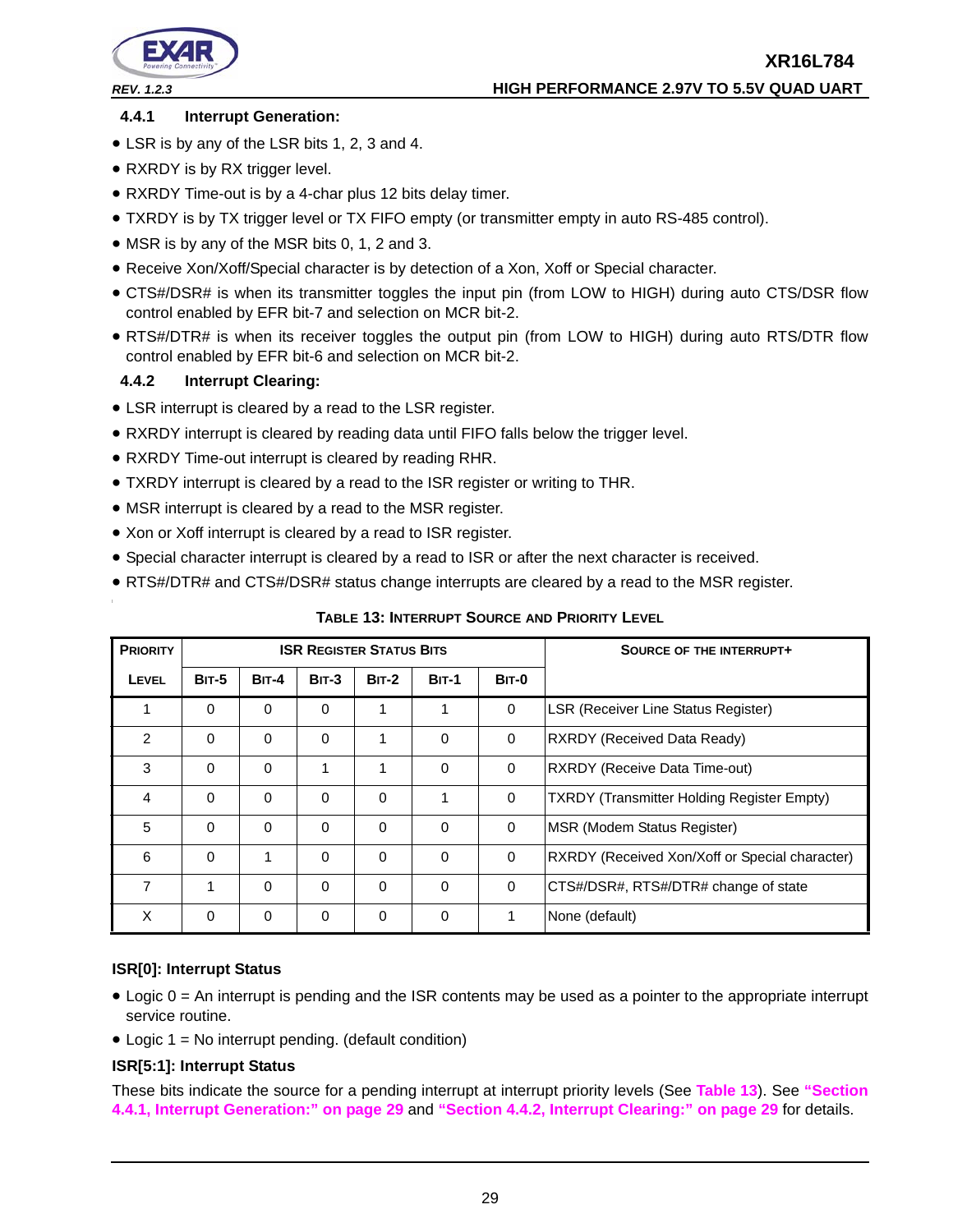### 4.4.1 Interrupt Generation:

- LSR is by any of the LSR bits 1, 2, 3 and 4.
- RXRDY is by RX trigger level.
- RXRDY Time-out is by a 4-char plus 12 bits delay timer.
- TXRDY is by TX trigger level or TX FIFO empty (or transmitter empty in auto RS-485 control).
- MSR is by any of the MSR bits 0, 1, 2 and 3.
- Receive Xon/Xoff/Special character is by detection of a Xon, Xoff or Special character.
- CTS#/DSR# is when its transmitter toggles the input pin (from LOW to HIGH) during auto CTS/DSR flow control enabled by EFR bit-7 and selection on MCR bit-2.
- RTS#/DTR# is when its receiver toggles the output pin (from LOW to HIGH) during auto RTS/DTR flow control enabled by EFR bit-6 and selection on MCR bit-2.

### 4.4.2 Interrupt Clearing:

- LSR interrupt is cleared by a read to the LSR register.
- RXRDY interrupt is cleared by reading data until FIFO falls below the trigger level.
- RXRDY Time-out interrupt is cleared by reading RHR.
- TXRDY interrupt is cleared by a read to the ISR register or writing to THR.
- MSR interrupt is cleared by a read to the MSR register.
- Xon or Xoff interrupt is cleared by a read to ISR register.
- Special character interrupt is cleared by a read to ISR or after the next character is received.
- RTS#/DTR# and CTS#/DSR# status change interrupts are cleared by a read to the MSR register.

**TABLE 13: INTERRUPT SOURCE AND PRIORITY LEVEL**

| PRIORITY | ISR REGISTER STATUS BITS | | | | | | SOURCE OF THE INTERRUPT+ |
|---|---|---|---|---|---|---|---|
| LEVEL | BIT-5 | BIT-4 | BIT-3 | BIT-2 | BIT-1 | BIT-0 | |
| 1 | 0 | 0 | 0 | 1 | 1 | 0 | LSR (Receiver Line Status Register) |
| 2 | 0 | 0 | 0 | 1 | 0 | 0 | RXRDY (Received Data Ready) |
| 3 | 0 | 0 | 1 | 1 | 0 | 0 | RXRDY (Receive Data Time-out) |
| 4 | 0 | 0 | 0 | 0 | 1 | 0 | TXRDY (Transmitter Holding Register Empty) |
| 5 | 0 | 0 | 0 | 0 | 0 | 0 | MSR (Modem Status Register) |
| 6 | 0 | 1 | 0 | 0 | 0 | 0 | RXRDY (Received Xon/Xoff or Special character) |
| 7 | 1 | 0 | 0 | 0 | 0 | 0 | CTS#/DSR#, RTS#/DTR# change of state |
| X | 0 | 0 | 0 | 0 | 0 | 1 | None (default) |

**ISR[0]: Interrupt Status**

- Logic 0 = An interrupt is pending and the ISR contents may be used as a pointer to the appropriate interrupt service routine.
- Logic 1 = No interrupt pending. (default condition)

**ISR[5:1]: Interrupt Status**

These bits indicate the source for a pending interrupt at interrupt priority levels (See **Table 13**). See **"Section 4.4.1, Interrupt Generation:" on page 29** and **"Section 4.4.2, Interrupt Clearing:" on page 29** for details.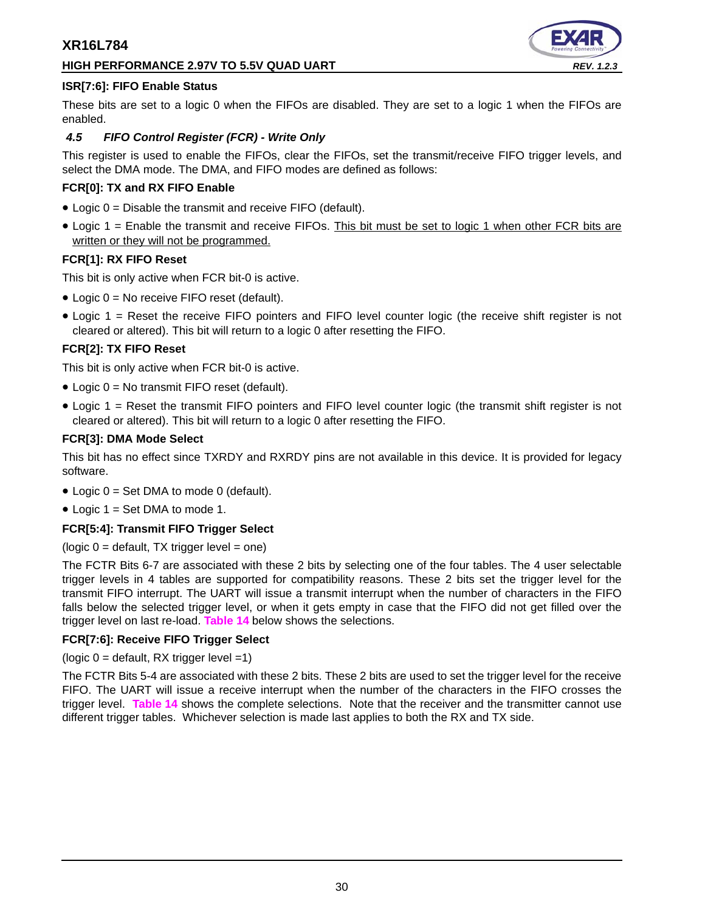**ISR[7:6]: FIFO Enable Status**

These bits are set to a logic 0 when the FIFOs are disabled. They are set to a logic 1 when the FIFOs are enabled.

### *4.5 FIFO Control Register (FCR) - Write Only*

This register is used to enable the FIFOs, clear the FIFOs, set the transmit/receive FIFO trigger levels, and select the DMA mode. The DMA, and FIFO modes are defined as follows:

**FCR[0]: TX and RX FIFO Enable**

- Logic 0 = Disable the transmit and receive FIFO (default).
- Logic 1 = Enable the transmit and receive FIFOs. This bit must be set to logic 1 when other FCR bits are written or they will not be programmed.

**FCR[1]: RX FIFO Reset**

This bit is only active when FCR bit-0 is active.

- Logic 0 = No receive FIFO reset (default).
- Logic 1 = Reset the receive FIFO pointers and FIFO level counter logic (the receive shift register is not cleared or altered). This bit will return to a logic 0 after resetting the FIFO.

**FCR[2]: TX FIFO Reset**

This bit is only active when FCR bit-0 is active.

- Logic 0 = No transmit FIFO reset (default).
- Logic 1 = Reset the transmit FIFO pointers and FIFO level counter logic (the transmit shift register is not cleared or altered). This bit will return to a logic 0 after resetting the FIFO.

**FCR[3]: DMA Mode Select**

This bit has no effect since TXRDY and RXRDY pins are not available in this device. It is provided for legacy software.

- Logic 0 = Set DMA to mode 0 (default).
- Logic 1 = Set DMA to mode 1.

**FCR[5:4]: Transmit FIFO Trigger Select**

(logic 0 = default, TX trigger level = one)

The FCTR Bits 6-7 are associated with these 2 bits by selecting one of the four tables. The 4 user selectable trigger levels in 4 tables are supported for compatibility reasons. These 2 bits set the trigger level for the transmit FIFO interrupt. The UART will issue a transmit interrupt when the number of characters in the FIFO falls below the selected trigger level, or when it gets empty in case that the FIFO did not get filled over the trigger level on last re-load. Table 14 below shows the selections.

**FCR[7:6]: Receive FIFO Trigger Select**

(logic 0 = default, RX trigger level =1)

The FCTR Bits 5-4 are associated with these 2 bits. These 2 bits are used to set the trigger level for the receive FIFO. The UART will issue a receive interrupt when the number of the characters in the FIFO crosses the trigger level. Table 14 shows the complete selections. Note that the receiver and the transmitter cannot use different trigger tables. Whichever selection is made last applies to both the RX and TX side.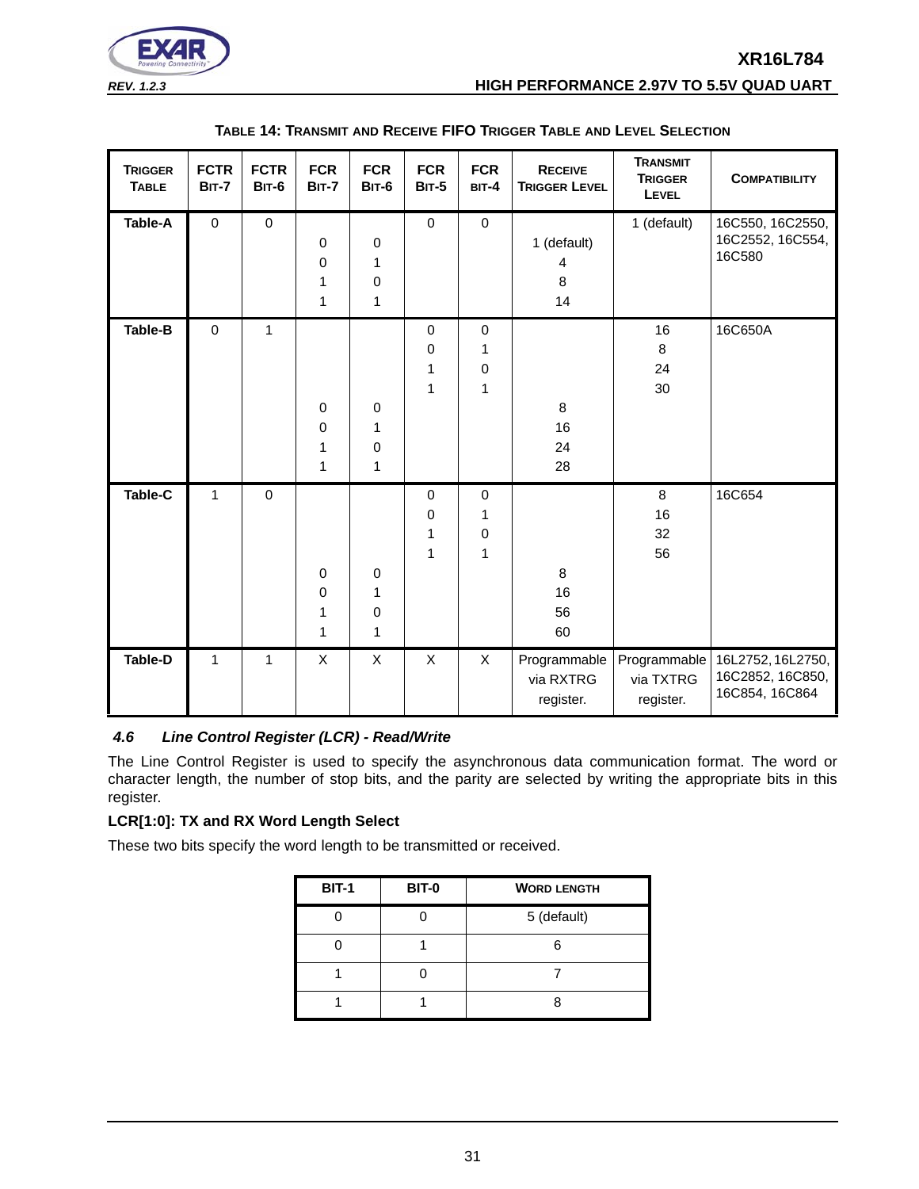**Table 14: Transmit and Receive FIFO Trigger Table and Level Selection**

| Trigger Table | FCTR Bit-7 | FCTR Bit-6 | FCR Bit-7 | FCR Bit-6 | FCR Bit-5 | FCR Bit-4 | Receive Trigger Level | Transmit Trigger Level | Compatibility |
|---|---|---|---|---|---|---|---|---|---|
| **Table-A** | 0 | 0 | | | 0 | 0 | | 1 (default) | 16C550, 16C2550, 16C2552, 16C554, 16C580 |
| | | | 0 | 0 | | | 1 (default) | | |
| | | | 0 | 1 | | | 4 | | |
| | | | 1 | 0 | | | 8 | | |
| | | | 1 | 1 | | | 14 | | |
| **Table-B** | 0 | 1 | | | 0 | 0 | | 16 | 16C650A |
| | | | | | 0 | 1 | | 8 | |
| | | | | | 1 | 0 | | 24 | |
| | | | | | 1 | 1 | | 30 | |
| | | | 0 | 0 | | | 8 | | |
| | | | 0 | 1 | | | 16 | | |
| | | | 1 | 0 | | | 24 | | |
| | | | 1 | 1 | | | 28 | | |
| **Table-C** | 1 | 0 | | | 0 | 0 | | 8 | 16C654 |
| | | | | | 0 | 1 | | 16 | |
| | | | | | 1 | 0 | | 32 | |
| | | | | | 1 | 1 | | 56 | |
| | | | 0 | 0 | | | 8 | | |
| | | | 0 | 1 | | | 16 | | |
| | | | 1 | 0 | | | 56 | | |
| | | | 1 | 1 | | | 60 | | |
| **Table-D** | 1 | 1 | X | X | X | X | Programmable via RXTRG register. | Programmable via TXTRG register. | 16L2752, 16L2750, 16C2852, 16C850, 16C854, 16C864 |

### *4.6 Line Control Register (LCR) - Read/Write*

The Line Control Register is used to specify the asynchronous data communication format. The word or character length, the number of stop bits, and the parity are selected by writing the appropriate bits in this register.

**LCR[1:0]: TX and RX Word Length Select**

These two bits specify the word length to be transmitted or received.

| BIT-1 | BIT-0 | Word Length |
|---|---|---|
| 0 | 0 | 5 (default) |
| 0 | 1 | 6 |
| 1 | 0 | 7 |
| 1 | 1 | 8 |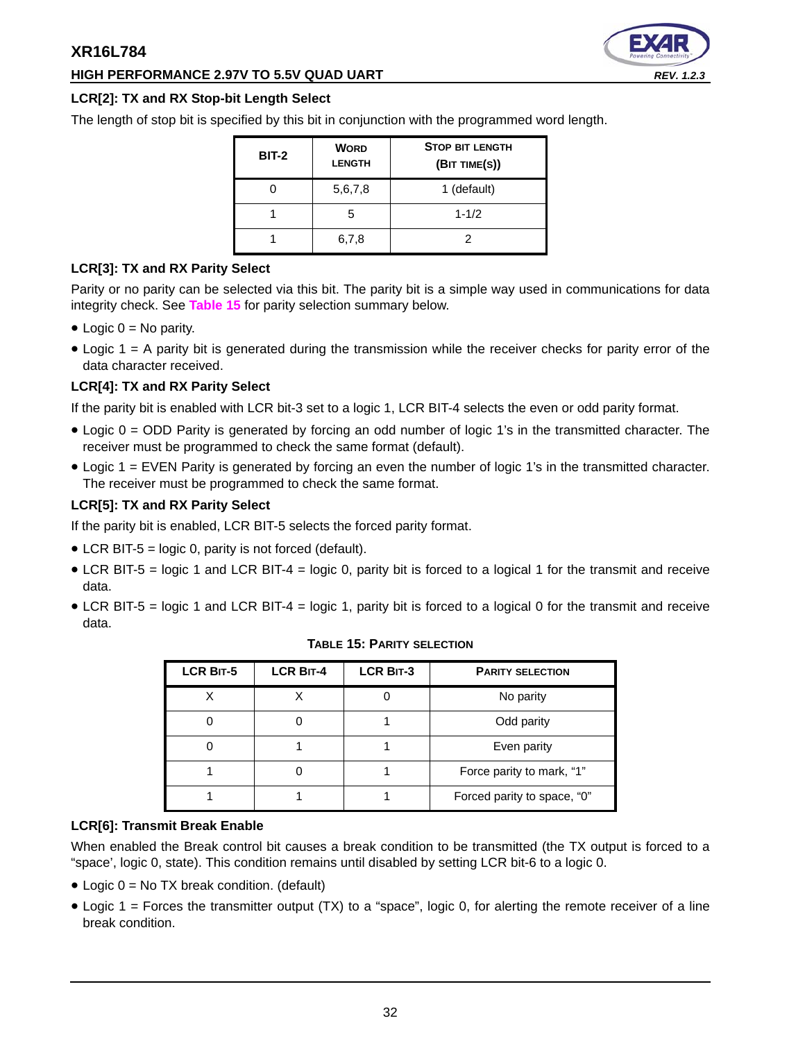### LCR[2]: TX and RX Stop-bit Length Select

The length of stop bit is specified by this bit in conjunction with the programmed word length.

| BIT-2 | WORD LENGTH | STOP BIT LENGTH (BIT TIME(S)) |
|---|---|---|
| 0 | 5,6,7,8 | 1 (default) |
| 1 | 5 | 1-1/2 |
| 1 | 6,7,8 | 2 |

### LCR[3]: TX and RX Parity Select

Parity or no parity can be selected via this bit. The parity bit is a simple way used in communications for data integrity check. See Table 15 for parity selection summary below.

- Logic 0 = No parity.
- Logic 1 = A parity bit is generated during the transmission while the receiver checks for parity error of the data character received.

### LCR[4]: TX and RX Parity Select

If the parity bit is enabled with LCR bit-3 set to a logic 1, LCR BIT-4 selects the even or odd parity format.

- Logic 0 = ODD Parity is generated by forcing an odd number of logic 1's in the transmitted character. The receiver must be programmed to check the same format (default).
- Logic 1 = EVEN Parity is generated by forcing an even the number of logic 1's in the transmitted character. The receiver must be programmed to check the same format.

### LCR[5]: TX and RX Parity Select

If the parity bit is enabled, LCR BIT-5 selects the forced parity format.

- LCR BIT-5 = logic 0, parity is not forced (default).
- LCR BIT-5 = logic 1 and LCR BIT-4 = logic 0, parity bit is forced to a logical 1 for the transmit and receive data.
- LCR BIT-5 = logic 1 and LCR BIT-4 = logic 1, parity bit is forced to a logical 0 for the transmit and receive data.

**TABLE 15: PARITY SELECTION**

| LCR BIT-5 | LCR BIT-4 | LCR BIT-3 | PARITY SELECTION |
|---|---|---|---|
| X | X | 0 | No parity |
| 0 | 0 | 1 | Odd parity |
| 0 | 1 | 1 | Even parity |
| 1 | 0 | 1 | Force parity to mark, "1" |
| 1 | 1 | 1 | Forced parity to space, "0" |

### LCR[6]: Transmit Break Enable

When enabled the Break control bit causes a break condition to be transmitted (the TX output is forced to a "space', logic 0, state). This condition remains until disabled by setting LCR bit-6 to a logic 0.

- Logic 0 = No TX break condition. (default)
- Logic 1 = Forces the transmitter output (TX) to a "space", logic 0, for alerting the remote receiver of a line break condition.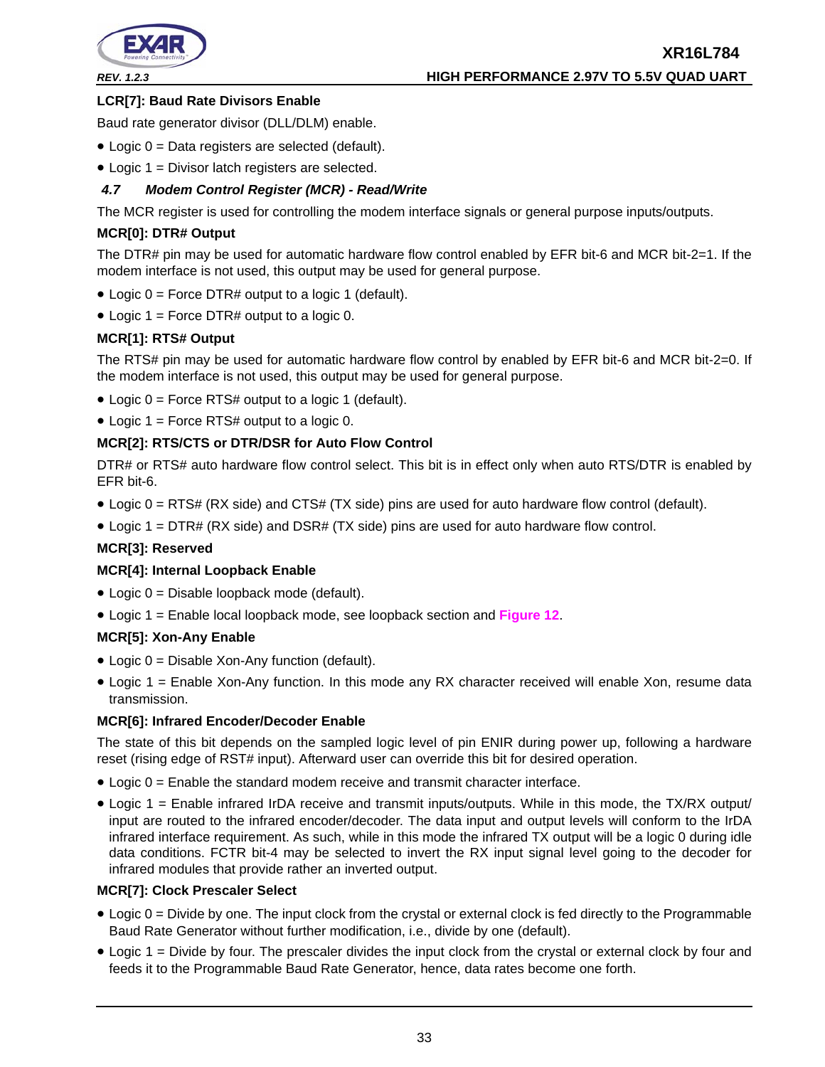**LCR[7]: Baud Rate Divisors Enable**

Baud rate generator divisor (DLL/DLM) enable.

- Logic 0 = Data registers are selected (default).
- Logic 1 = Divisor latch registers are selected.

### 4.7 Modem Control Register (MCR) - Read/Write

The MCR register is used for controlling the modem interface signals or general purpose inputs/outputs.

**MCR[0]: DTR# Output**

The DTR# pin may be used for automatic hardware flow control enabled by EFR bit-6 and MCR bit-2=1. If the modem interface is not used, this output may be used for general purpose.

- Logic 0 = Force DTR# output to a logic 1 (default).
- Logic 1 = Force DTR# output to a logic 0.

**MCR[1]: RTS# Output**

The RTS# pin may be used for automatic hardware flow control by enabled by EFR bit-6 and MCR bit-2=0. If the modem interface is not used, this output may be used for general purpose.

- Logic 0 = Force RTS# output to a logic 1 (default).
- Logic 1 = Force RTS# output to a logic 0.

**MCR[2]: RTS/CTS or DTR/DSR for Auto Flow Control**

DTR# or RTS# auto hardware flow control select. This bit is in effect only when auto RTS/DTR is enabled by EFR bit-6.

- Logic 0 = RTS# (RX side) and CTS# (TX side) pins are used for auto hardware flow control (default).
- Logic 1 = DTR# (RX side) and DSR# (TX side) pins are used for auto hardware flow control.

**MCR[3]: Reserved**

**MCR[4]: Internal Loopback Enable**

- Logic 0 = Disable loopback mode (default).
- Logic 1 = Enable local loopback mode, see loopback section and Figure 12.

**MCR[5]: Xon-Any Enable**

- Logic 0 = Disable Xon-Any function (default).
- Logic 1 = Enable Xon-Any function. In this mode any RX character received will enable Xon, resume data transmission.

**MCR[6]: Infrared Encoder/Decoder Enable**

The state of this bit depends on the sampled logic level of pin ENIR during power up, following a hardware reset (rising edge of RST# input). Afterward user can override this bit for desired operation.

- Logic 0 = Enable the standard modem receive and transmit character interface.
- Logic 1 = Enable infrared IrDA receive and transmit inputs/outputs. While in this mode, the TX/RX output/input are routed to the infrared encoder/decoder. The data input and output levels will conform to the IrDA infrared interface requirement. As such, while in this mode the infrared TX output will be a logic 0 during idle data conditions. FCTR bit-4 may be selected to invert the RX input signal level going to the decoder for infrared modules that provide rather an inverted output.

**MCR[7]: Clock Prescaler Select**

- Logic 0 = Divide by one. The input clock from the crystal or external clock is fed directly to the Programmable Baud Rate Generator without further modification, i.e., divide by one (default).
- Logic 1 = Divide by four. The prescaler divides the input clock from the crystal or external clock by four and feeds it to the Programmable Baud Rate Generator, hence, data rates become one forth.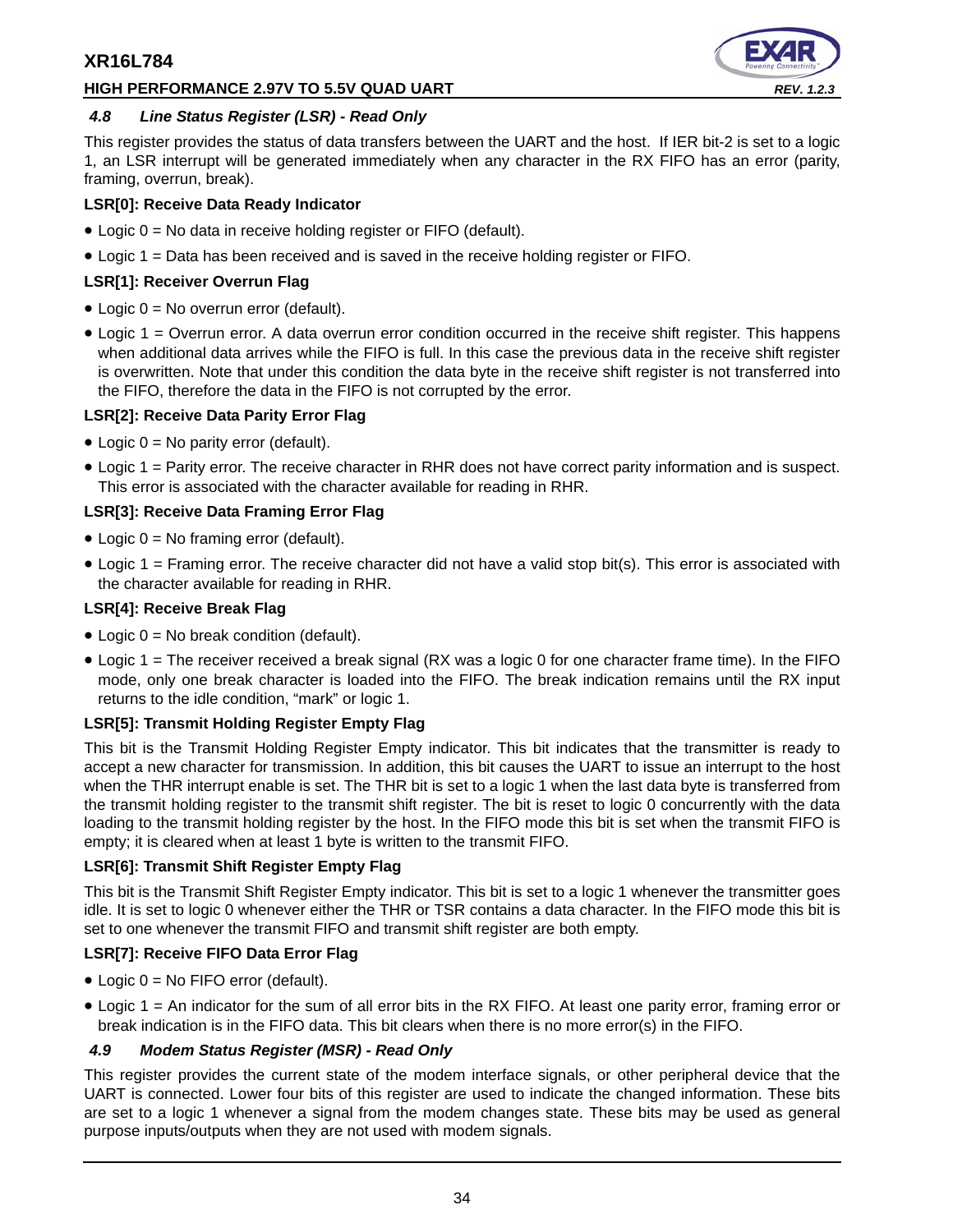### *4.8 Line Status Register (LSR) - Read Only*

This register provides the status of data transfers between the UART and the host. If IER bit-2 is set to a logic 1, an LSR interrupt will be generated immediately when any character in the RX FIFO has an error (parity, framing, overrun, break).

**LSR[0]: Receive Data Ready Indicator**

- Logic 0 = No data in receive holding register or FIFO (default).
- Logic 1 = Data has been received and is saved in the receive holding register or FIFO.

**LSR[1]: Receiver Overrun Flag**

- Logic 0 = No overrun error (default).
- Logic 1 = Overrun error. A data overrun error condition occurred in the receive shift register. This happens when additional data arrives while the FIFO is full. In this case the previous data in the receive shift register is overwritten. Note that under this condition the data byte in the receive shift register is not transferred into the FIFO, therefore the data in the FIFO is not corrupted by the error.

**LSR[2]: Receive Data Parity Error Flag**

- Logic 0 = No parity error (default).
- Logic 1 = Parity error. The receive character in RHR does not have correct parity information and is suspect. This error is associated with the character available for reading in RHR.

**LSR[3]: Receive Data Framing Error Flag**

- Logic 0 = No framing error (default).
- Logic 1 = Framing error. The receive character did not have a valid stop bit(s). This error is associated with the character available for reading in RHR.

**LSR[4]: Receive Break Flag**

- Logic 0 = No break condition (default).
- Logic 1 = The receiver received a break signal (RX was a logic 0 for one character frame time). In the FIFO mode, only one break character is loaded into the FIFO. The break indication remains until the RX input returns to the idle condition, "mark" or logic 1.

**LSR[5]: Transmit Holding Register Empty Flag**

This bit is the Transmit Holding Register Empty indicator. This bit indicates that the transmitter is ready to accept a new character for transmission. In addition, this bit causes the UART to issue an interrupt to the host when the THR interrupt enable is set. The THR bit is set to a logic 1 when the last data byte is transferred from the transmit holding register to the transmit shift register. The bit is reset to logic 0 concurrently with the data loading to the transmit holding register by the host. In the FIFO mode this bit is set when the transmit FIFO is empty; it is cleared when at least 1 byte is written to the transmit FIFO.

**LSR[6]: Transmit Shift Register Empty Flag**

This bit is the Transmit Shift Register Empty indicator. This bit is set to a logic 1 whenever the transmitter goes idle. It is set to logic 0 whenever either the THR or TSR contains a data character. In the FIFO mode this bit is set to one whenever the transmit FIFO and transmit shift register are both empty.

**LSR[7]: Receive FIFO Data Error Flag**

- Logic 0 = No FIFO error (default).
- Logic 1 = An indicator for the sum of all error bits in the RX FIFO. At least one parity error, framing error or break indication is in the FIFO data. This bit clears when there is no more error(s) in the FIFO.

### *4.9 Modem Status Register (MSR) - Read Only*

This register provides the current state of the modem interface signals, or other peripheral device that the UART is connected. Lower four bits of this register are used to indicate the changed information. These bits are set to a logic 1 whenever a signal from the modem changes state. These bits may be used as general purpose inputs/outputs when they are not used with modem signals.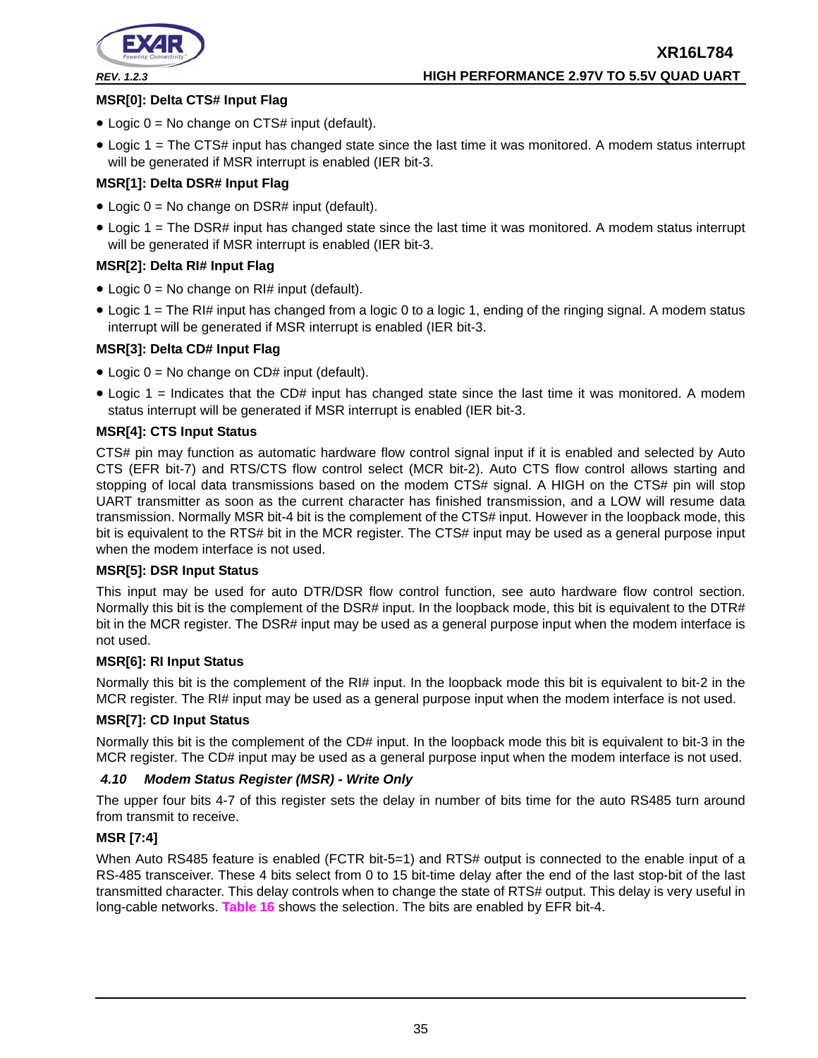#### MSR[0]: Delta CTS# Input Flag

- Logic 0 = No change on CTS# input (default).
- Logic 1 = The CTS# input has changed state since the last time it was monitored. A modem status interrupt will be generated if MSR interrupt is enabled (IER bit-3.

#### MSR[1]: Delta DSR# Input Flag

- Logic 0 = No change on DSR# input (default).
- Logic 1 = The DSR# input has changed state since the last time it was monitored. A modem status interrupt will be generated if MSR interrupt is enabled (IER bit-3.

#### MSR[2]: Delta RI# Input Flag

- Logic 0 = No change on RI# input (default).
- Logic 1 = The RI# input has changed from a logic 0 to a logic 1, ending of the ringing signal. A modem status interrupt will be generated if MSR interrupt is enabled (IER bit-3.

#### MSR[3]: Delta CD# Input Flag

- Logic 0 = No change on CD# input (default).
- Logic 1 = Indicates that the CD# input has changed state since the last time it was monitored. A modem status interrupt will be generated if MSR interrupt is enabled (IER bit-3.

#### MSR[4]: CTS Input Status

CTS# pin may function as automatic hardware flow control signal input if it is enabled and selected by Auto CTS (EFR bit-7) and RTS/CTS flow control select (MCR bit-2). Auto CTS flow control allows starting and stopping of local data transmissions based on the modem CTS# signal. A HIGH on the CTS# pin will stop UART transmitter as soon as the current character has finished transmission, and a LOW will resume data transmission. Normally MSR bit-4 bit is the complement of the CTS# input. However in the loopback mode, this bit is equivalent to the RTS# bit in the MCR register. The CTS# input may be used as a general purpose input when the modem interface is not used.

#### MSR[5]: DSR Input Status

This input may be used for auto DTR/DSR flow control function, see auto hardware flow control section. Normally this bit is the complement of the DSR# input. In the loopback mode, this bit is equivalent to the DTR# bit in the MCR register. The DSR# input may be used as a general purpose input when the modem interface is not used.

#### MSR[6]: RI Input Status

Normally this bit is the complement of the RI# input. In the loopback mode this bit is equivalent to bit-2 in the MCR register. The RI# input may be used as a general purpose input when the modem interface is not used.

#### MSR[7]: CD Input Status

Normally this bit is the complement of the CD# input. In the loopback mode this bit is equivalent to bit-3 in the MCR register. The CD# input may be used as a general purpose input when the modem interface is not used.

### *4.10 Modem Status Register (MSR) - Write Only*

The upper four bits 4-7 of this register sets the delay in number of bits time for the auto RS485 turn around from transmit to receive.

#### MSR [7:4]

When Auto RS485 feature is enabled (FCTR bit-5=1) and RTS# output is connected to the enable input of a RS-485 transceiver. These 4 bits select from 0 to 15 bit-time delay after the end of the last stop-bit of the last transmitted character. This delay controls when to change the state of RTS# output. This delay is very useful in long-cable networks. Table 16 shows the selection. The bits are enabled by EFR bit-4.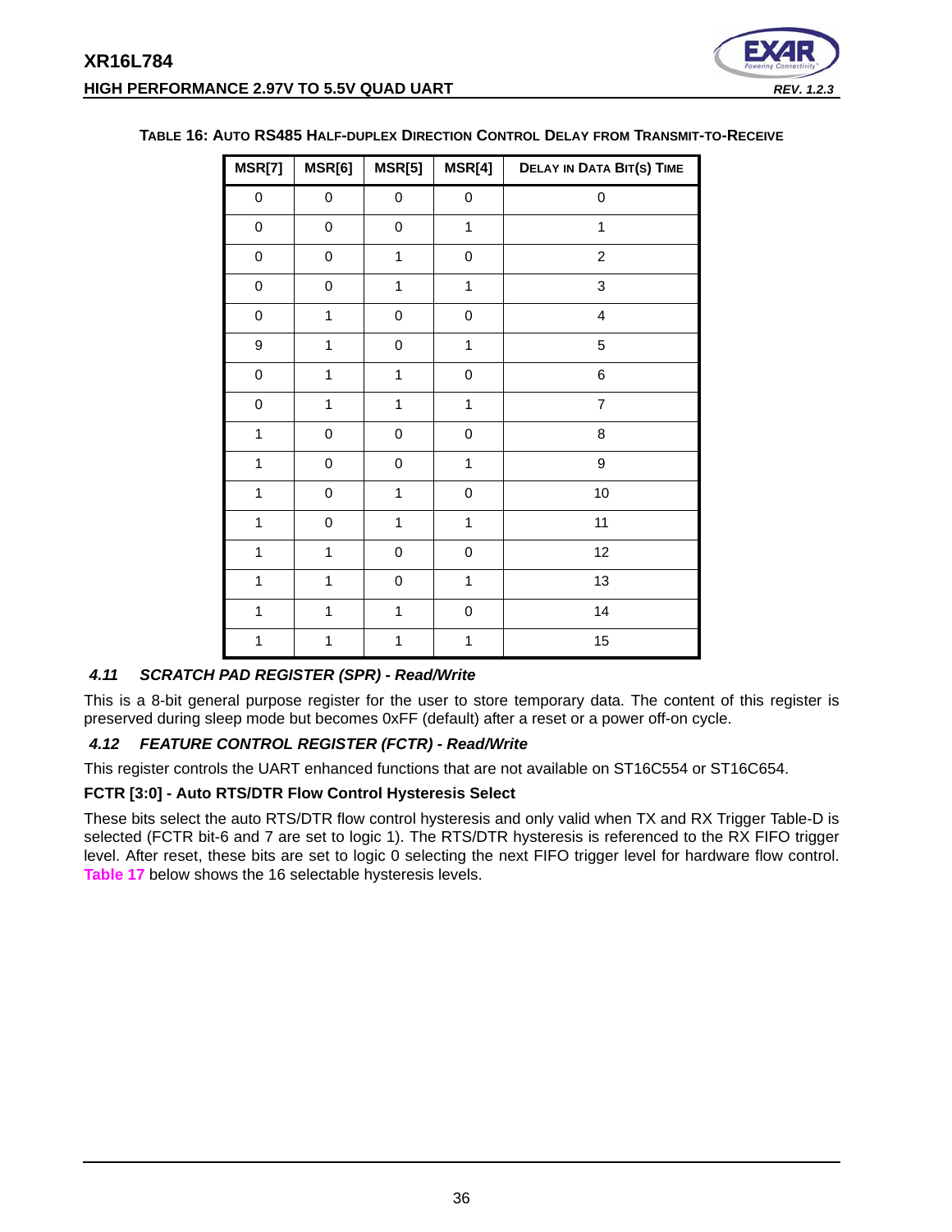**TABLE 16: AUTO RS485 HALF-DUPLEX DIRECTION CONTROL DELAY FROM TRANSMIT-TO-RECEIVE**

| MSR[7] | MSR[6] | MSR[5] | MSR[4] | DELAY IN DATA BIT(S) TIME |
|---|---|---|---|---|
| 0 | 0 | 0 | 0 | 0 |
| 0 | 0 | 0 | 1 | 1 |
| 0 | 0 | 1 | 0 | 2 |
| 0 | 0 | 1 | 1 | 3 |
| 0 | 1 | 0 | 0 | 4 |
| 9 | 1 | 0 | 1 | 5 |
| 0 | 1 | 1 | 0 | 6 |
| 0 | 1 | 1 | 1 | 7 |
| 1 | 0 | 0 | 0 | 8 |
| 1 | 0 | 0 | 1 | 9 |
| 1 | 0 | 1 | 0 | 10 |
| 1 | 0 | 1 | 1 | 11 |
| 1 | 1 | 0 | 0 | 12 |
| 1 | 1 | 0 | 1 | 13 |
| 1 | 1 | 1 | 0 | 14 |
| 1 | 1 | 1 | 1 | 15 |

### *4.11 SCRATCH PAD REGISTER (SPR) - Read/Write*

This is a 8-bit general purpose register for the user to store temporary data. The content of this register is preserved during sleep mode but becomes 0xFF (default) after a reset or a power off-on cycle.

### *4.12 FEATURE CONTROL REGISTER (FCTR) - Read/Write*

This register controls the UART enhanced functions that are not available on ST16C554 or ST16C654.

**FCTR [3:0] - Auto RTS/DTR Flow Control Hysteresis Select**

These bits select the auto RTS/DTR flow control hysteresis and only valid when TX and RX Trigger Table-D is selected (FCTR bit-6 and 7 are set to logic 1). The RTS/DTR hysteresis is referenced to the RX FIFO trigger level. After reset, these bits are set to logic 0 selecting the next FIFO trigger level for hardware flow control. Table 17 below shows the 16 selectable hysteresis levels.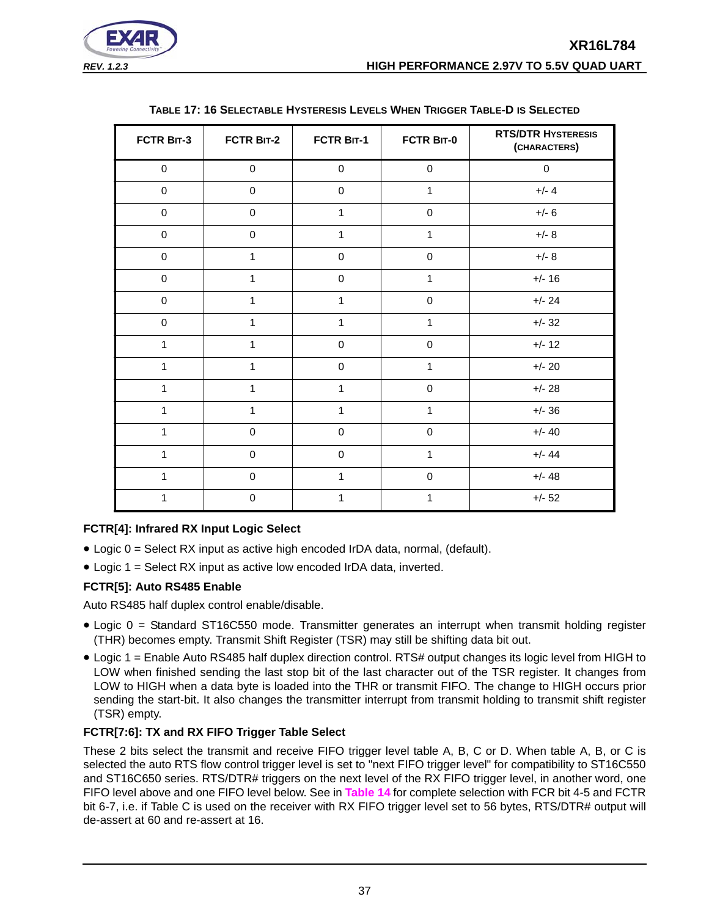**TABLE 17: 16 SELECTABLE HYSTERESIS LEVELS WHEN TRIGGER TABLE-D IS SELECTED**

| FCTR BIT-3 | FCTR BIT-2 | FCTR BIT-1 | FCTR BIT-0 | RTS/DTR HYSTERESIS (CHARACTERS) |
|---|---|---|---|---|
| 0 | 0 | 0 | 0 | 0 |
| 0 | 0 | 0 | 1 | +/- 4 |
| 0 | 0 | 1 | 0 | +/- 6 |
| 0 | 0 | 1 | 1 | +/- 8 |
| 0 | 1 | 0 | 0 | +/- 8 |
| 0 | 1 | 0 | 1 | +/- 16 |
| 0 | 1 | 1 | 0 | +/- 24 |
| 0 | 1 | 1 | 1 | +/- 32 |
| 1 | 1 | 0 | 0 | +/- 12 |
| 1 | 1 | 0 | 1 | +/- 20 |
| 1 | 1 | 1 | 0 | +/- 28 |
| 1 | 1 | 1 | 1 | +/- 36 |
| 1 | 0 | 0 | 0 | +/- 40 |
| 1 | 0 | 0 | 1 | +/- 44 |
| 1 | 0 | 1 | 0 | +/- 48 |
| 1 | 0 | 1 | 1 | +/- 52 |

**FCTR[4]: Infrared RX Input Logic Select**

- Logic 0 = Select RX input as active high encoded IrDA data, normal, (default).
- Logic 1 = Select RX input as active low encoded IrDA data, inverted.

**FCTR[5]: Auto RS485 Enable**

Auto RS485 half duplex control enable/disable.

- Logic 0 = Standard ST16C550 mode. Transmitter generates an interrupt when transmit holding register (THR) becomes empty. Transmit Shift Register (TSR) may still be shifting data bit out.
- Logic 1 = Enable Auto RS485 half duplex direction control. RTS# output changes its logic level from HIGH to LOW when finished sending the last stop bit of the last character out of the TSR register. It changes from LOW to HIGH when a data byte is loaded into the THR or transmit FIFO. The change to HIGH occurs prior sending the start-bit. It also changes the transmitter interrupt from transmit holding to transmit shift register (TSR) empty.

**FCTR[7:6]: TX and RX FIFO Trigger Table Select**

These 2 bits select the transmit and receive FIFO trigger level table A, B, C or D. When table A, B, or C is selected the auto RTS flow control trigger level is set to "next FIFO trigger level" for compatibility to ST16C550 and ST16C650 series. RTS/DTR# triggers on the next level of the RX FIFO trigger level, in another word, one FIFO level above and one FIFO level below. See in Table 14 for complete selection with FCR bit 4-5 and FCTR bit 6-7, i.e. if Table C is used on the receiver with RX FIFO trigger level set to 56 bytes, RTS/DTR# output will de-assert at 60 and re-assert at 16.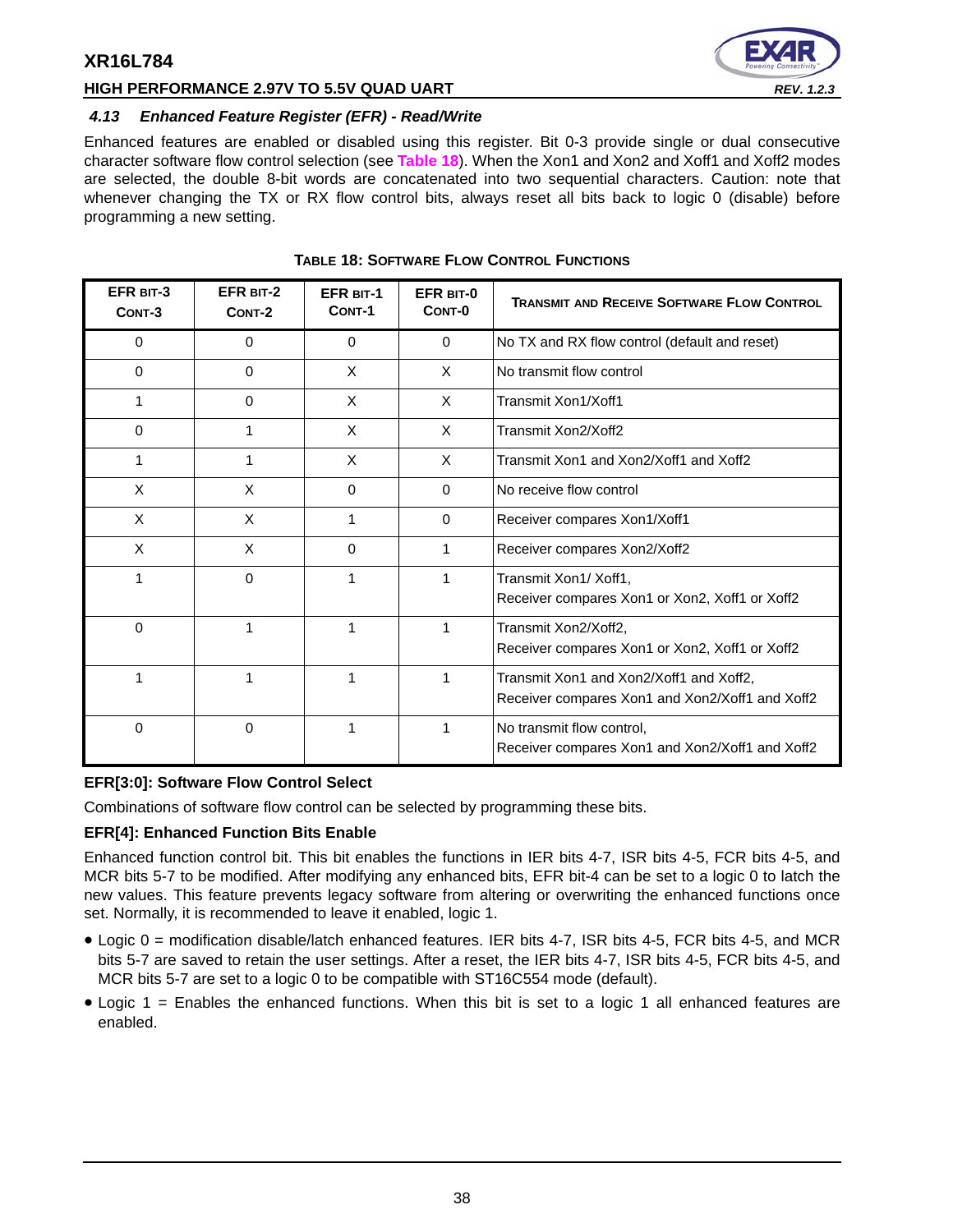### 4.13 *Enhanced Feature Register (EFR) - Read/Write*

Enhanced features are enabled or disabled using this register. Bit 0-3 provide single or dual consecutive character software flow control selection (see **Table 18**). When the Xon1 and Xon2 and Xoff1 and Xoff2 modes are selected, the double 8-bit words are concatenated into two sequential characters. Caution: note that whenever changing the TX or RX flow control bits, always reset all bits back to logic 0 (disable) before programming a new setting.

**TABLE 18: SOFTWARE FLOW CONTROL FUNCTIONS**

| EFR BIT-3 CONT-3 | EFR BIT-2 CONT-2 | EFR BIT-1 CONT-1 | EFR BIT-0 CONT-0 | TRANSMIT AND RECEIVE SOFTWARE FLOW CONTROL |
|---|---|---|---|---|
| 0 | 0 | 0 | 0 | No TX and RX flow control (default and reset) |
| 0 | 0 | X | X | No transmit flow control |
| 1 | 0 | X | X | Transmit Xon1/Xoff1 |
| 0 | 1 | X | X | Transmit Xon2/Xoff2 |
| 1 | 1 | X | X | Transmit Xon1 and Xon2/Xoff1 and Xoff2 |
| X | X | 0 | 0 | No receive flow control |
| X | X | 1 | 0 | Receiver compares Xon1/Xoff1 |
| X | X | 0 | 1 | Receiver compares Xon2/Xoff2 |
| 1 | 0 | 1 | 1 | Transmit Xon1/ Xoff1, Receiver compares Xon1 or Xon2, Xoff1 or Xoff2 |
| 0 | 1 | 1 | 1 | Transmit Xon2/Xoff2, Receiver compares Xon1 or Xon2, Xoff1 or Xoff2 |
| 1 | 1 | 1 | 1 | Transmit Xon1 and Xon2/Xoff1 and Xoff2, Receiver compares Xon1 and Xon2/Xoff1 and Xoff2 |
| 0 | 0 | 1 | 1 | No transmit flow control, Receiver compares Xon1 and Xon2/Xoff1 and Xoff2 |

**EFR[3:0]: Software Flow Control Select**

Combinations of software flow control can be selected by programming these bits.

**EFR[4]: Enhanced Function Bits Enable**

Enhanced function control bit. This bit enables the functions in IER bits 4-7, ISR bits 4-5, FCR bits 4-5, and MCR bits 5-7 to be modified. After modifying any enhanced bits, EFR bit-4 can be set to a logic 0 to latch the new values. This feature prevents legacy software from altering or overwriting the enhanced functions once set. Normally, it is recommended to leave it enabled, logic 1.

- Logic 0 = modification disable/latch enhanced features. IER bits 4-7, ISR bits 4-5, FCR bits 4-5, and MCR bits 5-7 are saved to retain the user settings. After a reset, the IER bits 4-7, ISR bits 4-5, FCR bits 4-5, and MCR bits 5-7 are set to a logic 0 to be compatible with ST16C554 mode (default).
- Logic 1 = Enables the enhanced functions. When this bit is set to a logic 1 all enhanced features are enabled.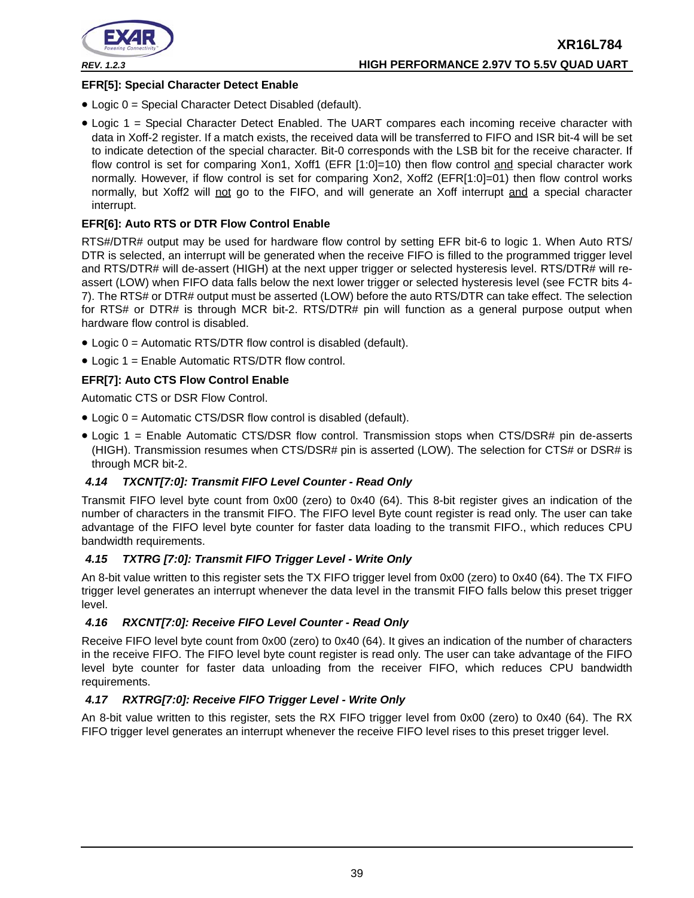**EFR[5]: Special Character Detect Enable**

- Logic 0 = Special Character Detect Disabled (default).
- Logic 1 = Special Character Detect Enabled. The UART compares each incoming receive character with data in Xoff-2 register. If a match exists, the received data will be transferred to FIFO and ISR bit-4 will be set to indicate detection of the special character. Bit-0 corresponds with the LSB bit for the receive character. If flow control is set for comparing Xon1, Xoff1 (EFR [1:0]=10) then flow control <u>and</u> special character work normally. However, if flow control is set for comparing Xon2, Xoff2 (EFR[1:0]=01) then flow control works normally, but Xoff2 will <u>not</u> go to the FIFO, and will generate an Xoff interrupt <u>and</u> a special character interrupt.

**EFR[6]: Auto RTS or DTR Flow Control Enable**

RTS#/DTR# output may be used for hardware flow control by setting EFR bit-6 to logic 1. When Auto RTS/DTR is selected, an interrupt will be generated when the receive FIFO is filled to the programmed trigger level and RTS/DTR# will de-assert (HIGH) at the next upper trigger or selected hysteresis level. RTS/DTR# will re-assert (LOW) when FIFO data falls below the next lower trigger or selected hysteresis level (see FCTR bits 4-7). The RTS# or DTR# output must be asserted (LOW) before the auto RTS/DTR can take effect. The selection for RTS# or DTR# is through MCR bit-2. RTS/DTR# pin will function as a general purpose output when hardware flow control is disabled.

- Logic 0 = Automatic RTS/DTR flow control is disabled (default).
- Logic 1 = Enable Automatic RTS/DTR flow control.

**EFR[7]: Auto CTS Flow Control Enable**

Automatic CTS or DSR Flow Control.

- Logic 0 = Automatic CTS/DSR flow control is disabled (default).
- Logic 1 = Enable Automatic CTS/DSR flow control. Transmission stops when CTS/DSR# pin de-asserts (HIGH). Transmission resumes when CTS/DSR# pin is asserted (LOW). The selection for CTS# or DSR# is through MCR bit-2.

### *4.14 TXCNT[7:0]: Transmit FIFO Level Counter - Read Only*

Transmit FIFO level byte count from 0x00 (zero) to 0x40 (64). This 8-bit register gives an indication of the number of characters in the transmit FIFO. The FIFO level Byte count register is read only. The user can take advantage of the FIFO level byte counter for faster data loading to the transmit FIFO., which reduces CPU bandwidth requirements.

### *4.15 TXTRG [7:0]: Transmit FIFO Trigger Level - Write Only*

An 8-bit value written to this register sets the TX FIFO trigger level from 0x00 (zero) to 0x40 (64). The TX FIFO trigger level generates an interrupt whenever the data level in the transmit FIFO falls below this preset trigger level.

### *4.16 RXCNT[7:0]: Receive FIFO Level Counter - Read Only*

Receive FIFO level byte count from 0x00 (zero) to 0x40 (64). It gives an indication of the number of characters in the receive FIFO. The FIFO level byte count register is read only. The user can take advantage of the FIFO level byte counter for faster data unloading from the receiver FIFO, which reduces CPU bandwidth requirements.

### *4.17 RXTRG[7:0]: Receive FIFO Trigger Level - Write Only*

An 8-bit value written to this register, sets the RX FIFO trigger level from 0x00 (zero) to 0x40 (64). The RX FIFO trigger level generates an interrupt whenever the receive FIFO level rises to this preset trigger level.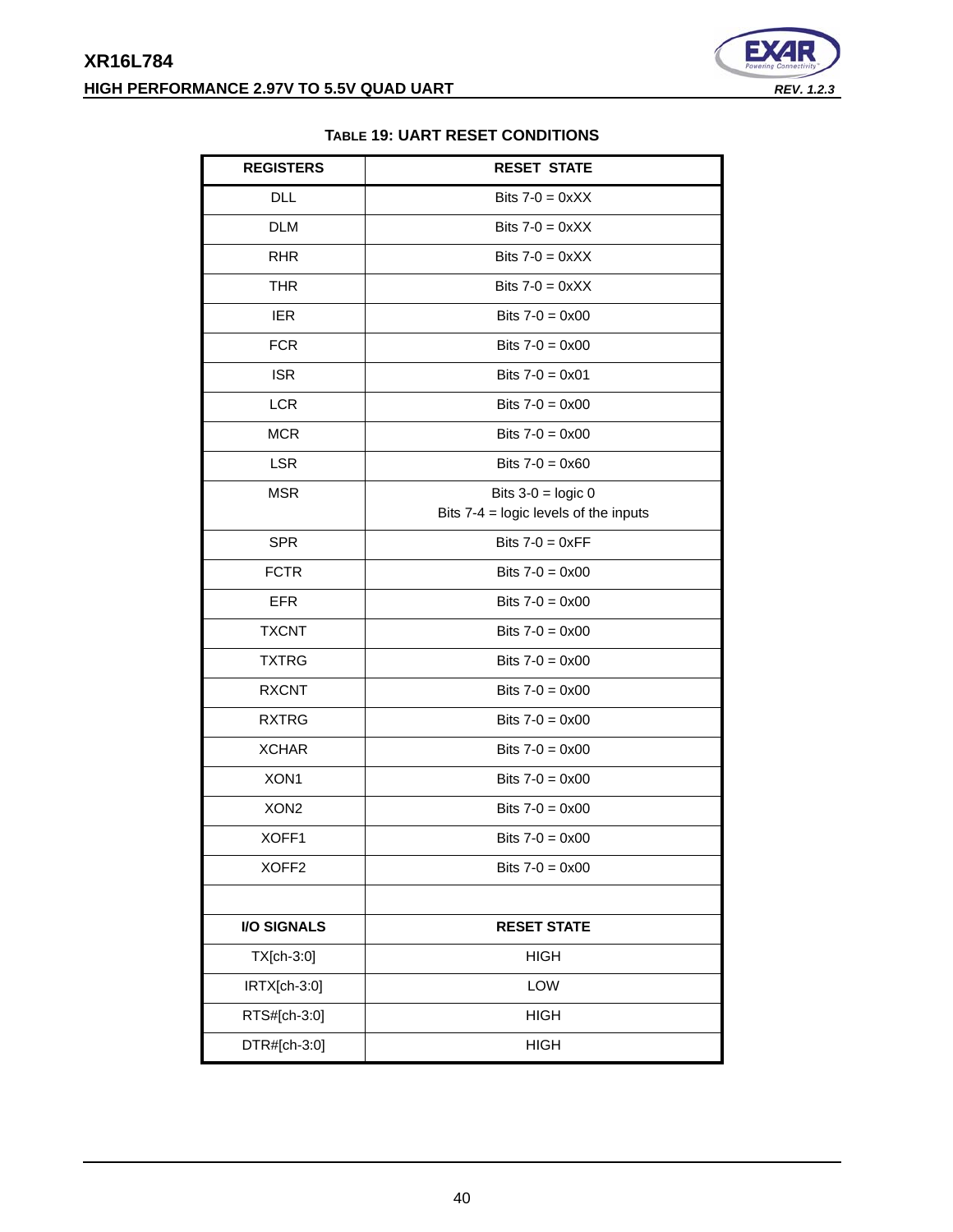**TABLE 19: UART RESET CONDITIONS**

| REGISTERS | RESET STATE |
|---|---|
| DLL | Bits 7-0 = 0xXX |
| DLM | Bits 7-0 = 0xXX |
| RHR | Bits 7-0 = 0xXX |
| THR | Bits 7-0 = 0xXX |
| IER | Bits 7-0 = 0x00 |
| FCR | Bits 7-0 = 0x00 |
| ISR | Bits 7-0 = 0x01 |
| LCR | Bits 7-0 = 0x00 |
| MCR | Bits 7-0 = 0x00 |
| LSR | Bits 7-0 = 0x60 |
| MSR | Bits 3-0 = logic 0<br>Bits 7-4 = logic levels of the inputs |
| SPR | Bits 7-0 = 0xFF |
| FCTR | Bits 7-0 = 0x00 |
| EFR | Bits 7-0 = 0x00 |
| TXCNT | Bits 7-0 = 0x00 |
| TXTRG | Bits 7-0 = 0x00 |
| RXCNT | Bits 7-0 = 0x00 |
| RXTRG | Bits 7-0 = 0x00 |
| XCHAR | Bits 7-0 = 0x00 |
| XON1 | Bits 7-0 = 0x00 |
| XON2 | Bits 7-0 = 0x00 |
| XOFF1 | Bits 7-0 = 0x00 |
| XOFF2 | Bits 7-0 = 0x00 |
| | |
| **I/O SIGNALS** | **RESET STATE** |
| TX[ch-3:0] | HIGH |
| IRTX[ch-3:0] | LOW |
| RTS#[ch-3:0] | HIGH |
| DTR#[ch-3:0] | HIGH |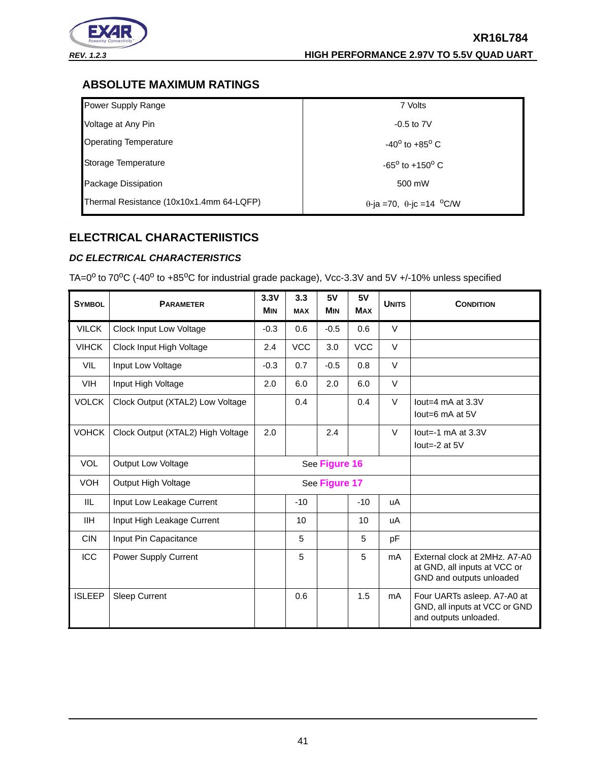## ABSOLUTE MAXIMUM RATINGS

| | |
|---|---|
| Power Supply Range | 7 Volts |
| Voltage at Any Pin | -0.5 to 7V |
| Operating Temperature | $-40^o$ to $+85^o$ C |
| Storage Temperature | $-65^o$ to $+150^o$ C |
| Package Dissipation | 500 mW |
| Thermal Resistance (10x10x1.4mm 64-LQFP) | $\theta$-ja =70, $\theta$-jc =14 $^o$C/W |

## ELECTRICAL CHARACTERIISTICS

### *DC ELECTRICAL CHARACTERISTICS*

TA=$0^o$ to $70^o$C ($-40^o$ to $+85^o$C for industrial grade package), Vcc-3.3V and 5V +/-10% unless specified

| SYMBOL | PARAMETER | 3.3V MIN | 3.3 MAX | 5V MIN | 5V MAX | UNITS | CONDITION |
|---|---|---|---|---|---|---|---|
| VILCK | Clock Input Low Voltage | -0.3 | 0.6 | -0.5 | 0.6 | V | |
| VIHCK | Clock Input High Voltage | 2.4 | VCC | 3.0 | VCC | V | |
| VIL | Input Low Voltage | -0.3 | 0.7 | -0.5 | 0.8 | V | |
| VIH | Input High Voltage | 2.0 | 6.0 | 2.0 | 6.0 | V | |
| VOLCK | Clock Output (XTAL2) Low Voltage | | 0.4 | | 0.4 | V | Iout=4 mA at 3.3V<br>Iout=6 mA at 5V |
| VOHCK | Clock Output (XTAL2) High Voltage | 2.0 | | 2.4 | | V | Iout=-1 mA at 3.3V<br>Iout=-2 at 5V |
| VOL | Output Low Voltage | See Figure 16 | | | | | |
| VOH | Output High Voltage | See Figure 17 | | | | | |
| IIL | Input Low Leakage Current | | -10 | | -10 | uA | |
| IIH | Input High Leakage Current | | 10 | | 10 | uA | |
| CIN | Input Pin Capacitance | | 5 | | 5 | pF | |
| ICC | Power Supply Current | | 5 | | 5 | mA | External clock at 2MHz. A7-A0 at GND, all inputs at VCC or GND and outputs unloaded |
| ISLEEP | Sleep Current | | 0.6 | | 1.5 | mA | Four UARTs asleep. A7-A0 at GND, all inputs at VCC or GND and outputs unloaded. |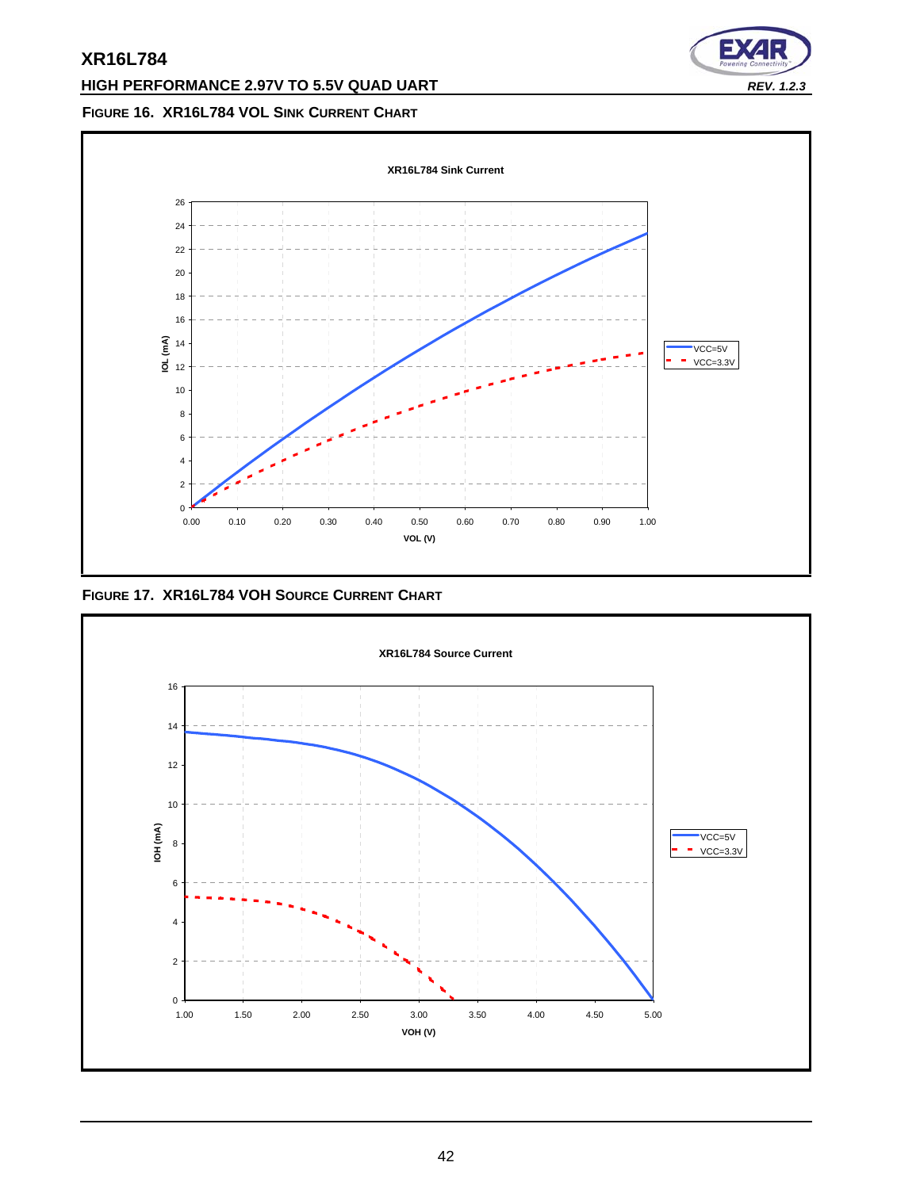**FIGURE 16. XR16L784 VOL SINK CURRENT CHART**

XR16L784 Sink Current

IOL (mA) vs. VOL (V) — VCC=5V, VCC=3.3V

**FIGURE 17. XR16L784 VOH SOURCE CURRENT CHART**

XR16L784 Source Current

IOH (mA) vs. VOH (V) — VCC=5V, VCC=3.3V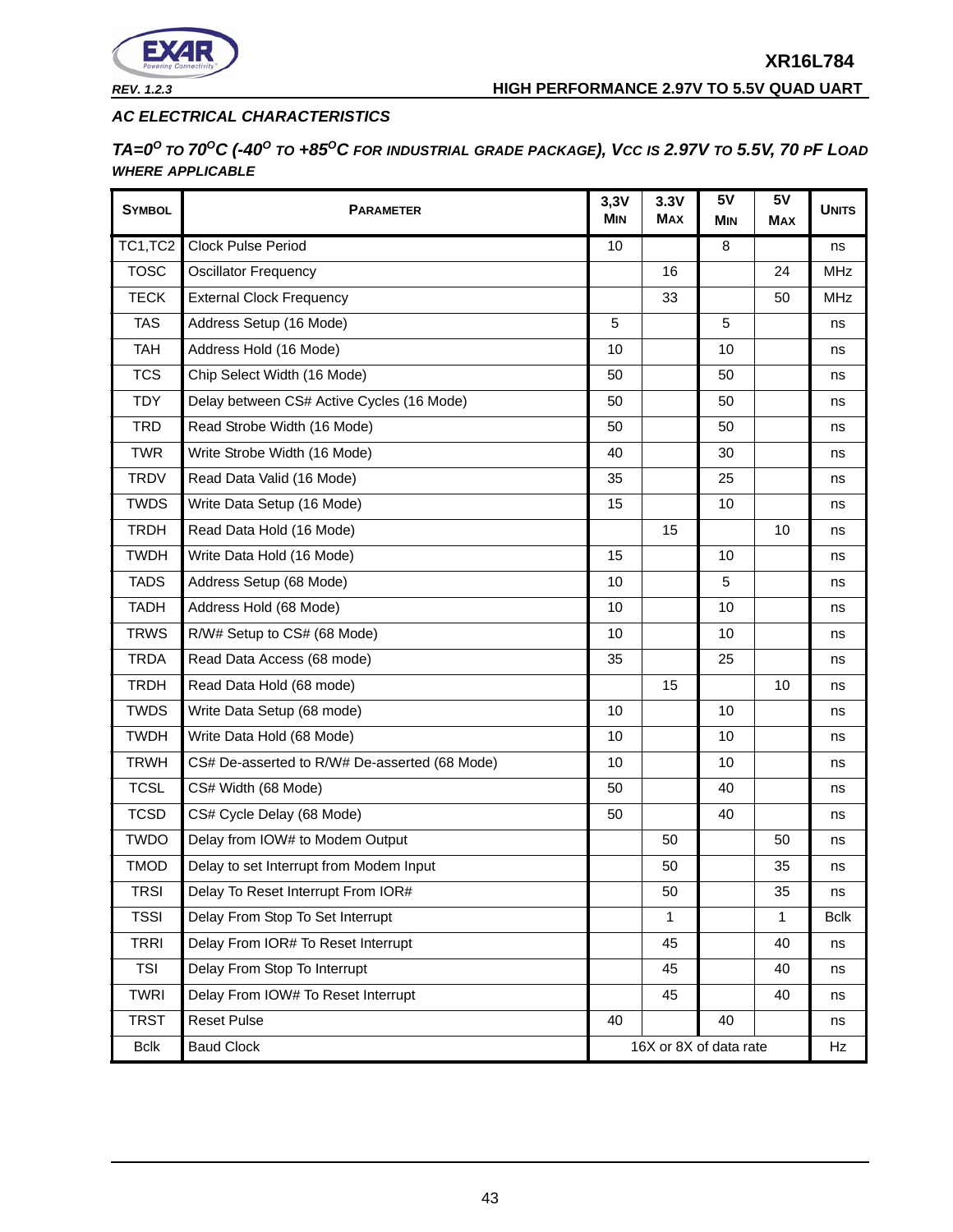### AC ELECTRICAL CHARACTERISTICS

**TA=0°C TO 70°C (-40°C TO +85°C FOR INDUSTRIAL GRADE PACKAGE), VCC IS 2.97V TO 5.5V, 70 PF LOAD WHERE APPLICABLE**

| SYMBOL | PARAMETER | 3,3V MIN | 3.3V MAX | 5V MIN | 5V MAX | UNITS |
|---|---|---|---|---|---|---|
| TC1,TC2 | Clock Pulse Period | 10 | | 8 | | ns |
| TOSC | Oscillator Frequency | | 16 | | 24 | MHz |
| TECK | External Clock Frequency | | 33 | | 50 | MHz |
| TAS | Address Setup (16 Mode) | 5 | | 5 | | ns |
| TAH | Address Hold (16 Mode) | 10 | | 10 | | ns |
| TCS | Chip Select Width (16 Mode) | 50 | | 50 | | ns |
| TDY | Delay between CS# Active Cycles (16 Mode) | 50 | | 50 | | ns |
| TRD | Read Strobe Width (16 Mode) | 50 | | 50 | | ns |
| TWR | Write Strobe Width (16 Mode) | 40 | | 30 | | ns |
| TRDV | Read Data Valid (16 Mode) | 35 | | 25 | | ns |
| TWDS | Write Data Setup (16 Mode) | 15 | | 10 | | ns |
| TRDH | Read Data Hold (16 Mode) | | 15 | | 10 | ns |
| TWDH | Write Data Hold (16 Mode) | 15 | | 10 | | ns |
| TADS | Address Setup (68 Mode) | 10 | | 5 | | ns |
| TADH | Address Hold (68 Mode) | 10 | | 10 | | ns |
| TRWS | R/W# Setup to CS# (68 Mode) | 10 | | 10 | | ns |
| TRDA | Read Data Access (68 mode) | 35 | | 25 | | ns |
| TRDH | Read Data Hold (68 mode) | | 15 | | 10 | ns |
| TWDS | Write Data Setup (68 mode) | 10 | | 10 | | ns |
| TWDH | Write Data Hold (68 Mode) | 10 | | 10 | | ns |
| TRWH | CS# De-asserted to R/W# De-asserted (68 Mode) | 10 | | 10 | | ns |
| TCSL | CS# Width (68 Mode) | 50 | | 40 | | ns |
| TCSD | CS# Cycle Delay (68 Mode) | 50 | | 40 | | ns |
| TWDO | Delay from IOW# to Modem Output | | 50 | | 50 | ns |
| TMOD | Delay to set Interrupt from Modem Input | | 50 | | 35 | ns |
| TRSI | Delay To Reset Interrupt From IOR# | | 50 | | 35 | ns |
| TSSI | Delay From Stop To Set Interrupt | | 1 | | 1 | Bclk |
| TRRI | Delay From IOR# To Reset Interrupt | | 45 | | 40 | ns |
| TSI | Delay From Stop To Interrupt | | 45 | | 40 | ns |
| TWRI | Delay From IOW# To Reset Interrupt | | 45 | | 40 | ns |
| TRST | Reset Pulse | 40 | | 40 | | ns |
| Bclk | Baud Clock | 16X or 8X of data rate | | | | Hz |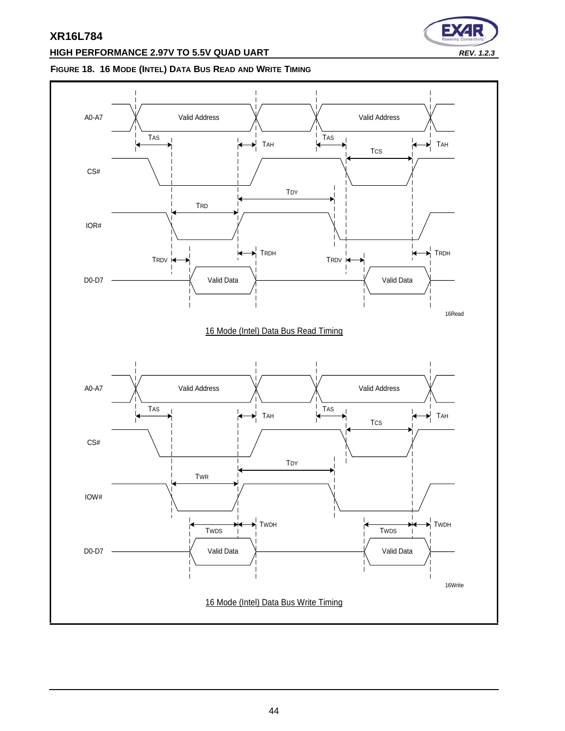**FIGURE 18. 16 MODE (INTEL) DATA BUS READ AND WRITE TIMING**

A0-A7 Valid Address Valid Address

TAS TAH TAS TCS TAH

CS#

TDY

TRD

IOR#

TRDV TRDH TRDV TRDH

D0-D7 Valid Data Valid Data

16Read

16 Mode (Intel) Data Bus Read Timing

A0-A7 Valid Address Valid Address

TAS TAH TAS TCS TAH

CS#

TDY

TWR

IOW#

TWDS TWDH TWDS TWDH

D0-D7 Valid Data Valid Data

16Write

16 Mode (Intel) Data Bus Write Timing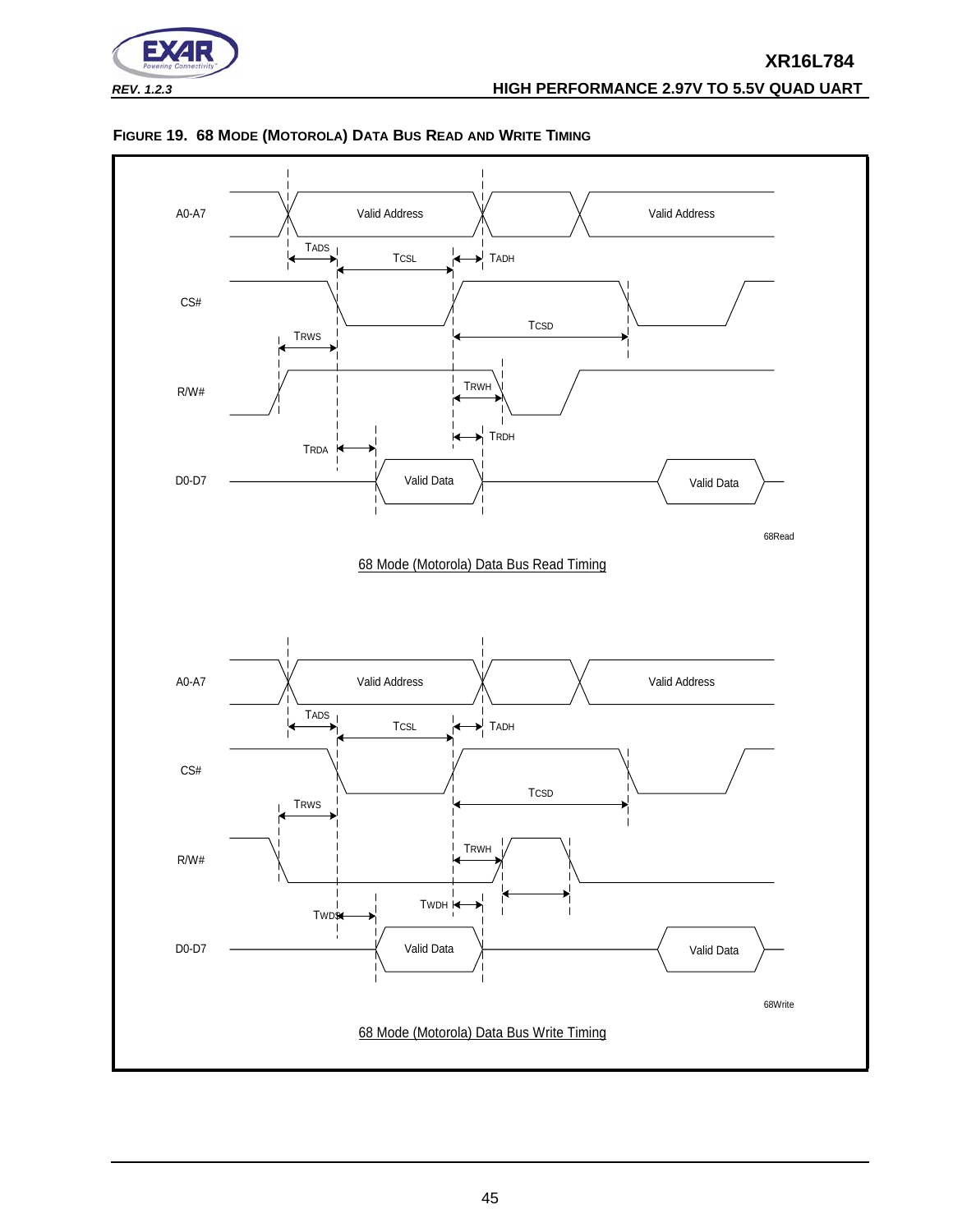**FIGURE 19. 68 MODE (MOTOROLA) DATA BUS READ AND WRITE TIMING**

A0-A7 Valid Address Valid Address

TADS TCSL TADH

CS#

TCSD

TRWS

R/W#

TRWH

TRDH

TRDA

D0-D7 Valid Data Valid Data

68Read

68 Mode (Motorola) Data Bus Read Timing

A0-A7 Valid Address Valid Address

TADS TCSL TADH

CS#

TCSD

TRWS

R/W#

TRWH

TWDH

TWDS

D0-D7 Valid Data Valid Data

68Write

68 Mode (Motorola) Data Bus Write Timing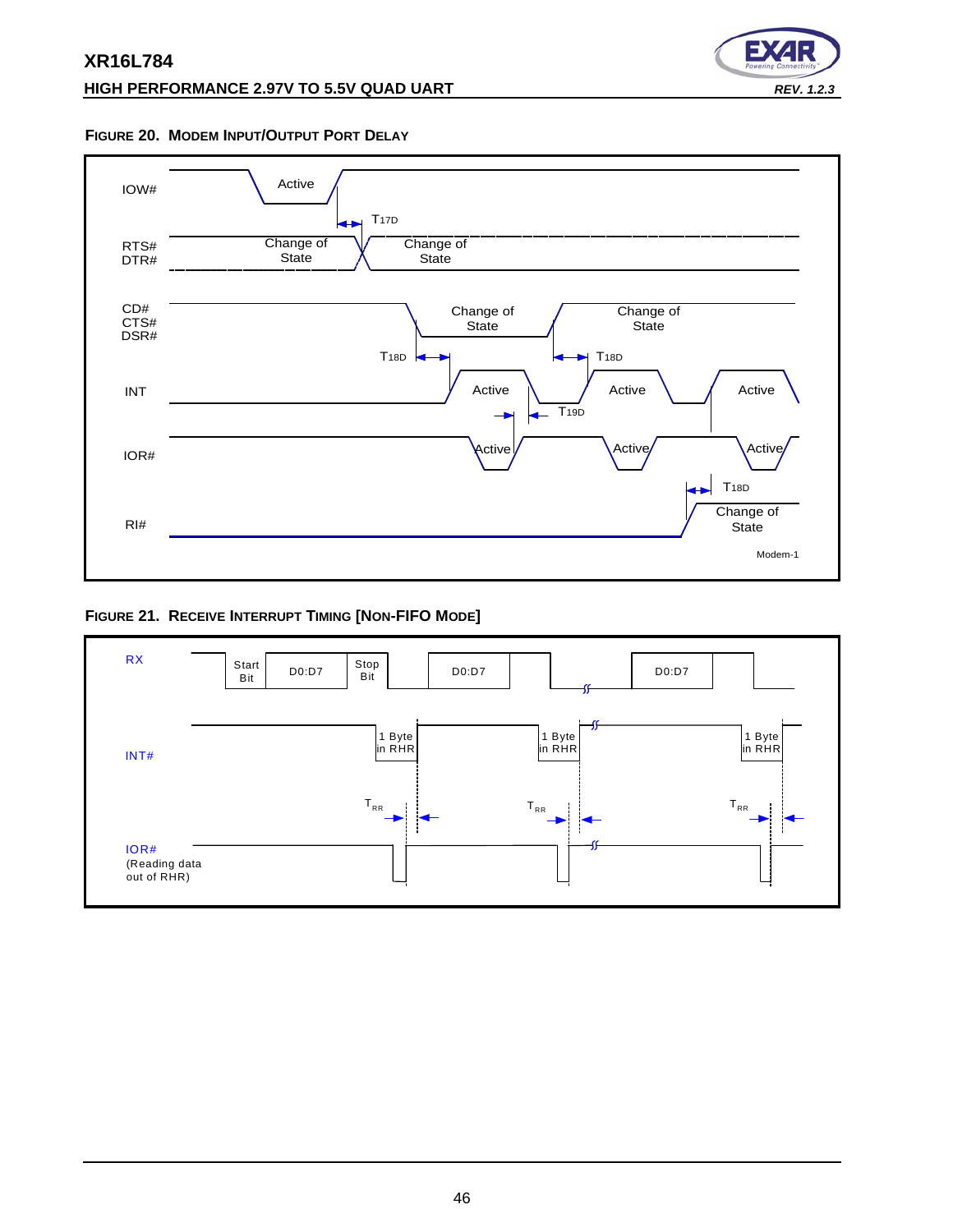**FIGURE 20. MODEM INPUT/OUTPUT PORT DELAY**

IOW#
Active
T17D
RTS#
DTR#
Change of State
Change of State
CD#
CTS#
DSR#
Change of State
Change of State
T18D
T18D
INT
Active
Active
Active
T19D
IOR#
Active
Active
Active
T18D
RI#
Change of State
Modem-1

**FIGURE 21. RECEIVE INTERRUPT TIMING [NON-FIFO MODE]**

RX
Start Bit
D0:D7
Stop Bit
D0:D7
D0:D7
INT#
1 Byte in RHR
1 Byte in RHR
1 Byte in RHR
$T_{RR}$
$T_{RR}$
$T_{RR}$
IOR#
(Reading data out of RHR)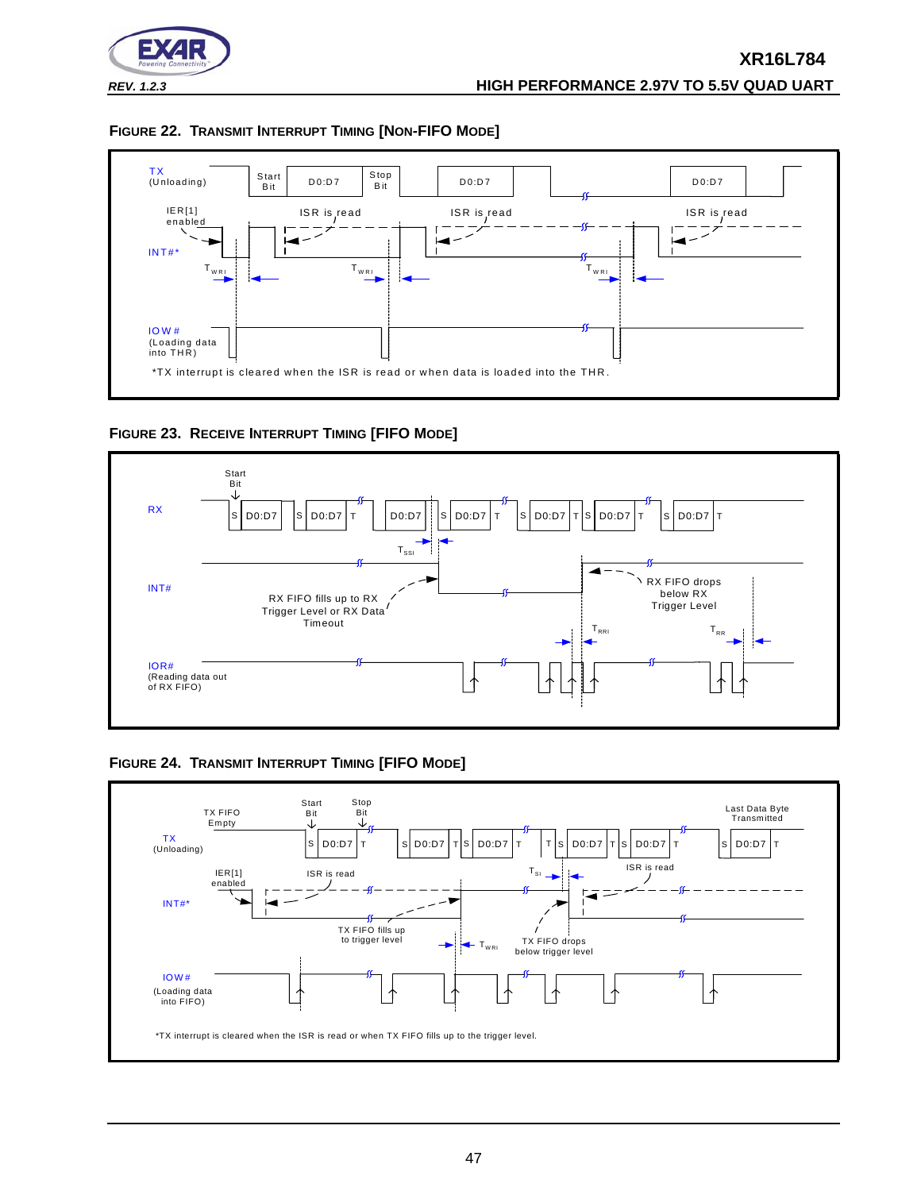### FIGURE 22. TRANSMIT INTERRUPT TIMING [NON-FIFO MODE]

TX (Unloading)

Start Bit | D0:D7 | Stop Bit | D0:D7 | D0:D7

IER[1] enabled

ISR is read | ISR is read | ISR is read

INT#*

$T_{WRI}$ | $T_{WRI}$ | $T_{WRI}$

IOW# (Loading data into THR)

*TX interrupt is cleared when the ISR is read or when data is loaded into the THR.

### FIGURE 23. RECEIVE INTERRUPT TIMING [FIFO MODE]

Start Bit

RX

S D0:D7 | S D0:D7 T | D0:D7 | S D0:D7 T | S D0:D7 T S D0:D7 T | S D0:D7 T

$T_{SSI}$

INT#

RX FIFO fills up to RX Trigger Level or RX Data Timeout

RX FIFO drops below RX Trigger Level

$T_{RRI}$ | $T_{RR}$

IOR# (Reading data out of RX FIFO)

### FIGURE 24. TRANSMIT INTERRUPT TIMING [FIFO MODE]

TX FIFO Empty | Start Bit | Stop Bit | Last Data Byte Transmitted

TX (Unloading)

S D0:D7 T | S D0:D7 T S D0:D7 T | T S D0:D7 T S D0:D7 T | S D0:D7 T

IER[1] enabled

ISR is read | $T_{SI}$ | ISR is read

INT#*

TX FIFO fills up to trigger level | $T_{WRI}$ | TX FIFO drops below trigger level

IOW# (Loading data into FIFO)

*TX interrupt is cleared when the ISR is read or when TX FIFO fills up to the trigger level.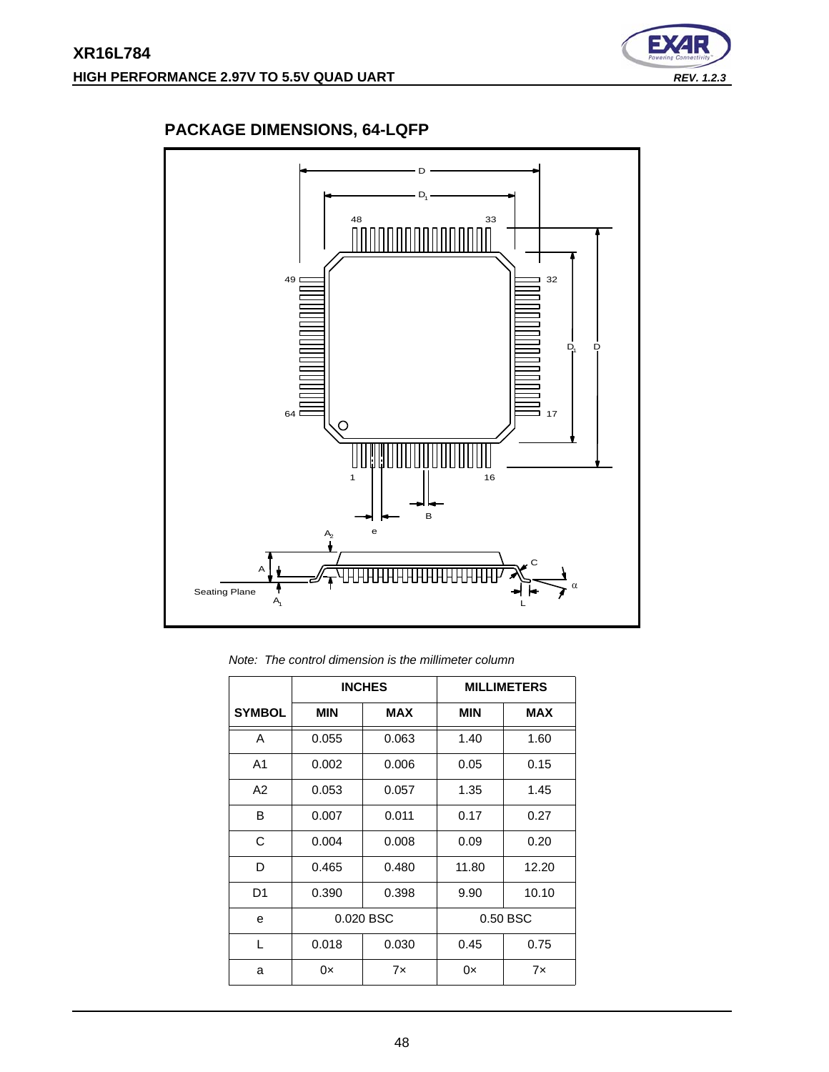## PACKAGE DIMENSIONS, 64-LQFP

*Note: The control dimension is the millimeter column*

| | INCHES | | MILLIMETERS | |
|---|---|---|---|---|
| SYMBOL | MIN | MAX | MIN | MAX |
| A | 0.055 | 0.063 | 1.40 | 1.60 |
| A1 | 0.002 | 0.006 | 0.05 | 0.15 |
| A2 | 0.053 | 0.057 | 1.35 | 1.45 |
| B | 0.007 | 0.011 | 0.17 | 0.27 |
| C | 0.004 | 0.008 | 0.09 | 0.20 |
| D | 0.465 | 0.480 | 11.80 | 12.20 |
| D1 | 0.390 | 0.398 | 9.90 | 10.10 |
| e | 0.020 BSC | | 0.50 BSC | |
| L | 0.018 | 0.030 | 0.45 | 0.75 |
| a | 0× | 7× | 0× | 7× |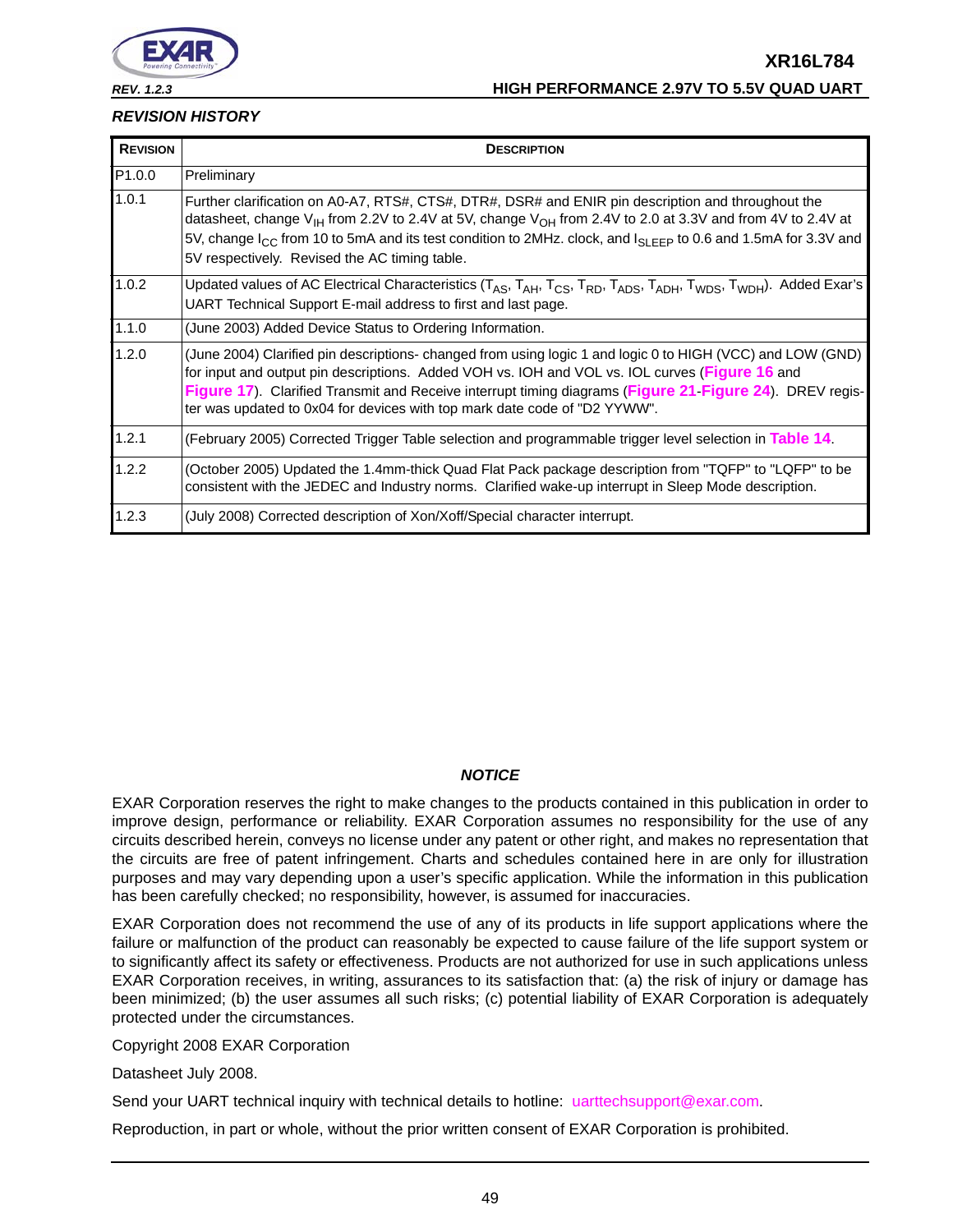### REVISION HISTORY

| REVISION | DESCRIPTION |
|---|---|
| P1.0.0 | Preliminary |
| 1.0.1 | Further clarification on A0-A7, RTS#, CTS#, DTR#, DSR# and ENIR pin description and throughout the datasheet, change $V_{IH}$ from 2.2V to 2.4V at 5V, change $V_{OH}$ from 2.4V to 2.0 at 3.3V and from 4V to 2.4V at 5V, change $I_{CC}$ from 10 to 5mA and its test condition to 2MHz. clock, and $I_{SLEEP}$ to 0.6 and 1.5mA for 3.3V and 5V respectively. Revised the AC timing table. |
| 1.0.2 | Updated values of AC Electrical Characteristics ($T_{AS}$, $T_{AH}$, $T_{CS}$, $T_{RD}$, $T_{ADS}$, $T_{ADH}$, $T_{WDS}$, $T_{WDH}$). Added Exar's UART Technical Support E-mail address to first and last page. |
| 1.1.0 | (June 2003) Added Device Status to Ordering Information. |
| 1.2.0 | (June 2004) Clarified pin descriptions- changed from using logic 1 and logic 0 to HIGH (VCC) and LOW (GND) for input and output pin descriptions. Added VOH vs. IOH and VOL vs. IOL curves (**Figure 16** and **Figure 17**). Clarified Transmit and Receive interrupt timing diagrams (**Figure 21**-**Figure 24**). DREV register was updated to 0x04 for devices with top mark date code of "D2 YYWW". |
| 1.2.1 | (February 2005) Corrected Trigger Table selection and programmable trigger level selection in **Table 14**. |
| 1.2.2 | (October 2005) Updated the 1.4mm-thick Quad Flat Pack package description from "TQFP" to "LQFP" to be consistent with the JEDEC and Industry norms. Clarified wake-up interrupt in Sleep Mode description. |
| 1.2.3 | (July 2008) Corrected description of Xon/Xoff/Special character interrupt. |

***NOTICE***

EXAR Corporation reserves the right to make changes to the products contained in this publication in order to improve design, performance or reliability. EXAR Corporation assumes no responsibility for the use of any circuits described herein, conveys no license under any patent or other right, and makes no representation that the circuits are free of patent infringement. Charts and schedules contained here in are only for illustration purposes and may vary depending upon a user's specific application. While the information in this publication has been carefully checked; no responsibility, however, is assumed for inaccuracies.

EXAR Corporation does not recommend the use of any of its products in life support applications where the failure or malfunction of the product can reasonably be expected to cause failure of the life support system or to significantly affect its safety or effectiveness. Products are not authorized for use in such applications unless EXAR Corporation receives, in writing, assurances to its satisfaction that: (a) the risk of injury or damage has been minimized; (b) the user assumes all such risks; (c) potential liability of EXAR Corporation is adequately protected under the circumstances.

Copyright 2008 EXAR Corporation

Datasheet July 2008.

Send your UART technical inquiry with technical details to hotline: uarttechsupport@exar.com.

Reproduction, in part or whole, without the prior written consent of EXAR Corporation is prohibited.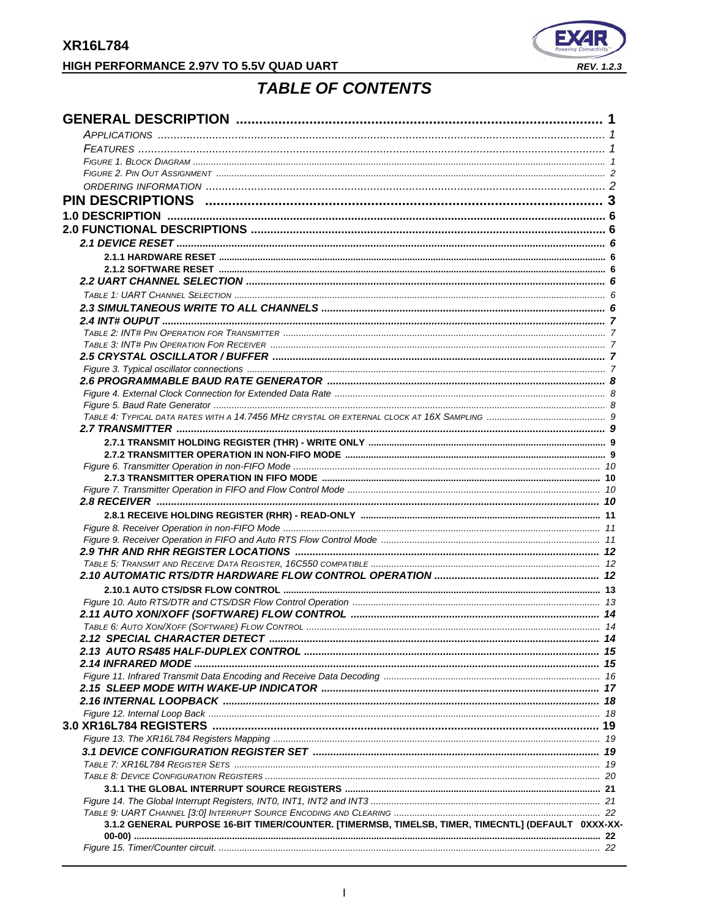# TABLE OF CONTENTS

- **GENERAL DESCRIPTION** ........ 1
  - *APPLICATIONS* ........ 1
  - *FEATURES* ........ 1
  - *FIGURE 1. BLOCK DIAGRAM* ........ 1
  - *FIGURE 2. PIN OUT ASSIGNMENT* ........ 2
  - *ORDERING INFORMATION* ........ 2
- **PIN DESCRIPTIONS** ........ 3
- **1.0 DESCRIPTION** ........ 6
- **2.0 FUNCTIONAL DESCRIPTIONS** ........ 6
  - ***2.1 DEVICE RESET*** ........ 6
    - **2.1.1 HARDWARE RESET** ........ 6
    - **2.1.2 SOFTWARE RESET** ........ 6
  - ***2.2 UART CHANNEL SELECTION*** ........ 6
  - *TABLE 1: UART CHANNEL SELECTION* ........ 6
  - ***2.3 SIMULTANEOUS WRITE TO ALL CHANNELS*** ........ 6
  - ***2.4 INT# OUPUT*** ........ 7
  - *TABLE 2: INT# PIN OPERATION FOR TRANSMITTER* ........ 7
  - *TABLE 3: INT# PIN OPERATION FOR RECEIVER* ........ 7
  - ***2.5 CRYSTAL OSCILLATOR / BUFFER*** ........ 7
  - *Figure 3. Typical oscillator connections* ........ 7
  - ***2.6 PROGRAMMABLE BAUD RATE GENERATOR*** ........ 8
  - *Figure 4. External Clock Connection for Extended Data Rate* ........ 8
  - *Figure 5. Baud Rate Generator* ........ 8
  - *TABLE 4: TYPICAL DATA RATES WITH A 14.7456 MHZ CRYSTAL OR EXTERNAL CLOCK AT 16X SAMPLING* ........ 9
  - ***2.7 TRANSMITTER*** ........ 9
    - **2.7.1 TRANSMIT HOLDING REGISTER (THR) - WRITE ONLY** ........ 9
    - **2.7.2 TRANSMITTER OPERATION IN NON-FIFO MODE** ........ 9
  - *Figure 6. Transmitter Operation in non-FIFO Mode* ........ 10
    - **2.7.3 TRANSMITTER OPERATION IN FIFO MODE** ........ 10
  - *Figure 7. Transmitter Operation in FIFO and Flow Control Mode* ........ 10
  - ***2.8 RECEIVER*** ........ 10
    - **2.8.1 RECEIVE HOLDING REGISTER (RHR) - READ-ONLY** ........ 11
  - *Figure 8. Receiver Operation in non-FIFO Mode* ........ 11
  - *Figure 9. Receiver Operation in FIFO and Auto RTS Flow Control Mode* ........ 11
  - ***2.9 THR AND RHR REGISTER LOCATIONS*** ........ 12
  - *TABLE 5: TRANSMIT AND RECEIVE DATA REGISTER, 16C550 COMPATIBLE* ........ 12
  - ***2.10 AUTOMATIC RTS/DTR HARDWARE FLOW CONTROL OPERATION*** ........ 12
    - **2.10.1 AUTO CTS/DSR FLOW CONTROL** ........ 13
  - *Figure 10. Auto RTS/DTR and CTS/DSR Flow Control Operation* ........ 13
  - ***2.11 AUTO XON/XOFF (SOFTWARE) FLOW CONTROL*** ........ 14
  - *TABLE 6: AUTO XON/XOFF (SOFTWARE) FLOW CONTROL* ........ 14
  - ***2.12 SPECIAL CHARACTER DETECT*** ........ 14
  - ***2.13 AUTO RS485 HALF-DUPLEX CONTROL*** ........ 15
  - ***2.14 INFRARED MODE*** ........ 15
  - *Figure 11. Infrared Transmit Data Encoding and Receive Data Decoding* ........ 16
  - ***2.15 SLEEP MODE WITH WAKE-UP INDICATOR*** ........ 17
  - ***2.16 INTERNAL LOOPBACK*** ........ 18
  - *Figure 12. Internal Loop Back* ........ 18
- **3.0 XR16L784 REGISTERS** ........ 19
  - *Figure 13. The XR16L784 Registers Mapping* ........ 19
  - ***3.1 DEVICE CONFIGURATION REGISTER SET*** ........ 19
  - *TABLE 7: XR16L784 REGISTER SETS* ........ 19
  - *TABLE 8: DEVICE CONFIGURATION REGISTERS* ........ 20
    - **3.1.1 THE GLOBAL INTERRUPT SOURCE REGISTERS** ........ 21
  - *Figure 14. The Global Interrupt Registers, INT0, INT1, INT2 and INT3* ........ 21
  - *TABLE 9: UART CHANNEL [3:0] INTERRUPT SOURCE ENCODING AND CLEARING* ........ 22
    - **3.1.2 GENERAL PURPOSE 16-BIT TIMER/COUNTER. [TIMERMSB, TIMELSB, TIMER, TIMECNTL] (DEFAULT 0XXX-XX-00-00)** ........ 22
  - *Figure 15. Timer/Counter circuit.* ........ 22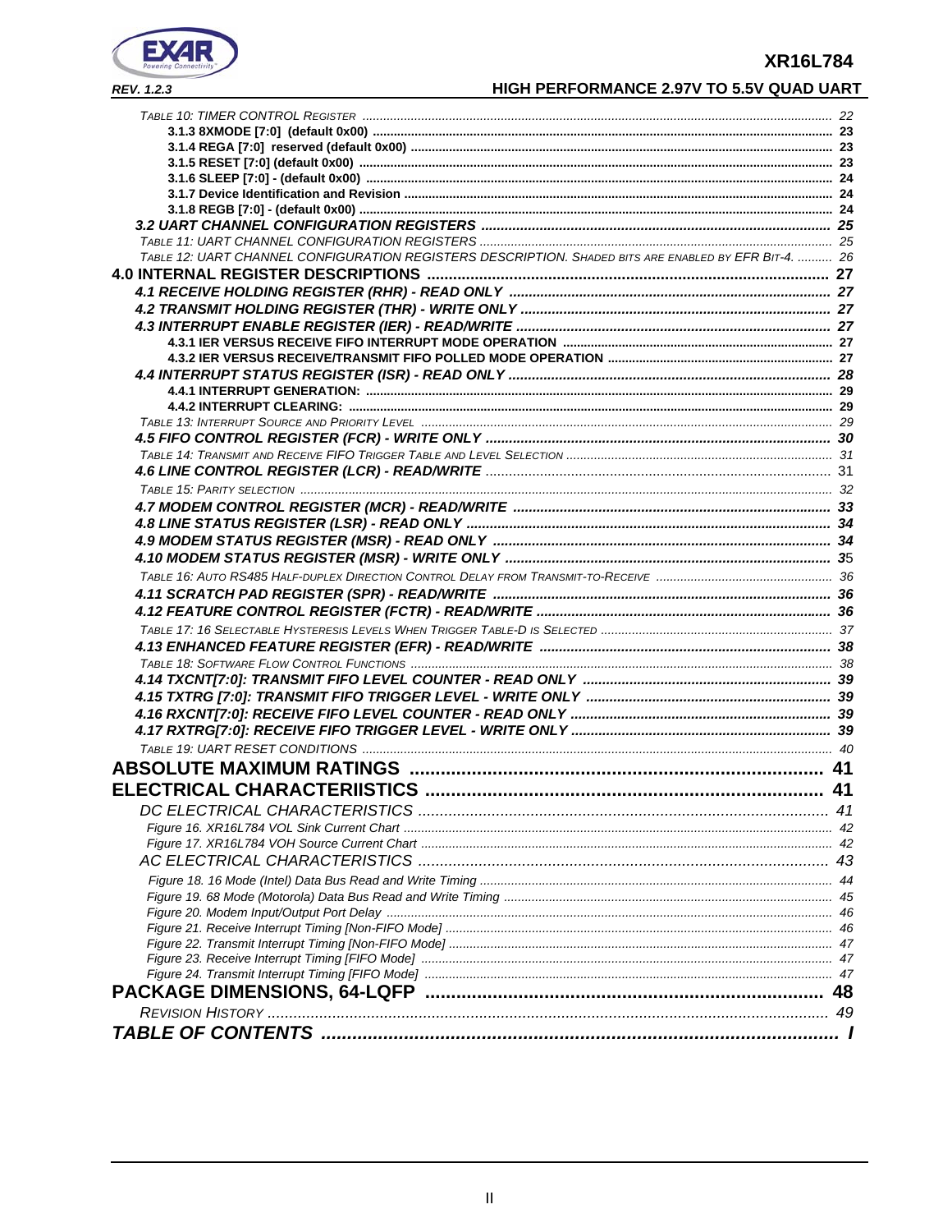TABLE 10: TIMER CONTROL REGISTER ..... 22
3.1.3 8XMODE [7:0] (default 0x00) ..... 23
3.1.4 REGA [7:0] reserved (default 0x00) ..... 23
3.1.5 RESET [7:0] (default 0x00) ..... 23
3.1.6 SLEEP [7:0] - (default 0x00) ..... 24
3.1.7 Device Identification and Revision ..... 24
3.1.8 REGB [7:0] - (default 0x00) ..... 24
*3.2 UART CHANNEL CONFIGURATION REGISTERS* ..... 25
TABLE 11: UART CHANNEL CONFIGURATION REGISTERS ..... 25
TABLE 12: UART CHANNEL CONFIGURATION REGISTERS DESCRIPTION. SHADED BITS ARE ENABLED BY EFR BIT-4. ..... 26
**4.0 INTERNAL REGISTER DESCRIPTIONS ..... 27**
*4.1 RECEIVE HOLDING REGISTER (RHR) - READ ONLY* ..... 27
*4.2 TRANSMIT HOLDING REGISTER (THR) - WRITE ONLY* ..... 27
*4.3 INTERRUPT ENABLE REGISTER (IER) - READ/WRITE* ..... 27
4.3.1 IER VERSUS RECEIVE FIFO INTERRUPT MODE OPERATION ..... 27
4.3.2 IER VERSUS RECEIVE/TRANSMIT FIFO POLLED MODE OPERATION ..... 27
*4.4 INTERRUPT STATUS REGISTER (ISR) - READ ONLY* ..... 28
4.4.1 INTERRUPT GENERATION: ..... 29
4.4.2 INTERRUPT CLEARING: ..... 29
TABLE 13: INTERRUPT SOURCE AND PRIORITY LEVEL ..... 29
*4.5 FIFO CONTROL REGISTER (FCR) - WRITE ONLY* ..... 30
TABLE 14: TRANSMIT AND RECEIVE FIFO TRIGGER TABLE AND LEVEL SELECTION ..... 31
*4.6 LINE CONTROL REGISTER (LCR) - READ/WRITE* ..... 31
TABLE 15: PARITY SELECTION ..... 32
*4.7 MODEM CONTROL REGISTER (MCR) - READ/WRITE* ..... 33
*4.8 LINE STATUS REGISTER (LSR) - READ ONLY* ..... 34
*4.9 MODEM STATUS REGISTER (MSR) - READ ONLY* ..... 34
*4.10 MODEM STATUS REGISTER (MSR) - WRITE ONLY* ..... 35
TABLE 16: AUTO RS485 HALF-DUPLEX DIRECTION CONTROL DELAY FROM TRANSMIT-TO-RECEIVE ..... 36
*4.11 SCRATCH PAD REGISTER (SPR) - READ/WRITE* ..... 36
*4.12 FEATURE CONTROL REGISTER (FCTR) - READ/WRITE* ..... 36
TABLE 17: 16 SELECTABLE HYSTERESIS LEVELS WHEN TRIGGER TABLE-D IS SELECTED ..... 37
*4.13 ENHANCED FEATURE REGISTER (EFR) - READ/WRITE* ..... 38
TABLE 18: SOFTWARE FLOW CONTROL FUNCTIONS ..... 38
*4.14 TXCNT[7:0]: TRANSMIT FIFO LEVEL COUNTER - READ ONLY* ..... 39
*4.15 TXTRG [7:0]: TRANSMIT FIFO TRIGGER LEVEL - WRITE ONLY* ..... 39
*4.16 RXCNT[7:0]: RECEIVE FIFO LEVEL COUNTER - READ ONLY* ..... 39
*4.17 RXTRG[7:0]: RECEIVE FIFO TRIGGER LEVEL - WRITE ONLY* ..... 39
TABLE 19: UART RESET CONDITIONS ..... 40
**ABSOLUTE MAXIMUM RATINGS ..... 41**
**ELECTRICAL CHARACTERIISTICS ..... 41**
DC ELECTRICAL CHARACTERISTICS ..... 41
*Figure 16. XR16L784 VOL Sink Current Chart* ..... 42
*Figure 17. XR16L784 VOH Source Current Chart* ..... 42
AC ELECTRICAL CHARACTERISTICS ..... 43
*Figure 18. 16 Mode (Intel) Data Bus Read and Write Timing* ..... 44
*Figure 19. 68 Mode (Motorola) Data Bus Read and Write Timing* ..... 45
*Figure 20. Modem Input/Output Port Delay* ..... 46
*Figure 21. Receive Interrupt Timing [Non-FIFO Mode]* ..... 46
*Figure 22. Transmit Interrupt Timing [Non-FIFO Mode]* ..... 47
*Figure 23. Receive Interrupt Timing [FIFO Mode]* ..... 47
*Figure 24. Transmit Interrupt Timing [FIFO Mode]* ..... 47
**PACKAGE DIMENSIONS, 64-LQFP ..... 48**
*REVISION HISTORY* ..... 49
***TABLE OF CONTENTS ..... I***